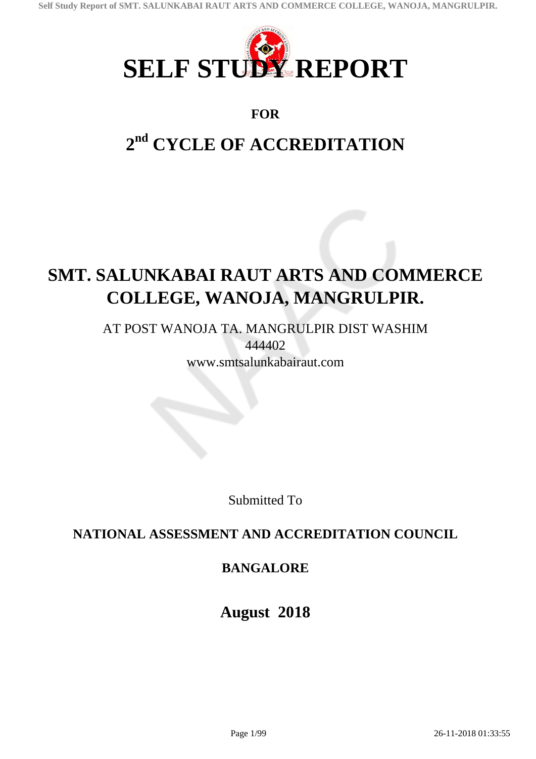# SELF STUDY REPORT

**FOR**

## 2nd CYCLE OF ACCREDITATION

# SMT. SALUNKABAI RAUT ARTS AND COMMERCE COLLEGE, WANOJA, MANGRULPIR.

AT POST WANOJA TA. MANGRULPIR DIST WASHIM
444402
www.smtsalunkabairaut.com

Submitted To

**NATIONAL ASSESSMENT AND ACCREDITATION COUNCIL**

**BANGALORE**

**August 2018**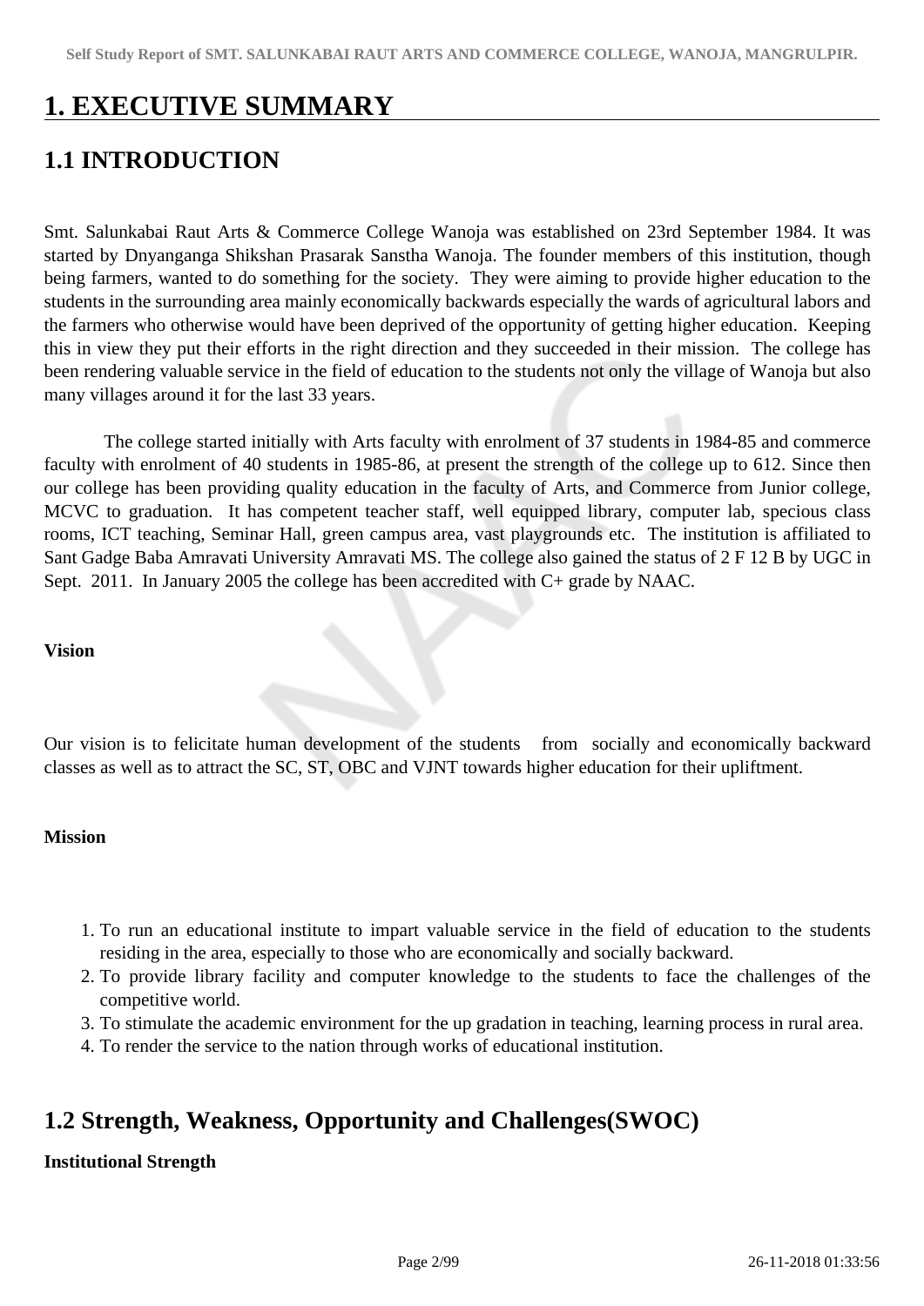# 1. EXECUTIVE SUMMARY

## 1.1 INTRODUCTION

Smt. Salunkabai Raut Arts & Commerce College Wanoja was established on 23rd September 1984. It was started by Dnyanganga Shikshan Prasarak Sanstha Wanoja. The founder members of this institution, though being farmers, wanted to do something for the society. They were aiming to provide higher education to the students in the surrounding area mainly economically backwards especially the wards of agricultural labors and the farmers who otherwise would have been deprived of the opportunity of getting higher education. Keeping this in view they put their efforts in the right direction and they succeeded in their mission. The college has been rendering valuable service in the field of education to the students not only the village of Wanoja but also many villages around it for the last 33 years.

The college started initially with Arts faculty with enrolment of 37 students in 1984-85 and commerce faculty with enrolment of 40 students in 1985-86, at present the strength of the college up to 612. Since then our college has been providing quality education in the faculty of Arts, and Commerce from Junior college, MCVC to graduation. It has competent teacher staff, well equipped library, computer lab, specious class rooms, ICT teaching, Seminar Hall, green campus area, vast playgrounds etc. The institution is affiliated to Sant Gadge Baba Amravati University Amravati MS. The college also gained the status of 2 F 12 B by UGC in Sept. 2011. In January 2005 the college has been accredited with C+ grade by NAAC.

**Vision**

Our vision is to felicitate human development of the students from socially and economically backward classes as well as to attract the SC, ST, OBC and VJNT towards higher education for their upliftment.

**Mission**

1. To run an educational institute to impart valuable service in the field of education to the students residing in the area, especially to those who are economically and socially backward.
2. To provide library facility and computer knowledge to the students to face the challenges of the competitive world.
3. To stimulate the academic environment for the up gradation in teaching, learning process in rural area.
4. To render the service to the nation through works of educational institution.

## 1.2 Strength, Weakness, Opportunity and Challenges(SWOC)

**Institutional Strength**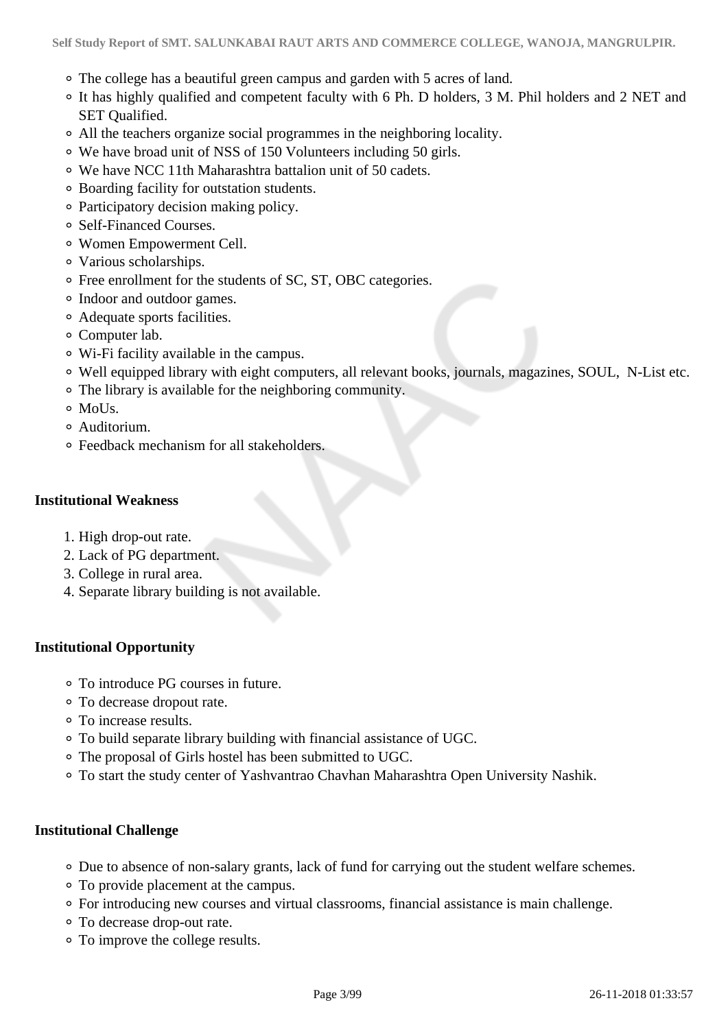- The college has a beautiful green campus and garden with 5 acres of land.
- It has highly qualified and competent faculty with 6 Ph. D holders, 3 M. Phil holders and 2 NET and SET Qualified.
- All the teachers organize social programmes in the neighboring locality.
- We have broad unit of NSS of 150 Volunteers including 50 girls.
- We have NCC 11th Maharashtra battalion unit of 50 cadets.
- Boarding facility for outstation students.
- Participatory decision making policy.
- Self-Financed Courses.
- Women Empowerment Cell.
- Various scholarships.
- Free enrollment for the students of SC, ST, OBC categories.
- Indoor and outdoor games.
- Adequate sports facilities.
- Computer lab.
- Wi-Fi facility available in the campus.
- Well equipped library with eight computers, all relevant books, journals, magazines, SOUL, N-List etc.
- The library is available for the neighboring community.
- MoUs.
- Auditorium.
- Feedback mechanism for all stakeholders.

**Institutional Weakness**

1. High drop-out rate.
2. Lack of PG department.
3. College in rural area.
4. Separate library building is not available.

**Institutional Opportunity**

- To introduce PG courses in future.
- To decrease dropout rate.
- To increase results.
- To build separate library building with financial assistance of UGC.
- The proposal of Girls hostel has been submitted to UGC.
- To start the study center of Yashvantrao Chavhan Maharashtra Open University Nashik.

**Institutional Challenge**

- Due to absence of non-salary grants, lack of fund for carrying out the student welfare schemes.
- To provide placement at the campus.
- For introducing new courses and virtual classrooms, financial assistance is main challenge.
- To decrease drop-out rate.
- To improve the college results.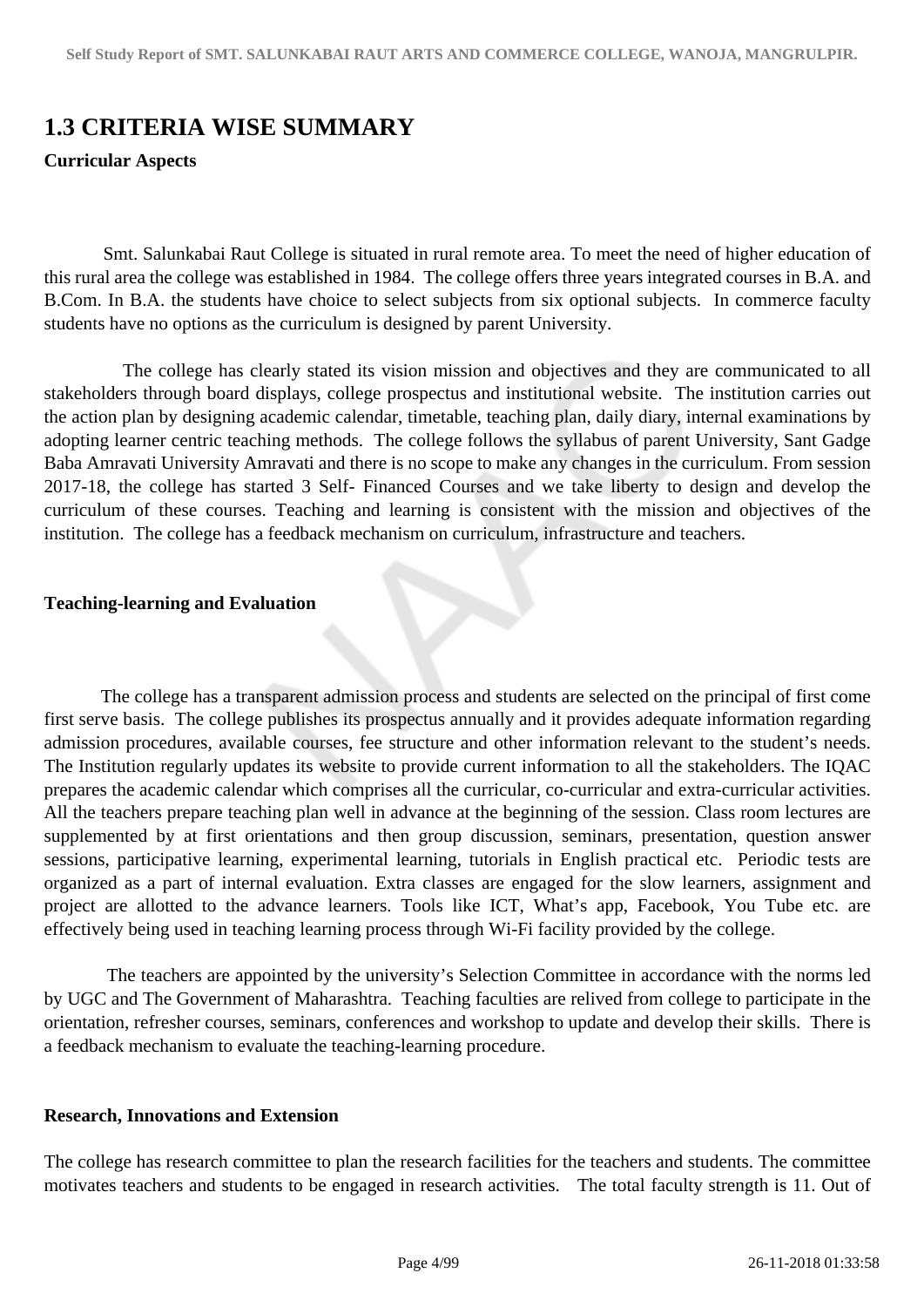# 1.3 CRITERIA WISE SUMMARY

**Curricular Aspects**

Smt. Salunkabai Raut College is situated in rural remote area. To meet the need of higher education of this rural area the college was established in 1984. The college offers three years integrated courses in B.A. and B.Com. In B.A. the students have choice to select subjects from six optional subjects. In commerce faculty students have no options as the curriculum is designed by parent University.

The college has clearly stated its vision mission and objectives and they are communicated to all stakeholders through board displays, college prospectus and institutional website. The institution carries out the action plan by designing academic calendar, timetable, teaching plan, daily diary, internal examinations by adopting learner centric teaching methods. The college follows the syllabus of parent University, Sant Gadge Baba Amravati University Amravati and there is no scope to make any changes in the curriculum. From session 2017-18, the college has started 3 Self- Financed Courses and we take liberty to design and develop the curriculum of these courses. Teaching and learning is consistent with the mission and objectives of the institution. The college has a feedback mechanism on curriculum, infrastructure and teachers.

**Teaching-learning and Evaluation**

The college has a transparent admission process and students are selected on the principal of first come first serve basis. The college publishes its prospectus annually and it provides adequate information regarding admission procedures, available courses, fee structure and other information relevant to the student's needs. The Institution regularly updates its website to provide current information to all the stakeholders. The IQAC prepares the academic calendar which comprises all the curricular, co-curricular and extra-curricular activities. All the teachers prepare teaching plan well in advance at the beginning of the session. Class room lectures are supplemented by at first orientations and then group discussion, seminars, presentation, question answer sessions, participative learning, experimental learning, tutorials in English practical etc. Periodic tests are organized as a part of internal evaluation. Extra classes are engaged for the slow learners, assignment and project are allotted to the advance learners. Tools like ICT, What's app, Facebook, You Tube etc. are effectively being used in teaching learning process through Wi-Fi facility provided by the college.

The teachers are appointed by the university's Selection Committee in accordance with the norms led by UGC and The Government of Maharashtra. Teaching faculties are relived from college to participate in the orientation, refresher courses, seminars, conferences and workshop to update and develop their skills. There is a feedback mechanism to evaluate the teaching-learning procedure.

**Research, Innovations and Extension**

The college has research committee to plan the research facilities for the teachers and students. The committee motivates teachers and students to be engaged in research activities. The total faculty strength is 11. Out of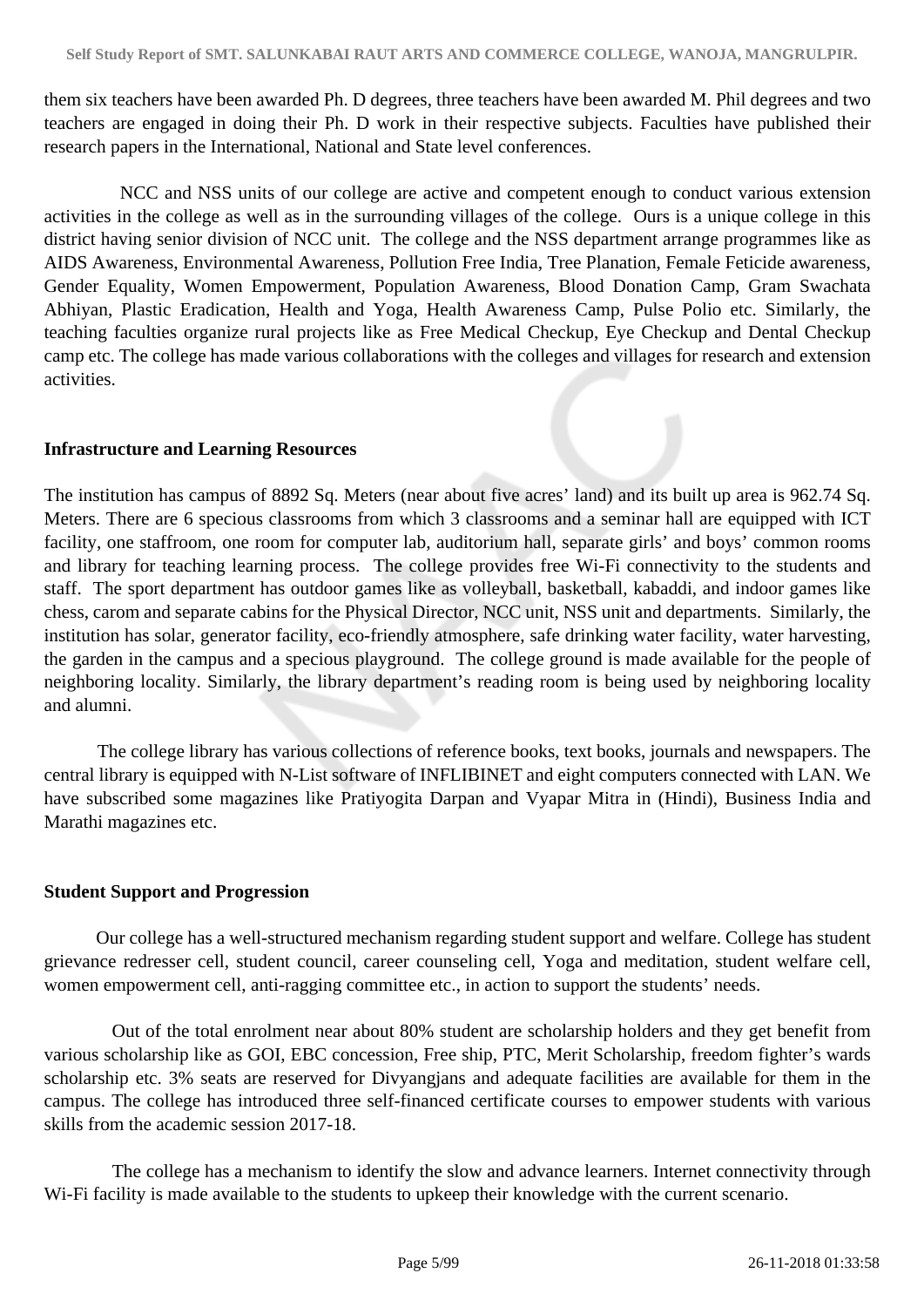them six teachers have been awarded Ph. D degrees, three teachers have been awarded M. Phil degrees and two teachers are engaged in doing their Ph. D work in their respective subjects. Faculties have published their research papers in the International, National and State level conferences.

NCC and NSS units of our college are active and competent enough to conduct various extension activities in the college as well as in the surrounding villages of the college. Ours is a unique college in this district having senior division of NCC unit. The college and the NSS department arrange programmes like as AIDS Awareness, Environmental Awareness, Pollution Free India, Tree Planation, Female Feticide awareness, Gender Equality, Women Empowerment, Population Awareness, Blood Donation Camp, Gram Swachata Abhiyan, Plastic Eradication, Health and Yoga, Health Awareness Camp, Pulse Polio etc. Similarly, the teaching faculties organize rural projects like as Free Medical Checkup, Eye Checkup and Dental Checkup camp etc. The college has made various collaborations with the colleges and villages for research and extension activities.

**Infrastructure and Learning Resources**

The institution has campus of 8892 Sq. Meters (near about five acres' land) and its built up area is 962.74 Sq. Meters. There are 6 specious classrooms from which 3 classrooms and a seminar hall are equipped with ICT facility, one staffroom, one room for computer lab, auditorium hall, separate girls' and boys' common rooms and library for teaching learning process. The college provides free Wi-Fi connectivity to the students and staff. The sport department has outdoor games like as volleyball, basketball, kabaddi, and indoor games like chess, carom and separate cabins for the Physical Director, NCC unit, NSS unit and departments. Similarly, the institution has solar, generator facility, eco-friendly atmosphere, safe drinking water facility, water harvesting, the garden in the campus and a specious playground. The college ground is made available for the people of neighboring locality. Similarly, the library department's reading room is being used by neighboring locality and alumni.

The college library has various collections of reference books, text books, journals and newspapers. The central library is equipped with N-List software of INFLIBINET and eight computers connected with LAN. We have subscribed some magazines like Pratiyogita Darpan and Vyapar Mitra in (Hindi), Business India and Marathi magazines etc.

**Student Support and Progression**

Our college has a well-structured mechanism regarding student support and welfare. College has student grievance redresser cell, student council, career counseling cell, Yoga and meditation, student welfare cell, women empowerment cell, anti-ragging committee etc., in action to support the students' needs.

Out of the total enrolment near about 80% student are scholarship holders and they get benefit from various scholarship like as GOI, EBC concession, Free ship, PTC, Merit Scholarship, freedom fighter's wards scholarship etc. 3% seats are reserved for Divyangjans and adequate facilities are available for them in the campus. The college has introduced three self-financed certificate courses to empower students with various skills from the academic session 2017-18.

The college has a mechanism to identify the slow and advance learners. Internet connectivity through Wi-Fi facility is made available to the students to upkeep their knowledge with the current scenario.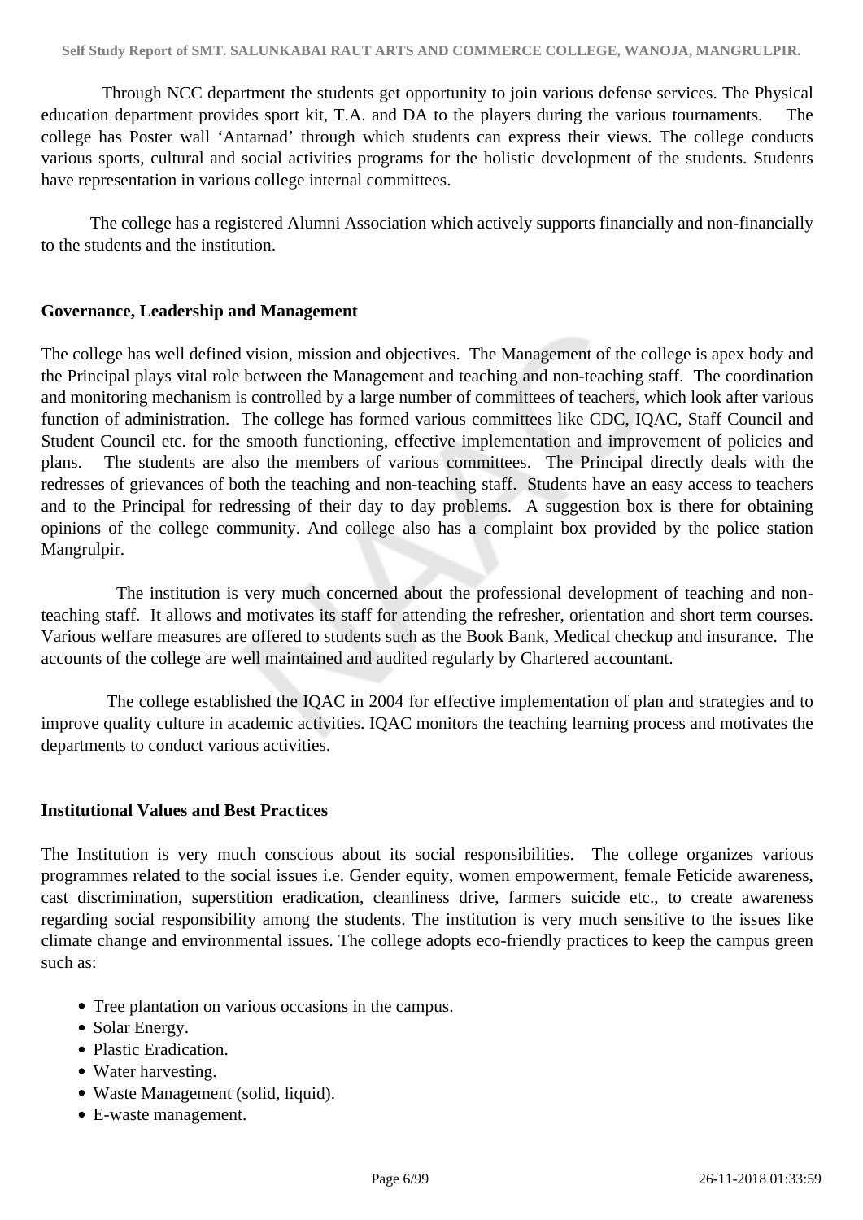Through NCC department the students get opportunity to join various defense services. The Physical education department provides sport kit, T.A. and DA to the players during the various tournaments. The college has Poster wall 'Antarnad' through which students can express their views. The college conducts various sports, cultural and social activities programs for the holistic development of the students. Students have representation in various college internal committees.

The college has a registered Alumni Association which actively supports financially and non-financially to the students and the institution.

**Governance, Leadership and Management**

The college has well defined vision, mission and objectives. The Management of the college is apex body and the Principal plays vital role between the Management and teaching and non-teaching staff. The coordination and monitoring mechanism is controlled by a large number of committees of teachers, which look after various function of administration. The college has formed various committees like CDC, IQAC, Staff Council and Student Council etc. for the smooth functioning, effective implementation and improvement of policies and plans. The students are also the members of various committees. The Principal directly deals with the redresses of grievances of both the teaching and non-teaching staff. Students have an easy access to teachers and to the Principal for redressing of their day to day problems. A suggestion box is there for obtaining opinions of the college community. And college also has a complaint box provided by the police station Mangrulpir.

The institution is very much concerned about the professional development of teaching and non-teaching staff. It allows and motivates its staff for attending the refresher, orientation and short term courses. Various welfare measures are offered to students such as the Book Bank, Medical checkup and insurance. The accounts of the college are well maintained and audited regularly by Chartered accountant.

The college established the IQAC in 2004 for effective implementation of plan and strategies and to improve quality culture in academic activities. IQAC monitors the teaching learning process and motivates the departments to conduct various activities.

**Institutional Values and Best Practices**

The Institution is very much conscious about its social responsibilities. The college organizes various programmes related to the social issues i.e. Gender equity, women empowerment, female Feticide awareness, cast discrimination, superstition eradication, cleanliness drive, farmers suicide etc., to create awareness regarding social responsibility among the students. The institution is very much sensitive to the issues like climate change and environmental issues. The college adopts eco-friendly practices to keep the campus green such as:

- Tree plantation on various occasions in the campus.
- Solar Energy.
- Plastic Eradication.
- Water harvesting.
- Waste Management (solid, liquid).
- E-waste management.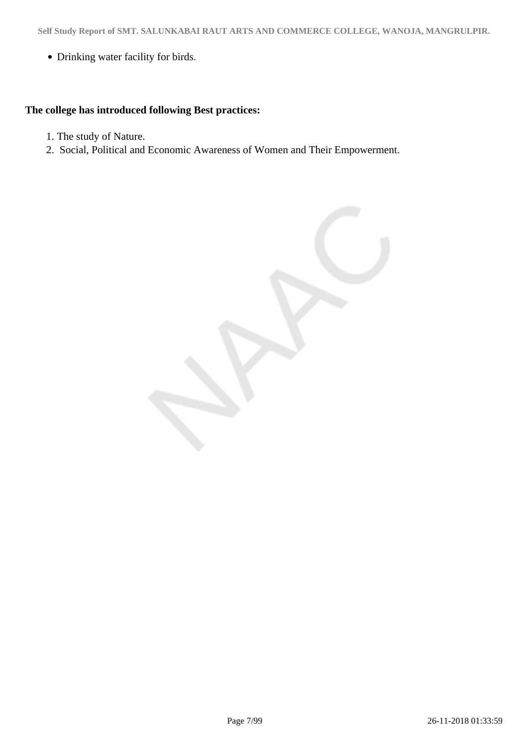- Drinking water facility for birds.

**The college has introduced following Best practices:**

1. The study of Nature.
2. Social, Political and Economic Awareness of Women and Their Empowerment.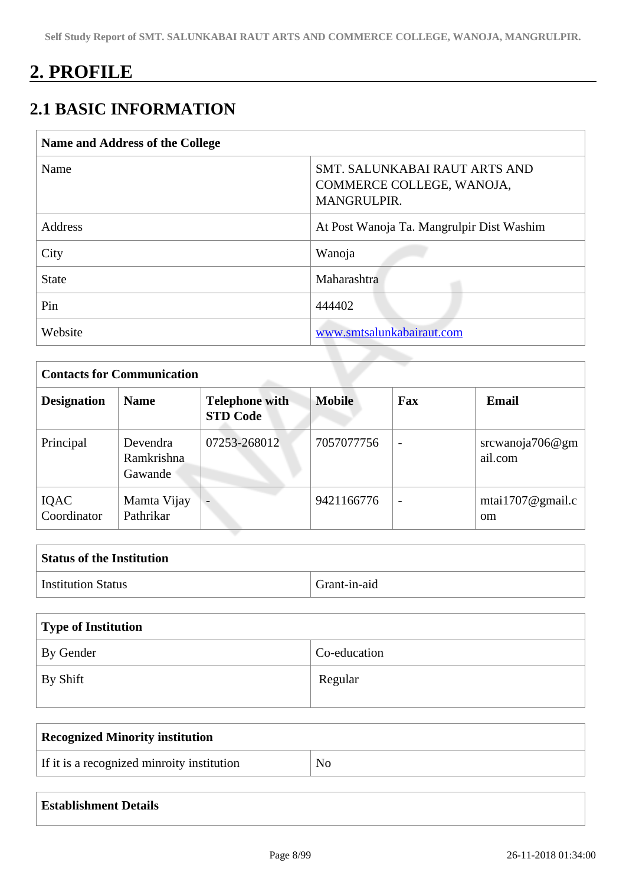# 2. PROFILE

## 2.1 BASIC INFORMATION

| Name and Address of the College | |
|---|---|
| Name | SMT. SALUNKABAI RAUT ARTS AND COMMERCE COLLEGE, WANOJA, MANGRULPIR. |
| Address | At Post Wanoja Ta. Mangrulpir Dist Washim |
| City | Wanoja |
| State | Maharashtra |
| Pin | 444402 |
| Website | www.smtsalunkabairaut.com |

| Contacts for Communication | | | | | |
|---|---|---|---|---|---|
| **Designation** | **Name** | **Telephone with STD Code** | **Mobile** | **Fax** | **Email** |
| Principal | Devendra Ramkrishna Gawande | 07253-268012 | 7057077756 | - | srcwanoja706@gmail.com |
| IQAC Coordinator | Mamta Vijay Pathrikar | - | 9421166776 | - | mtai1707@gmail.com |

| Status of the Institution | |
|---|---|
| Institution Status | Grant-in-aid |

| Type of Institution | |
|---|---|
| By Gender | Co-education |
| By Shift | Regular |

| Recognized Minority institution | |
|---|---|
| If it is a recognized minroity institution | No |

**Establishment Details**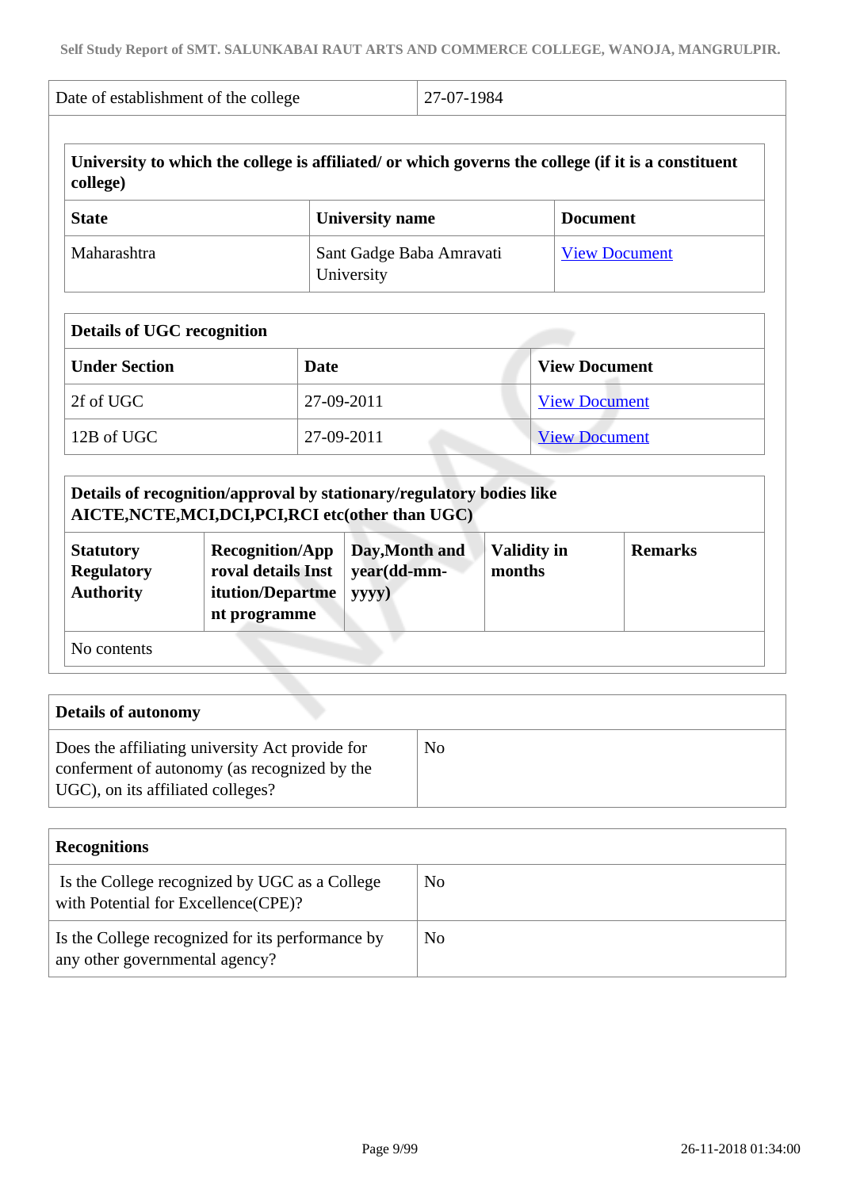| Date of establishment of the college | 27-07-1984 |
|---|---|

| University to which the college is affiliated/ or which governs the college (if it is a constituent college) | | |
|---|---|---|
| **State** | **University name** | **Document** |
| Maharashtra | Sant Gadge Baba Amravati University | View Document |

| Details of UGC recognition | | |
|---|---|---|
| **Under Section** | **Date** | **View Document** |
| 2f of UGC | 27-09-2011 | View Document |
| 12B of UGC | 27-09-2011 | View Document |

| Details of recognition/approval by stationary/regulatory bodies like AICTE,NCTE,MCI,DCI,PCI,RCI etc(other than UGC) | | | | |
|---|---|---|---|---|
| **Statutory Regulatory Authority** | **Recognition/Approval details Institution/Department programme** | **Day,Month and year(dd-mm-yyyy)** | **Validity in months** | **Remarks** |
| No contents | | | | |

| Details of autonomy | |
|---|---|
| Does the affiliating university Act provide for conferment of autonomy (as recognized by the UGC), on its affiliated colleges? | No |

| Recognitions | |
|---|---|
| Is the College recognized by UGC as a College with Potential for Excellence(CPE)? | No |
| Is the College recognized for its performance by any other governmental agency? | No |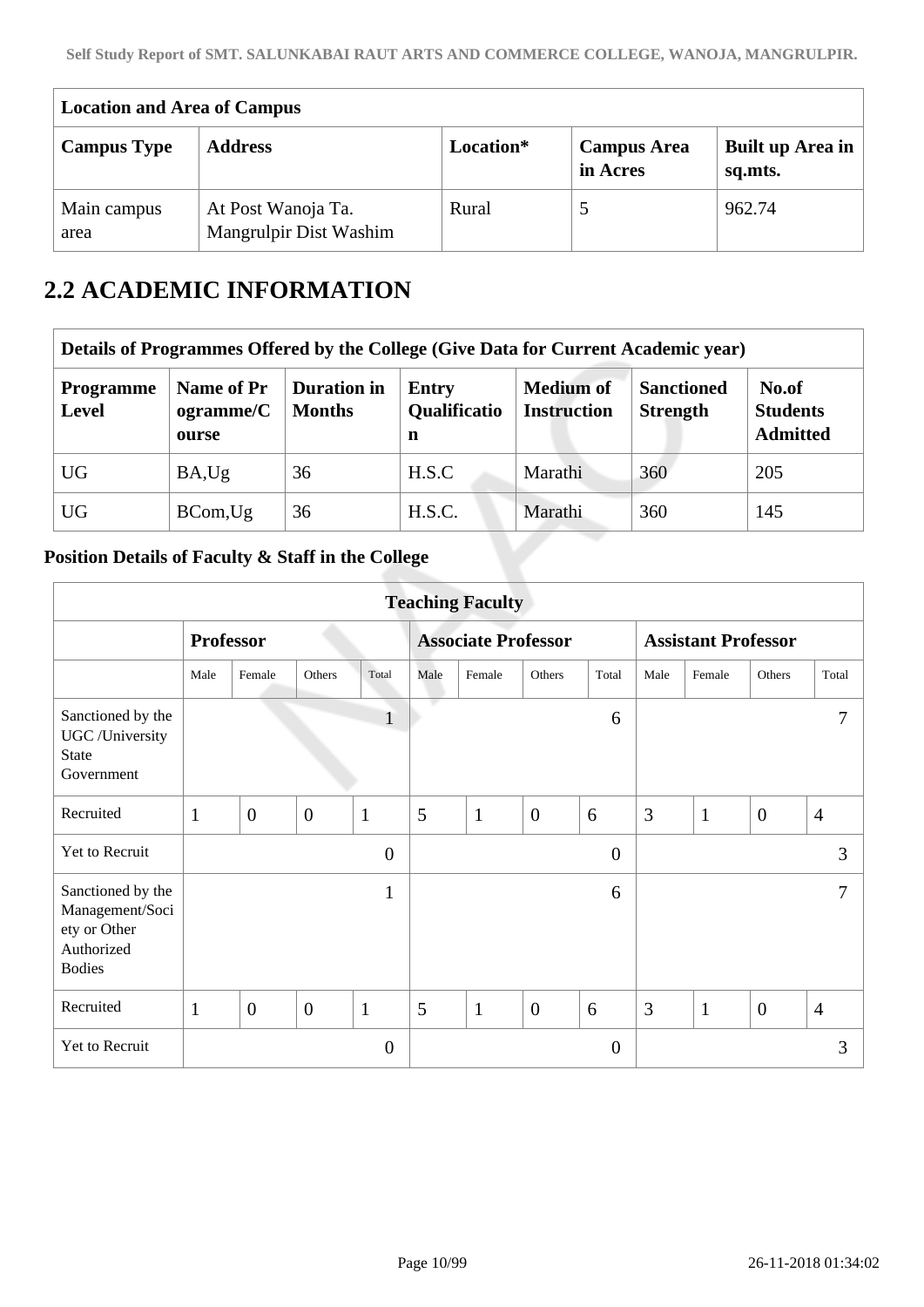| Location and Area of Campus | | | | |
|---|---|---|---|---|
| **Campus Type** | **Address** | **Location\*** | **Campus Area in Acres** | **Built up Area in sq.mts.** |
| Main campus area | At Post Wanoja Ta. Mangrulpir Dist Washim | Rural | 5 | 962.74 |

# 2.2 ACADEMIC INFORMATION

| Details of Programmes Offered by the College (Give Data for Current Academic year) | | | | | | |
|---|---|---|---|---|---|---|
| **Programme Level** | **Name of Programme/Course** | **Duration in Months** | **Entry Qualification** | **Medium of Instruction** | **Sanctioned Strength** | **No.of Students Admitted** |
| UG | BA,Ug | 36 | H.S.C | Marathi | 360 | 205 |
| UG | BCom,Ug | 36 | H.S.C. | Marathi | 360 | 145 |

### Position Details of Faculty & Staff in the College

| Teaching Faculty | | | | | | | | | | | | |
|---|---|---|---|---|---|---|---|---|---|---|---|---|
| | **Professor** | | | | **Associate Professor** | | | | **Assistant Professor** | | | |
| | Male | Female | Others | Total | Male | Female | Others | Total | Male | Female | Others | Total |
| Sanctioned by the UGC /University State Government | | | | 1 | | | | 6 | | | | 7 |
| Recruited | 1 | 0 | 0 | 1 | 5 | 1 | 0 | 6 | 3 | 1 | 0 | 4 |
| Yet to Recruit | | | | 0 | | | | 0 | | | | 3 |
| Sanctioned by the Management/Society or Other Authorized Bodies | | | | 1 | | | | 6 | | | | 7 |
| Recruited | 1 | 0 | 0 | 1 | 5 | 1 | 0 | 6 | 3 | 1 | 0 | 4 |
| Yet to Recruit | | | | 0 | | | | 0 | | | | 3 |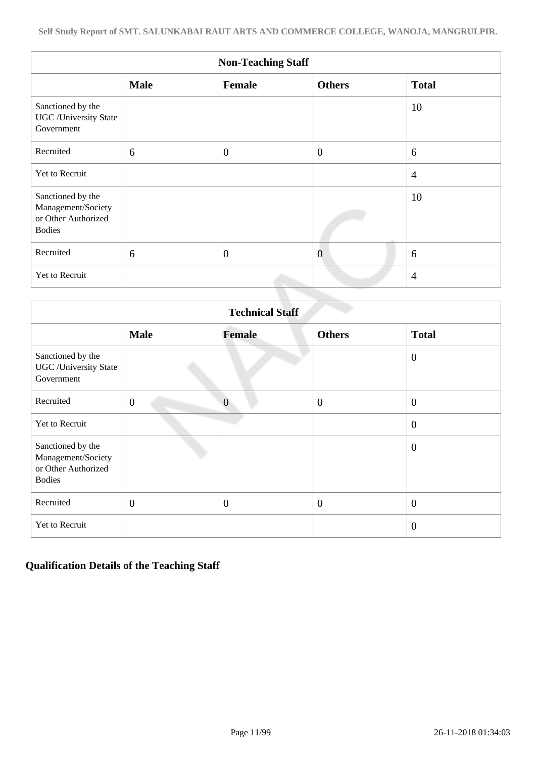| Non-Teaching Staff | | | | |
|---|---|---|---|---|
| | **Male** | **Female** | **Others** | **Total** |
| Sanctioned by the UGC /University State Government | | | | 10 |
| Recruited | 6 | 0 | 0 | 6 |
| Yet to Recruit | | | | 4 |
| Sanctioned by the Management/Society or Other Authorized Bodies | | | | 10 |
| Recruited | 6 | 0 | 0 | 6 |
| Yet to Recruit | | | | 4 |

| Technical Staff | | | | |
|---|---|---|---|---|
| | **Male** | **Female** | **Others** | **Total** |
| Sanctioned by the UGC /University State Government | | | | 0 |
| Recruited | 0 | 0 | 0 | 0 |
| Yet to Recruit | | | | 0 |
| Sanctioned by the Management/Society or Other Authorized Bodies | | | | 0 |
| Recruited | 0 | 0 | 0 | 0 |
| Yet to Recruit | | | | 0 |

## Qualification Details of the Teaching Staff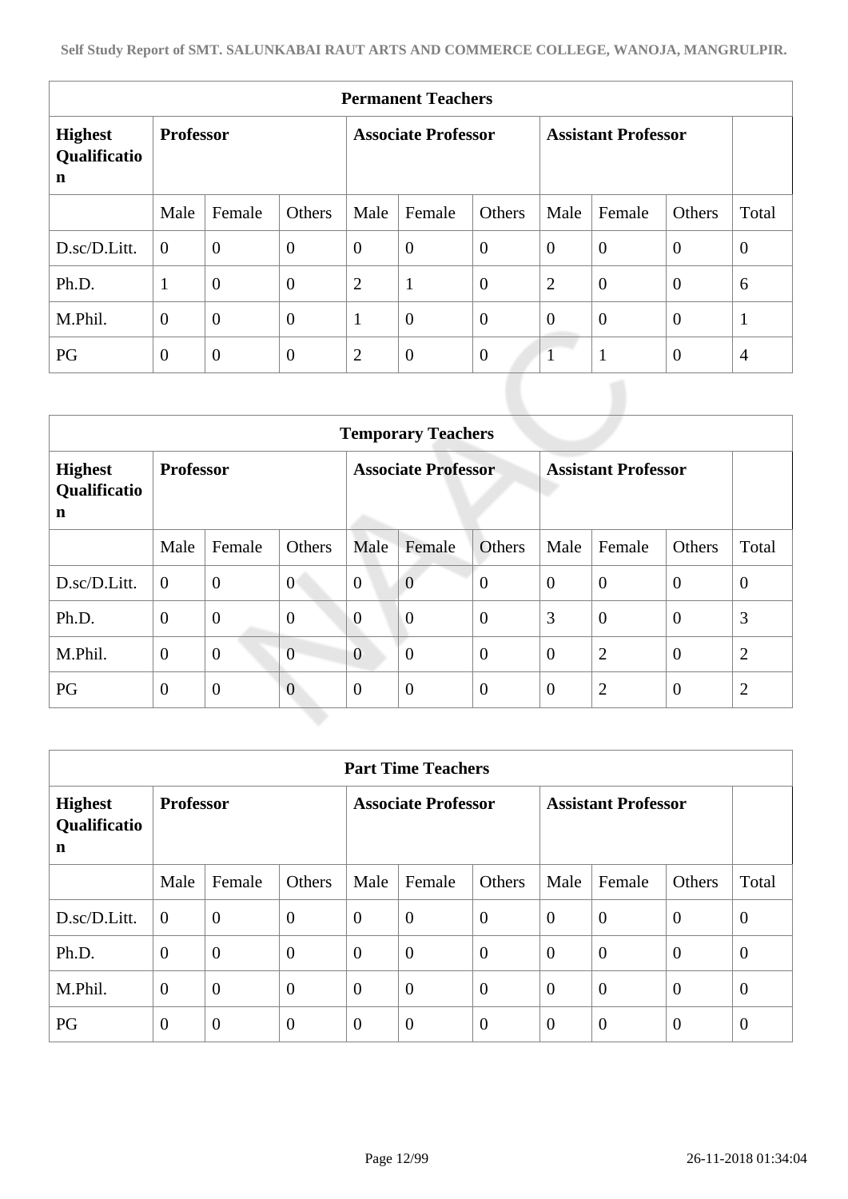| Permanent Teachers | | | | | | | | | | |
|---|---|---|---|---|---|---|---|---|---|---|
| **Highest Qualification** | **Professor** | | | **Associate Professor** | | | **Assistant Professor** | | | |
| | Male | Female | Others | Male | Female | Others | Male | Female | Others | Total |
| D.sc/D.Litt. | 0 | 0 | 0 | 0 | 0 | 0 | 0 | 0 | 0 | 0 |
| Ph.D. | 1 | 0 | 0 | 2 | 1 | 0 | 2 | 0 | 0 | 6 |
| M.Phil. | 0 | 0 | 0 | 1 | 0 | 0 | 0 | 0 | 0 | 1 |
| PG | 0 | 0 | 0 | 2 | 0 | 0 | 1 | 1 | 0 | 4 |

| Temporary Teachers | | | | | | | | | | |
|---|---|---|---|---|---|---|---|---|---|---|
| **Highest Qualification** | **Professor** | | | **Associate Professor** | | | **Assistant Professor** | | | |
| | Male | Female | Others | Male | Female | Others | Male | Female | Others | Total |
| D.sc/D.Litt. | 0 | 0 | 0 | 0 | 0 | 0 | 0 | 0 | 0 | 0 |
| Ph.D. | 0 | 0 | 0 | 0 | 0 | 0 | 3 | 0 | 0 | 3 |
| M.Phil. | 0 | 0 | 0 | 0 | 0 | 0 | 0 | 2 | 0 | 2 |
| PG | 0 | 0 | 0 | 0 | 0 | 0 | 0 | 2 | 0 | 2 |

| Part Time Teachers | | | | | | | | | | |
|---|---|---|---|---|---|---|---|---|---|---|
| **Highest Qualification** | **Professor** | | | **Associate Professor** | | | **Assistant Professor** | | | |
| | Male | Female | Others | Male | Female | Others | Male | Female | Others | Total |
| D.sc/D.Litt. | 0 | 0 | 0 | 0 | 0 | 0 | 0 | 0 | 0 | 0 |
| Ph.D. | 0 | 0 | 0 | 0 | 0 | 0 | 0 | 0 | 0 | 0 |
| M.Phil. | 0 | 0 | 0 | 0 | 0 | 0 | 0 | 0 | 0 | 0 |
| PG | 0 | 0 | 0 | 0 | 0 | 0 | 0 | 0 | 0 | 0 |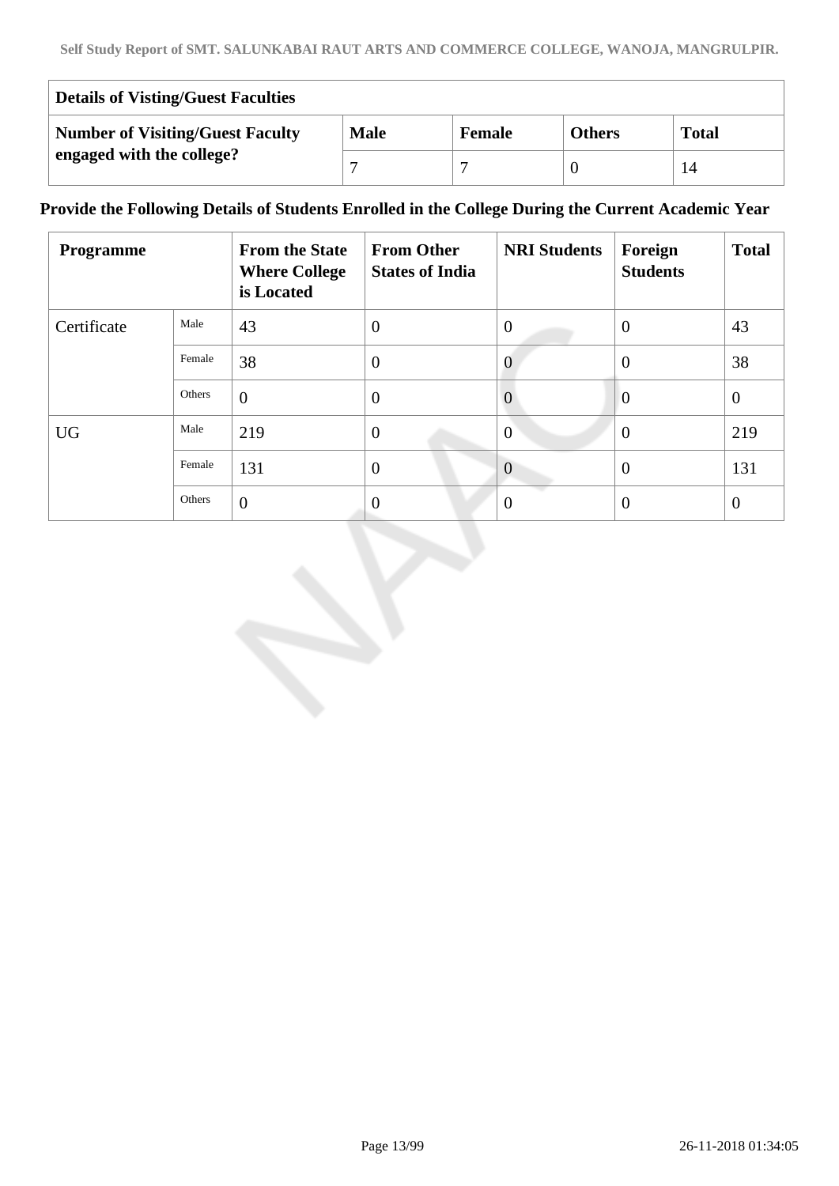| Details of Visting/Guest Faculties | | | | |
|---|---|---|---|---|
| **Number of Visiting/Guest Faculty engaged with the college?** | **Male** | **Female** | **Others** | **Total** |
| | 7 | 7 | 0 | 14 |

**Provide the Following Details of Students Enrolled in the College During the Current Academic Year**

| Programme | | From the State Where College is Located | From Other States of India | NRI Students | Foreign Students | Total |
|---|---|---|---|---|---|---|
| Certificate | Male | 43 | 0 | 0 | 0 | 43 |
| | Female | 38 | 0 | 0 | 0 | 38 |
| | Others | 0 | 0 | 0 | 0 | 0 |
| UG | Male | 219 | 0 | 0 | 0 | 219 |
| | Female | 131 | 0 | 0 | 0 | 131 |
| | Others | 0 | 0 | 0 | 0 | 0 |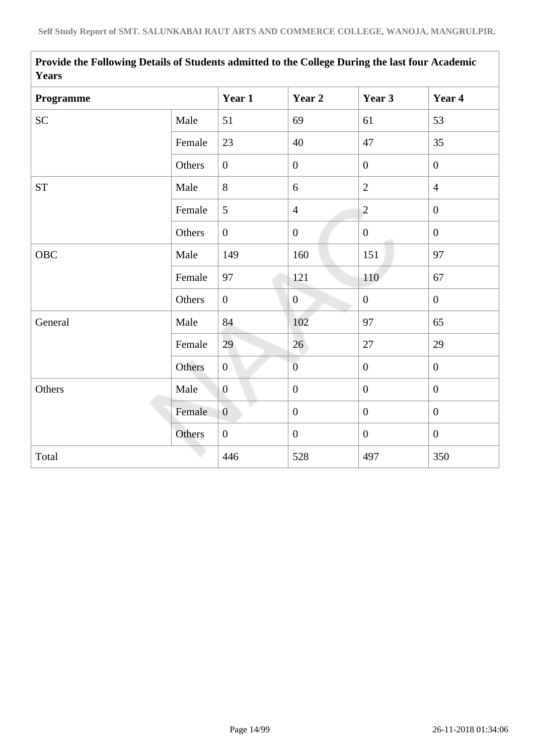| Provide the Following Details of Students admitted to the College During the last four Academic Years | | | | | |
|---|---|---|---|---|---|
| **Programme** | | **Year 1** | **Year 2** | **Year 3** | **Year 4** |
| SC | Male | 51 | 69 | 61 | 53 |
| | Female | 23 | 40 | 47 | 35 |
| | Others | 0 | 0 | 0 | 0 |
| ST | Male | 8 | 6 | 2 | 4 |
| | Female | 5 | 4 | 2 | 0 |
| | Others | 0 | 0 | 0 | 0 |
| OBC | Male | 149 | 160 | 151 | 97 |
| | Female | 97 | 121 | 110 | 67 |
| | Others | 0 | 0 | 0 | 0 |
| General | Male | 84 | 102 | 97 | 65 |
| | Female | 29 | 26 | 27 | 29 |
| | Others | 0 | 0 | 0 | 0 |
| Others | Male | 0 | 0 | 0 | 0 |
| | Female | 0 | 0 | 0 | 0 |
| | Others | 0 | 0 | 0 | 0 |
| Total | | 446 | 528 | 497 | 350 |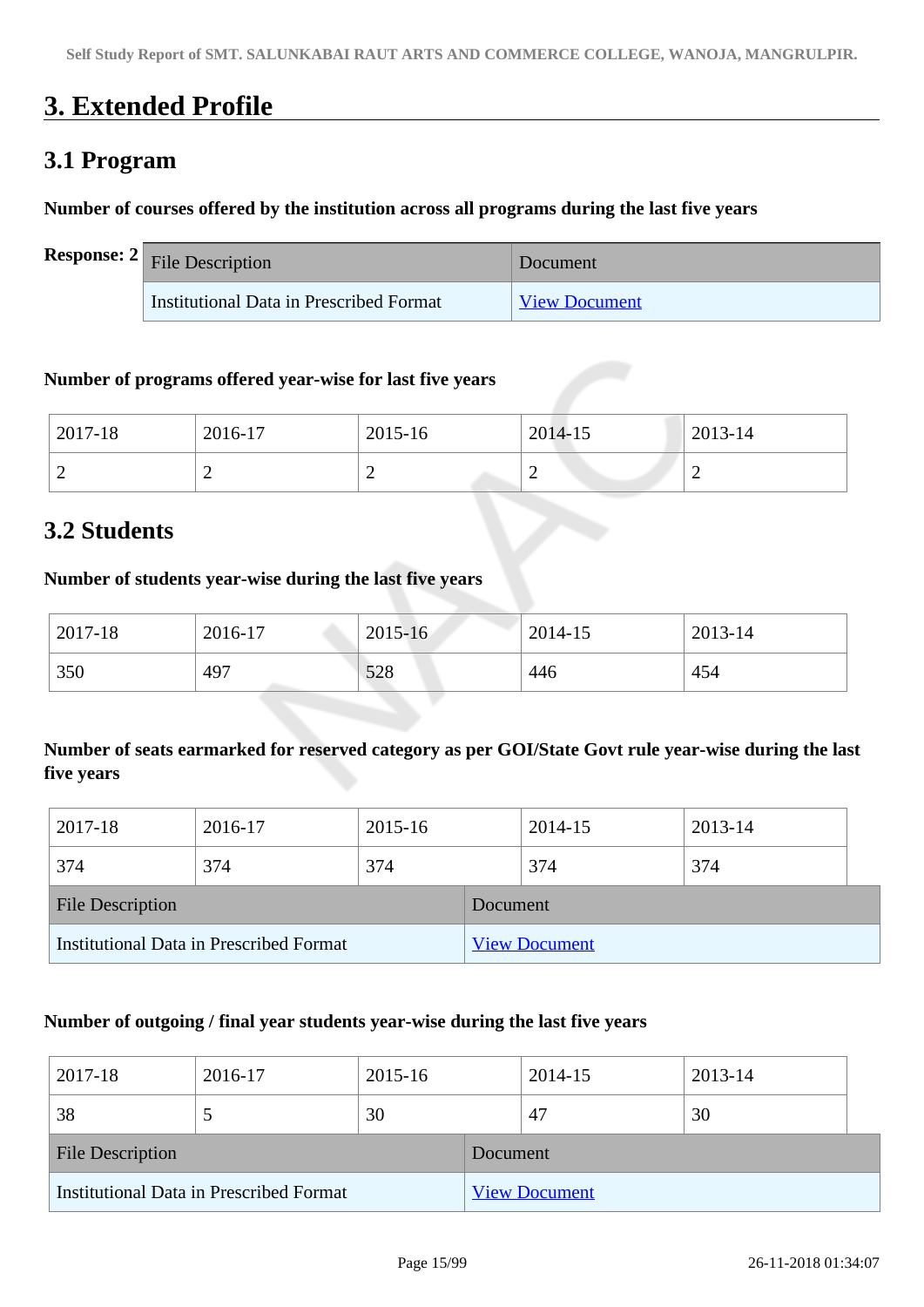# 3. Extended Profile

## 3.1 Program

**Number of courses offered by the institution across all programs during the last five years**

**Response: 2**

| File Description | Document |
|---|---|
| Institutional Data in Prescribed Format | View Document |

**Number of programs offered year-wise for last five years**

| 2017-18 | 2016-17 | 2015-16 | 2014-15 | 2013-14 |
|---|---|---|---|---|
| 2 | 2 | 2 | 2 | 2 |

## 3.2 Students

**Number of students year-wise during the last five years**

| 2017-18 | 2016-17 | 2015-16 | 2014-15 | 2013-14 |
|---|---|---|---|---|
| 350 | 497 | 528 | 446 | 454 |

**Number of seats earmarked for reserved category as per GOI/State Govt rule year-wise during the last five years**

| 2017-18 | 2016-17 | 2015-16 | 2014-15 | 2013-14 |
|---|---|---|---|---|
| 374 | 374 | 374 | 374 | 374 |

| File Description | Document |
|---|---|
| Institutional Data in Prescribed Format | View Document |

**Number of outgoing / final year students year-wise during the last five years**

| 2017-18 | 2016-17 | 2015-16 | 2014-15 | 2013-14 |
|---|---|---|---|---|
| 38 | 5 | 30 | 47 | 30 |

| File Description | Document |
|---|---|
| Institutional Data in Prescribed Format | View Document |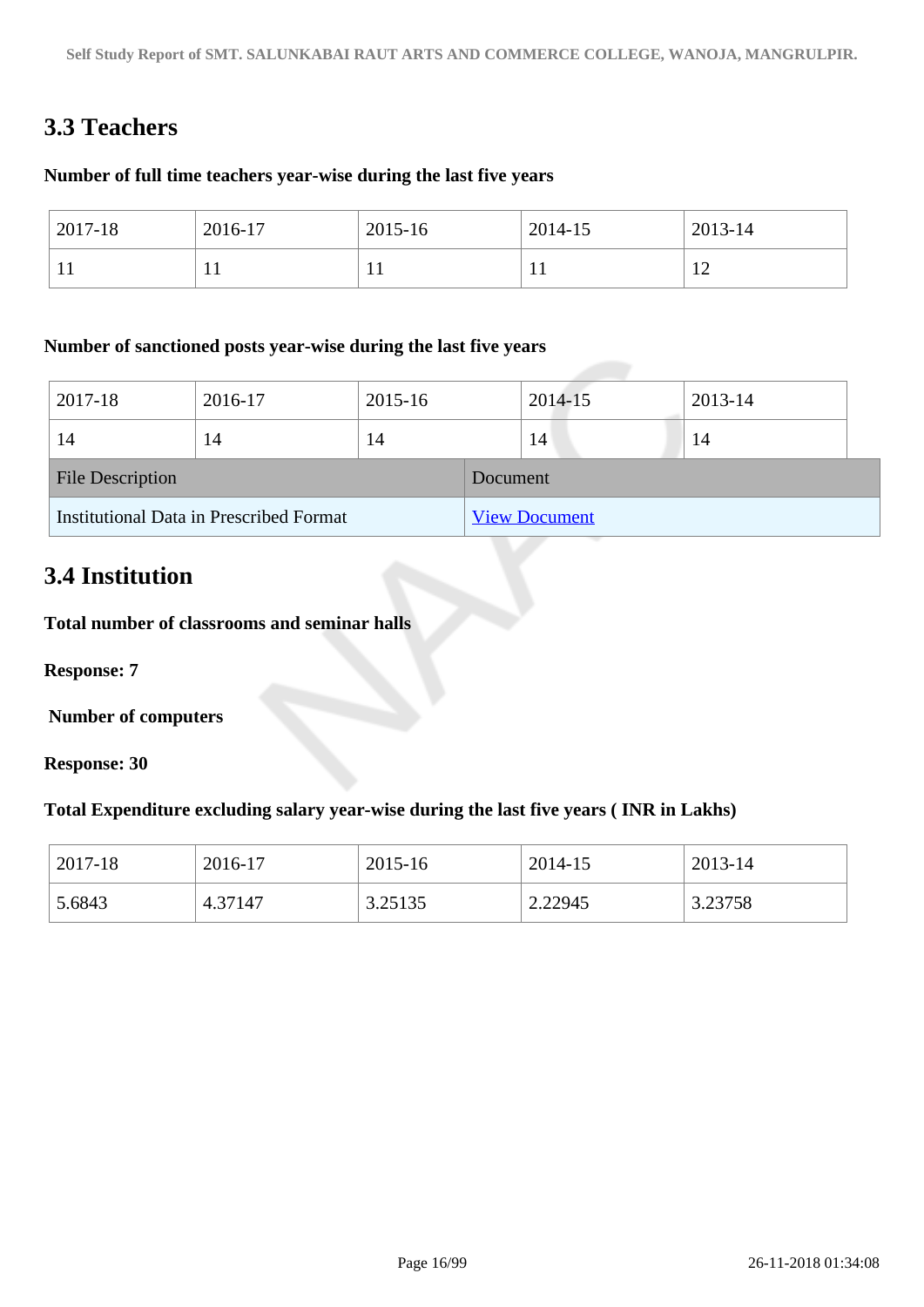## 3.3 Teachers

**Number of full time teachers year-wise during the last five years**

| 2017-18 | 2016-17 | 2015-16 | 2014-15 | 2013-14 |
|---|---|---|---|---|
| 11 | 11 | 11 | 11 | 12 |

**Number of sanctioned posts year-wise during the last five years**

| 2017-18 | 2016-17 | 2015-16 | 2014-15 | 2013-14 |
|---|---|---|---|---|
| 14 | 14 | 14 | 14 | 14 |

| File Description | Document |
|---|---|
| Institutional Data in Prescribed Format | View Document |

## 3.4 Institution

**Total number of classrooms and seminar halls**

**Response: 7**

**Number of computers**

**Response: 30**

**Total Expenditure excluding salary year-wise during the last five years ( INR in Lakhs)**

| 2017-18 | 2016-17 | 2015-16 | 2014-15 | 2013-14 |
|---|---|---|---|---|
| 5.6843 | 4.37147 | 3.25135 | 2.22945 | 3.23758 |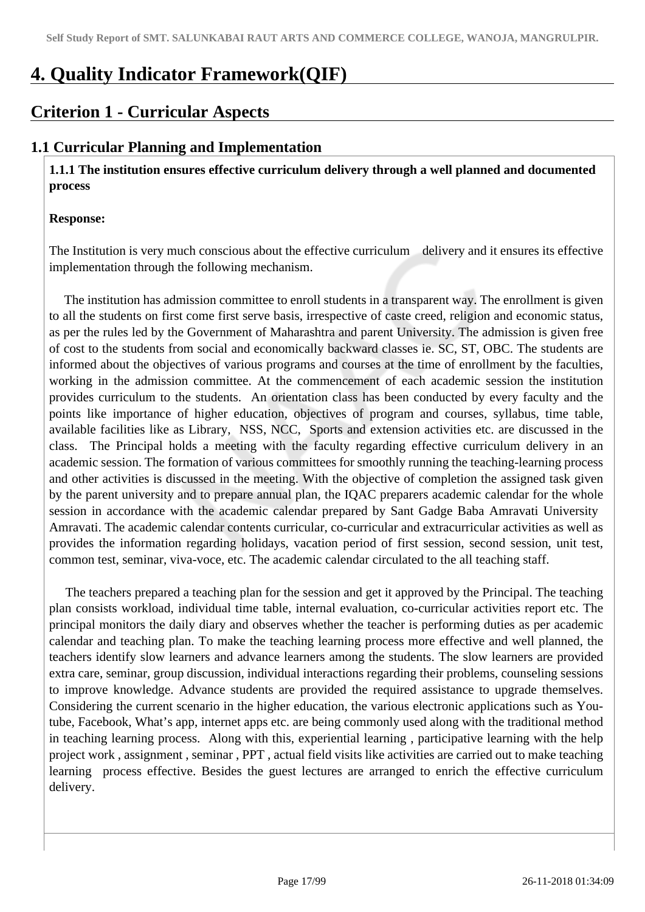# 4. Quality Indicator Framework(QIF)

## Criterion 1 - Curricular Aspects

### 1.1 Curricular Planning and Implementation

**1.1.1 The institution ensures effective curriculum delivery through a well planned and documented process**

**Response:**

The Institution is very much conscious about the effective curriculum delivery and it ensures its effective implementation through the following mechanism.

The institution has admission committee to enroll students in a transparent way. The enrollment is given to all the students on first come first serve basis, irrespective of caste creed, religion and economic status, as per the rules led by the Government of Maharashtra and parent University. The admission is given free of cost to the students from social and economically backward classes ie. SC, ST, OBC. The students are informed about the objectives of various programs and courses at the time of enrollment by the faculties, working in the admission committee. At the commencement of each academic session the institution provides curriculum to the students. An orientation class has been conducted by every faculty and the points like importance of higher education, objectives of program and courses, syllabus, time table, available facilities like as Library, NSS, NCC, Sports and extension activities etc. are discussed in the class. The Principal holds a meeting with the faculty regarding effective curriculum delivery in an academic session. The formation of various committees for smoothly running the teaching-learning process and other activities is discussed in the meeting. With the objective of completion the assigned task given by the parent university and to prepare annual plan, the IQAC preparers academic calendar for the whole session in accordance with the academic calendar prepared by Sant Gadge Baba Amravati University Amravati. The academic calendar contents curricular, co-curricular and extracurricular activities as well as provides the information regarding holidays, vacation period of first session, second session, unit test, common test, seminar, viva-voce, etc. The academic calendar circulated to the all teaching staff.

The teachers prepared a teaching plan for the session and get it approved by the Principal. The teaching plan consists workload, individual time table, internal evaluation, co-curricular activities report etc. The principal monitors the daily diary and observes whether the teacher is performing duties as per academic calendar and teaching plan. To make the teaching learning process more effective and well planned, the teachers identify slow learners and advance learners among the students. The slow learners are provided extra care, seminar, group discussion, individual interactions regarding their problems, counseling sessions to improve knowledge. Advance students are provided the required assistance to upgrade themselves. Considering the current scenario in the higher education, the various electronic applications such as You-tube, Facebook, What's app, internet apps etc. are being commonly used along with the traditional method in teaching learning process. Along with this, experiential learning , participative learning with the help project work , assignment , seminar , PPT , actual field visits like activities are carried out to make teaching learning process effective. Besides the guest lectures are arranged to enrich the effective curriculum delivery.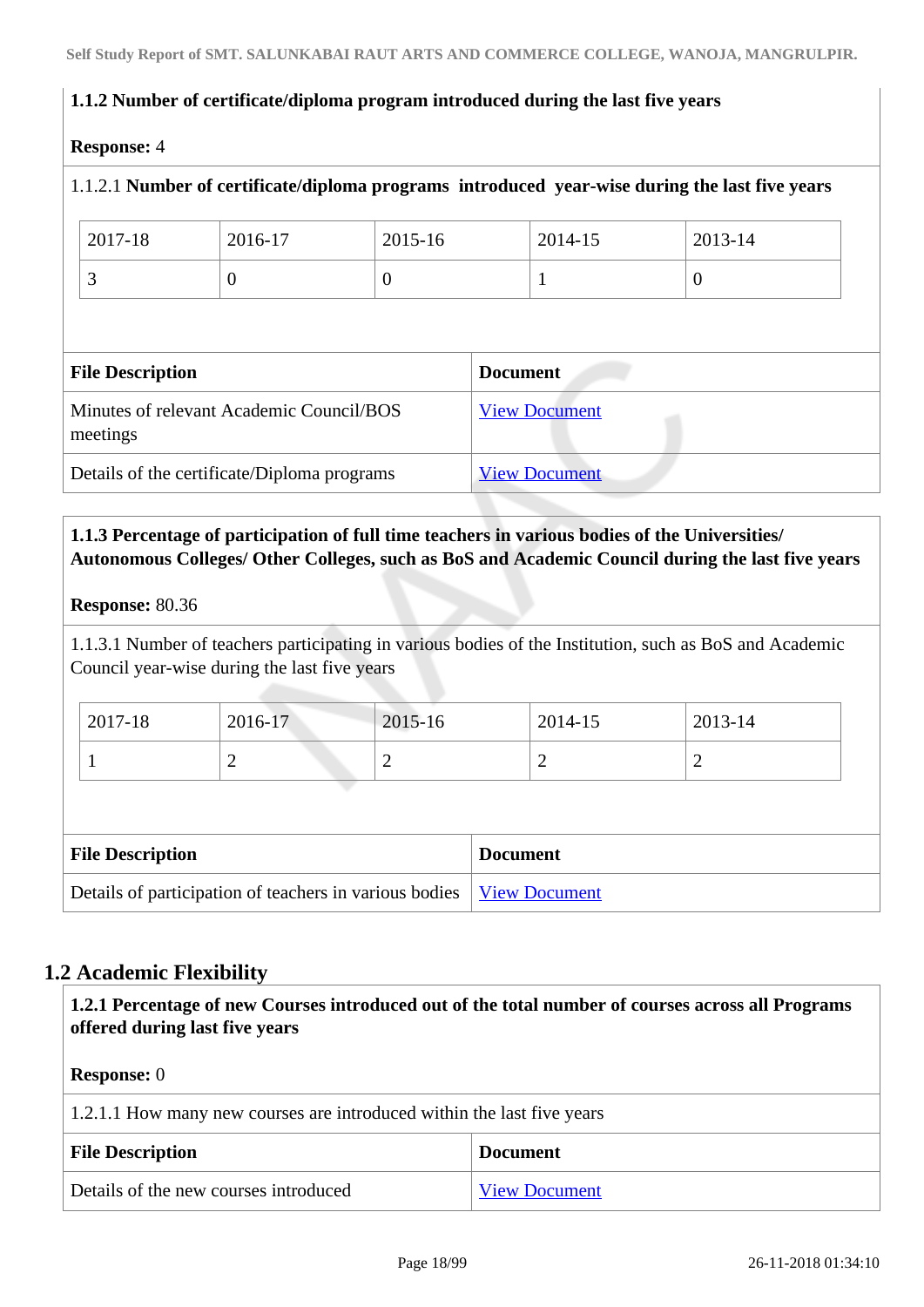**1.1.2 Number of certificate/diploma program introduced during the last five years**

**Response:** 4

1.1.2.1 **Number of certificate/diploma programs introduced year-wise during the last five years**

| 2017-18 | 2016-17 | 2015-16 | 2014-15 | 2013-14 |
|---|---|---|---|---|
| 3 | 0 | 0 | 1 | 0 |

| File Description | Document |
|---|---|
| Minutes of relevant Academic Council/BOS meetings | View Document |
| Details of the certificate/Diploma programs | View Document |

**1.1.3 Percentage of participation of full time teachers in various bodies of the Universities/ Autonomous Colleges/ Other Colleges, such as BoS and Academic Council during the last five years**

**Response:** 80.36

1.1.3.1 Number of teachers participating in various bodies of the Institution, such as BoS and Academic Council year-wise during the last five years

| 2017-18 | 2016-17 | 2015-16 | 2014-15 | 2013-14 |
|---|---|---|---|---|
| 1 | 2 | 2 | 2 | 2 |

| File Description | Document |
|---|---|
| Details of participation of teachers in various bodies | View Document |

## 1.2 Academic Flexibility

**1.2.1 Percentage of new Courses introduced out of the total number of courses across all Programs offered during last five years**

**Response:** 0

1.2.1.1 How many new courses are introduced within the last five years

| File Description | Document |
|---|---|
| Details of the new courses introduced | View Document |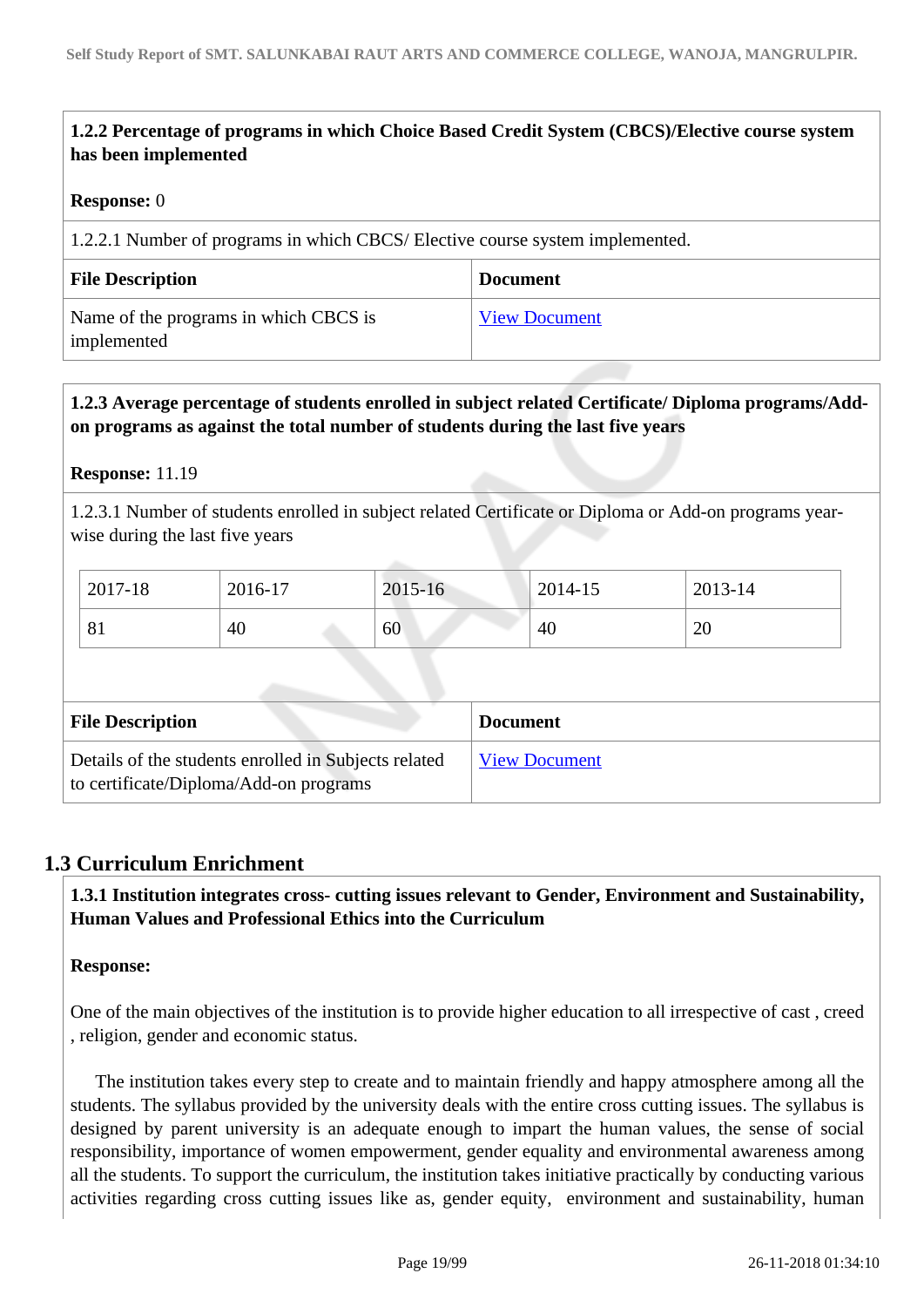**1.2.2 Percentage of programs in which Choice Based Credit System (CBCS)/Elective course system has been implemented**

**Response:** 0

1.2.2.1 Number of programs in which CBCS/ Elective course system implemented.

| File Description | Document |
|---|---|
| Name of the programs in which CBCS is implemented | View Document |

**1.2.3 Average percentage of students enrolled in subject related Certificate/ Diploma programs/Add-on programs as against the total number of students during the last five years**

**Response:** 11.19

1.2.3.1 Number of students enrolled in subject related Certificate or Diploma or Add-on programs year-wise during the last five years

| 2017-18 | 2016-17 | 2015-16 | 2014-15 | 2013-14 |
|---|---|---|---|---|
| 81 | 40 | 60 | 40 | 20 |

| File Description | Document |
|---|---|
| Details of the students enrolled in Subjects related to certificate/Diploma/Add-on programs | View Document |

## 1.3 Curriculum Enrichment

**1.3.1 Institution integrates cross- cutting issues relevant to Gender, Environment and Sustainability, Human Values and Professional Ethics into the Curriculum**

**Response:**

One of the main objectives of the institution is to provide higher education to all irrespective of cast , creed , religion, gender and economic status.

The institution takes every step to create and to maintain friendly and happy atmosphere among all the students. The syllabus provided by the university deals with the entire cross cutting issues. The syllabus is designed by parent university is an adequate enough to impart the human values, the sense of social responsibility, importance of women empowerment, gender equality and environmental awareness among all the students. To support the curriculum, the institution takes initiative practically by conducting various activities regarding cross cutting issues like as, gender equity, environment and sustainability, human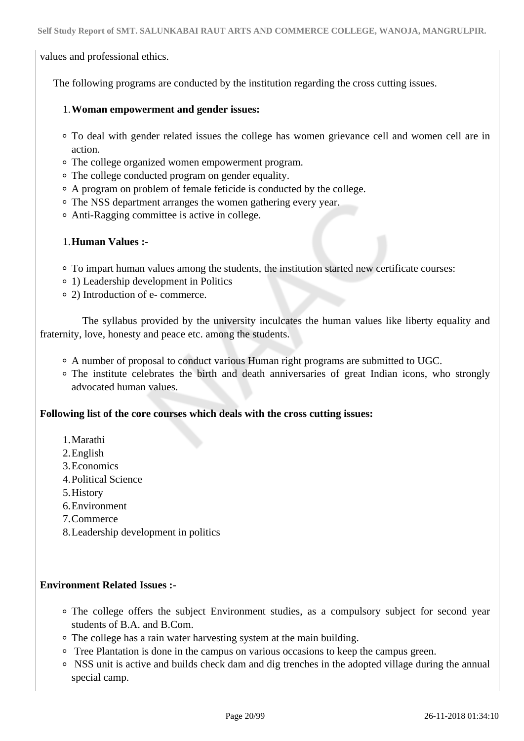values and professional ethics.

The following programs are conducted by the institution regarding the cross cutting issues.

1. **Woman empowerment and gender issues:**

- To deal with gender related issues the college has women grievance cell and women cell are in action.
- The college organized women empowerment program.
- The college conducted program on gender equality.
- A program on problem of female feticide is conducted by the college.
- The NSS department arranges the women gathering every year.
- Anti-Ragging committee is active in college.

1. **Human Values :-**

- To impart human values among the students, the institution started new certificate courses:
- 1) Leadership development in Politics
- 2) Introduction of e- commerce.

The syllabus provided by the university inculcates the human values like liberty equality and fraternity, love, honesty and peace etc. among the students.

- A number of proposal to conduct various Human right programs are submitted to UGC.
- The institute celebrates the birth and death anniversaries of great Indian icons, who strongly advocated human values.

**Following list of the core courses which deals with the cross cutting issues:**

1. Marathi
2. English
3. Economics
4. Political Science
5. History
6. Environment
7. Commerce
8. Leadership development in politics

**Environment Related Issues :-**

- The college offers the subject Environment studies, as a compulsory subject for second year students of B.A. and B.Com.
- The college has a rain water harvesting system at the main building.
- Tree Plantation is done in the campus on various occasions to keep the campus green.
- NSS unit is active and builds check dam and dig trenches in the adopted village during the annual special camp.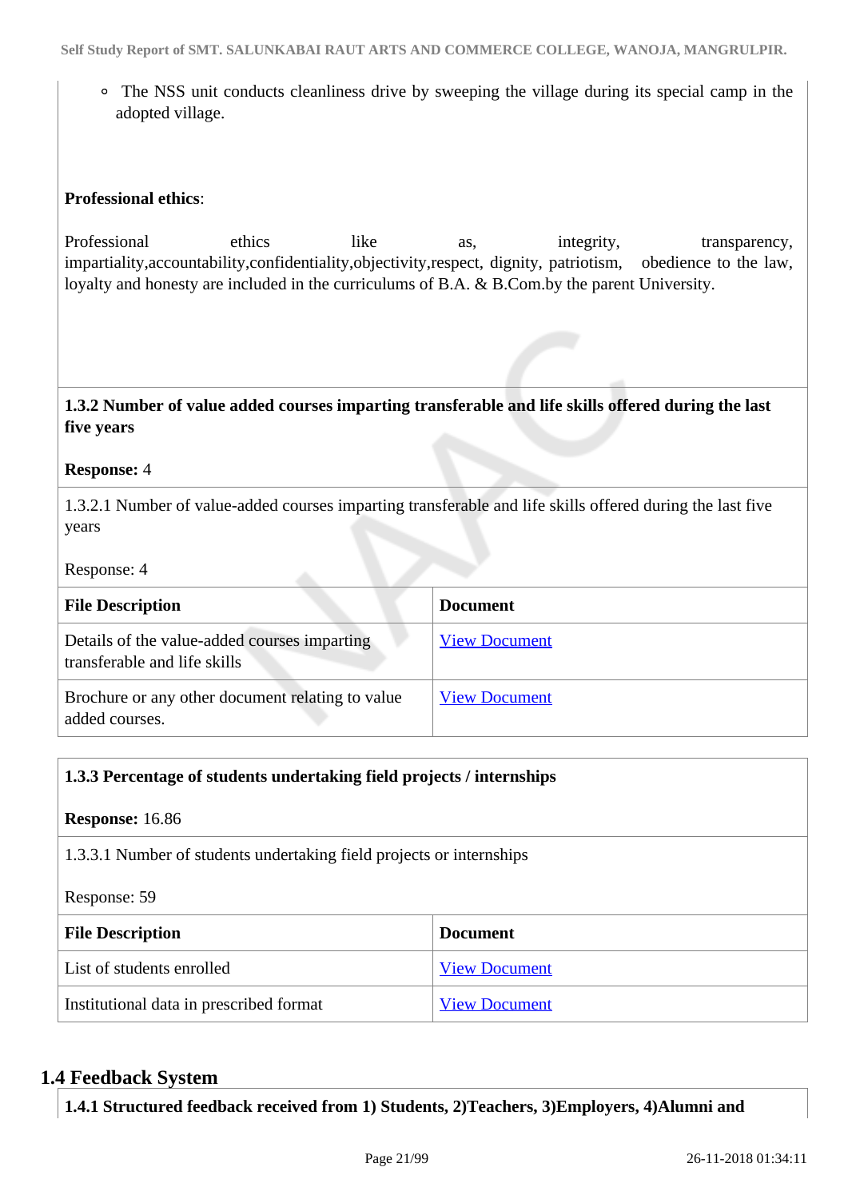- The NSS unit conducts cleanliness drive by sweeping the village during its special camp in the adopted village.

**Professional ethics**:

Professional ethics like as, integrity, transparency, impartiality,accountability,confidentiality,objectivity,respect, dignity, patriotism, obedience to the law, loyalty and honesty are included in the curriculums of B.A. & B.Com.by the parent University.

**1.3.2 Number of value added courses imparting transferable and life skills offered during the last five years**

**Response:** 4

1.3.2.1 Number of value-added courses imparting transferable and life skills offered during the last five years

Response: 4

| File Description | Document |
|---|---|
| Details of the value-added courses imparting transferable and life skills | View Document |
| Brochure or any other document relating to value added courses. | View Document |

**1.3.3 Percentage of students undertaking field projects / internships**

**Response:** 16.86

1.3.3.1 Number of students undertaking field projects or internships

Response: 59

| File Description | Document |
|---|---|
| List of students enrolled | View Document |
| Institutional data in prescribed format | View Document |

## 1.4 Feedback System

**1.4.1 Structured feedback received from 1) Students, 2)Teachers, 3)Employers, 4)Alumni and**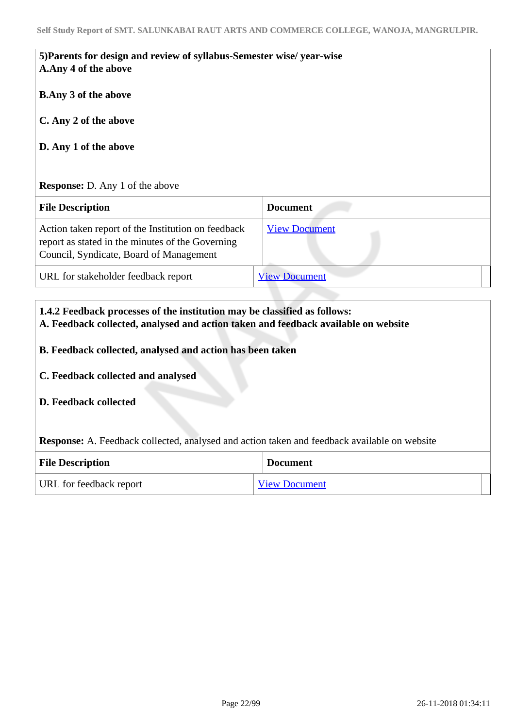**5)Parents for design and review of syllabus-Semester wise/ year-wise**
**A.Any 4 of the above**

**B.Any 3 of the above**

**C. Any 2 of the above**

**D. Any 1 of the above**

**Response:** D. Any 1 of the above

| File Description | Document |
|---|---|
| Action taken report of the Institution on feedback report as stated in the minutes of the Governing Council, Syndicate, Board of Management | View Document |
| URL for stakeholder feedback report | View Document |

**1.4.2 Feedback processes of the institution may be classified as follows:**
**A. Feedback collected, analysed and action taken and feedback available on website**

**B. Feedback collected, analysed and action has been taken**

**C. Feedback collected and analysed**

**D. Feedback collected**

**Response:** A. Feedback collected, analysed and action taken and feedback available on website

| File Description | Document |
|---|---|
| URL for feedback report | View Document |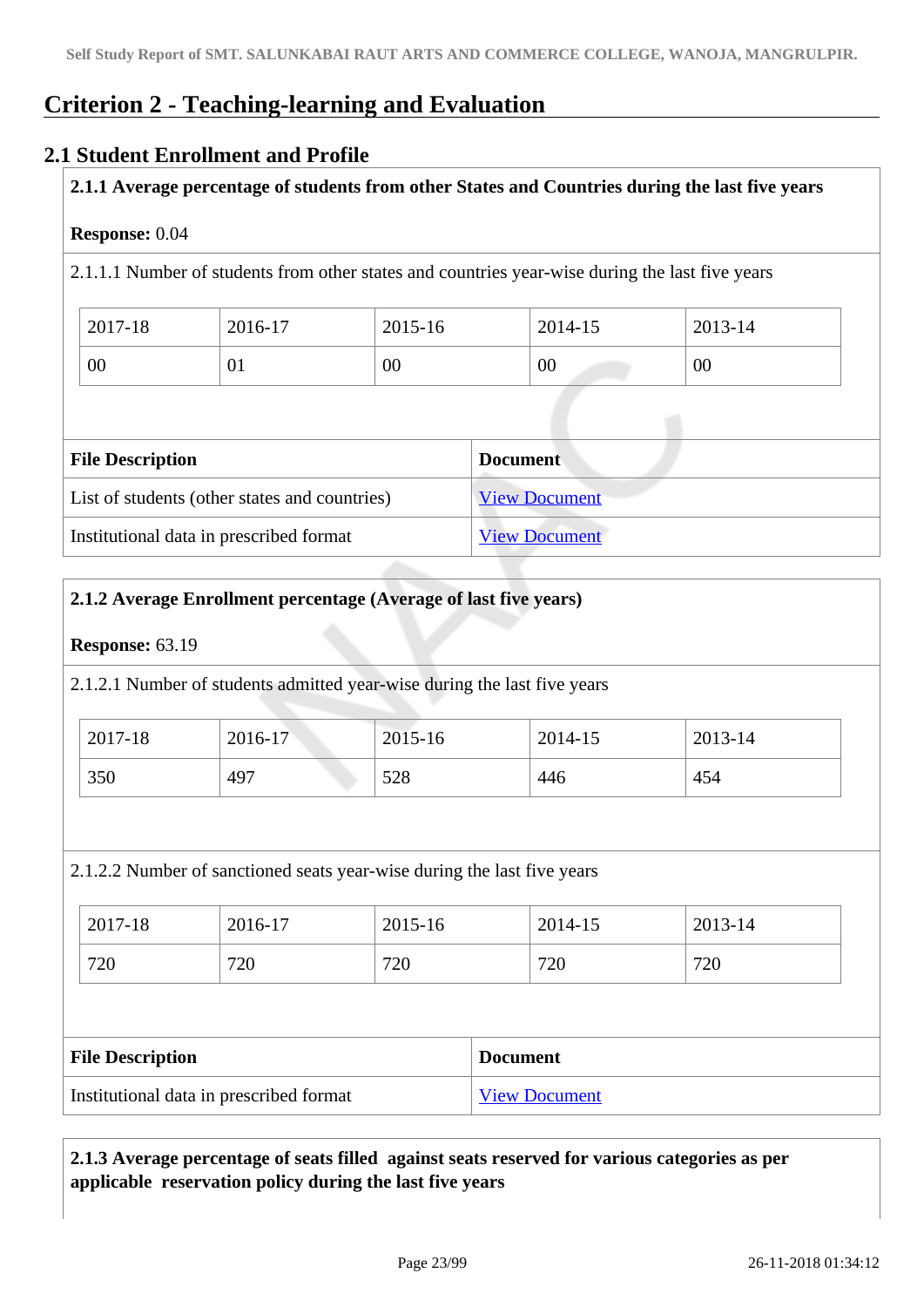# Criterion 2 - Teaching-learning and Evaluation

## 2.1 Student Enrollment and Profile

**2.1.1 Average percentage of students from other States and Countries during the last five years**

**Response:** 0.04

2.1.1.1 Number of students from other states and countries year-wise during the last five years

| 2017-18 | 2016-17 | 2015-16 | 2014-15 | 2013-14 |
|---|---|---|---|---|
| 00 | 01 | 00 | 00 | 00 |

| File Description | Document |
|---|---|
| List of students (other states and countries) | View Document |
| Institutional data in prescribed format | View Document |

**2.1.2 Average Enrollment percentage (Average of last five years)**

**Response:** 63.19

2.1.2.1 Number of students admitted year-wise during the last five years

| 2017-18 | 2016-17 | 2015-16 | 2014-15 | 2013-14 |
|---|---|---|---|---|
| 350 | 497 | 528 | 446 | 454 |

2.1.2.2 Number of sanctioned seats year-wise during the last five years

| 2017-18 | 2016-17 | 2015-16 | 2014-15 | 2013-14 |
|---|---|---|---|---|
| 720 | 720 | 720 | 720 | 720 |

| File Description | Document |
|---|---|
| Institutional data in prescribed format | View Document |

**2.1.3 Average percentage of seats filled against seats reserved for various categories as per applicable reservation policy during the last five years**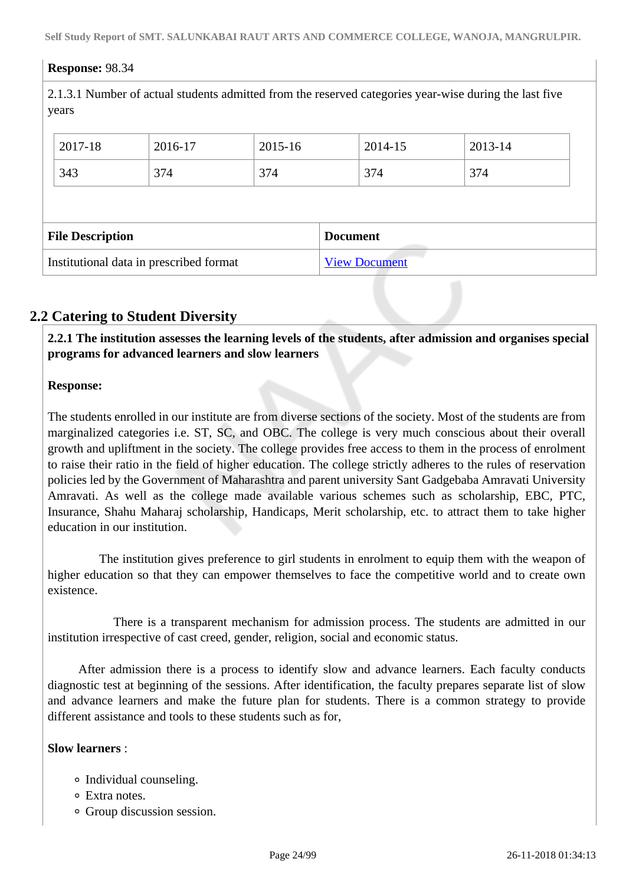**Response:** 98.34

2.1.3.1 Number of actual students admitted from the reserved categories year-wise during the last five years

| 2017-18 | 2016-17 | 2015-16 | 2014-15 | 2013-14 |
|---|---|---|---|---|
| 343 | 374 | 374 | 374 | 374 |

| File Description | Document |
|---|---|
| Institutional data in prescribed format | View Document |

## 2.2 Catering to Student Diversity

**2.2.1 The institution assesses the learning levels of the students, after admission and organises special programs for advanced learners and slow learners**

**Response:**

The students enrolled in our institute are from diverse sections of the society. Most of the students are from marginalized categories i.e. ST, SC, and OBC. The college is very much conscious about their overall growth and upliftment in the society. The college provides free access to them in the process of enrolment to raise their ratio in the field of higher education. The college strictly adheres to the rules of reservation policies led by the Government of Maharashtra and parent university Sant Gadgebaba Amravati University Amravati. As well as the college made available various schemes such as scholarship, EBC, PTC, Insurance, Shahu Maharaj scholarship, Handicaps, Merit scholarship, etc. to attract them to take higher education in our institution.

The institution gives preference to girl students in enrolment to equip them with the weapon of higher education so that they can empower themselves to face the competitive world and to create own existence.

There is a transparent mechanism for admission process. The students are admitted in our institution irrespective of cast creed, gender, religion, social and economic status.

After admission there is a process to identify slow and advance learners. Each faculty conducts diagnostic test at beginning of the sessions. After identification, the faculty prepares separate list of slow and advance learners and make the future plan for students. There is a common strategy to provide different assistance and tools to these students such as for,

**Slow learners** :

- Individual counseling.
- Extra notes.
- Group discussion session.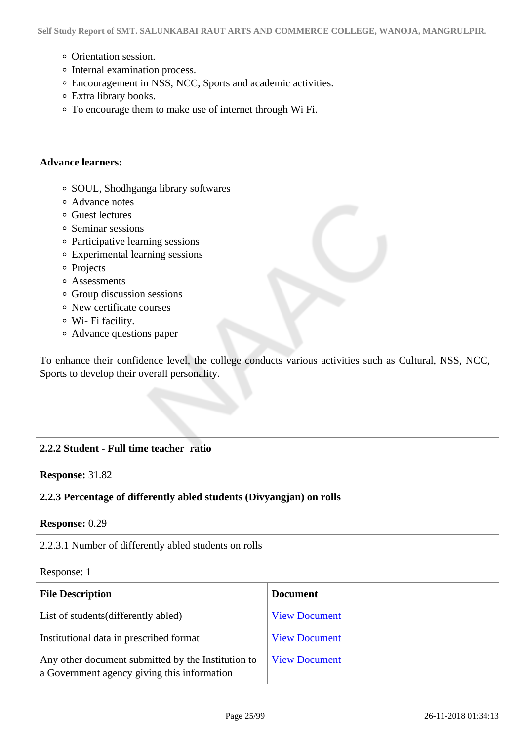- Orientation session.
- Internal examination process.
- Encouragement in NSS, NCC, Sports and academic activities.
- Extra library books.
- To encourage them to make use of internet through Wi Fi.

**Advance learners:**

- SOUL, Shodhganga library softwares
- Advance notes
- Guest lectures
- Seminar sessions
- Participative learning sessions
- Experimental learning sessions
- Projects
- Assessments
- Group discussion sessions
- New certificate courses
- Wi- Fi facility.
- Advance questions paper

To enhance their confidence level, the college conducts various activities such as Cultural, NSS, NCC, Sports to develop their overall personality.

**2.2.2 Student - Full time teacher ratio**

**Response:** 31.82

**2.2.3 Percentage of differently abled students (Divyangjan) on rolls**

**Response:** 0.29

2.2.3.1 Number of differently abled students on rolls

Response: 1

| File Description | Document |
|---|---|
| List of students(differently abled) | View Document |
| Institutional data in prescribed format | View Document |
| Any other document submitted by the Institution to a Government agency giving this information | View Document |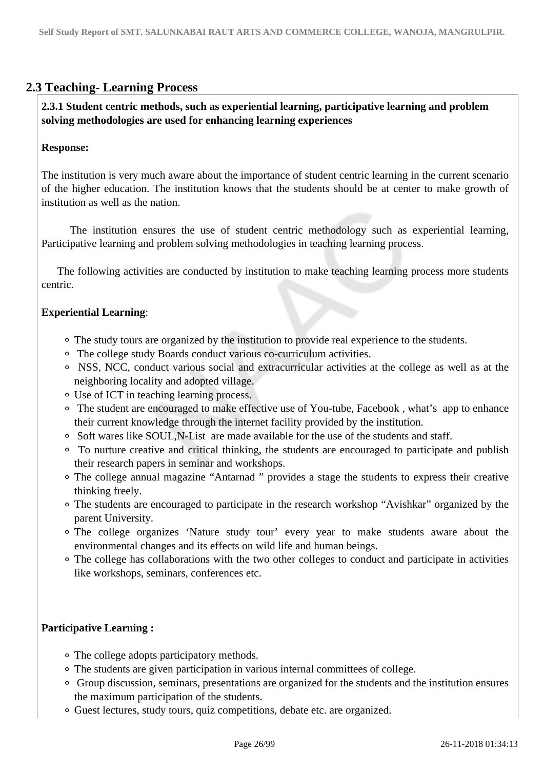## 2.3 Teaching- Learning Process

**2.3.1 Student centric methods, such as experiential learning, participative learning and problem solving methodologies are used for enhancing learning experiences**

**Response:**

The institution is very much aware about the importance of student centric learning in the current scenario of the higher education. The institution knows that the students should be at center to make growth of institution as well as the nation.

The institution ensures the use of student centric methodology such as experiential learning, Participative learning and problem solving methodologies in teaching learning process.

The following activities are conducted by institution to make teaching learning process more students centric.

**Experiential Learning**:

- The study tours are organized by the institution to provide real experience to the students.
- The college study Boards conduct various co-curriculum activities.
- NSS, NCC, conduct various social and extracurricular activities at the college as well as at the neighboring locality and adopted village.
- Use of ICT in teaching learning process.
- The student are encouraged to make effective use of You-tube, Facebook , what's app to enhance their current knowledge through the internet facility provided by the institution.
- Soft wares like SOUL,N-List are made available for the use of the students and staff.
- To nurture creative and critical thinking, the students are encouraged to participate and publish their research papers in seminar and workshops.
- The college annual magazine "Antarnad " provides a stage the students to express their creative thinking freely.
- The students are encouraged to participate in the research workshop "Avishkar" organized by the parent University.
- The college organizes 'Nature study tour' every year to make students aware about the environmental changes and its effects on wild life and human beings.
- The college has collaborations with the two other colleges to conduct and participate in activities like workshops, seminars, conferences etc.

**Participative Learning :**

- The college adopts participatory methods.
- The students are given participation in various internal committees of college.
- Group discussion, seminars, presentations are organized for the students and the institution ensures the maximum participation of the students.
- Guest lectures, study tours, quiz competitions, debate etc. are organized.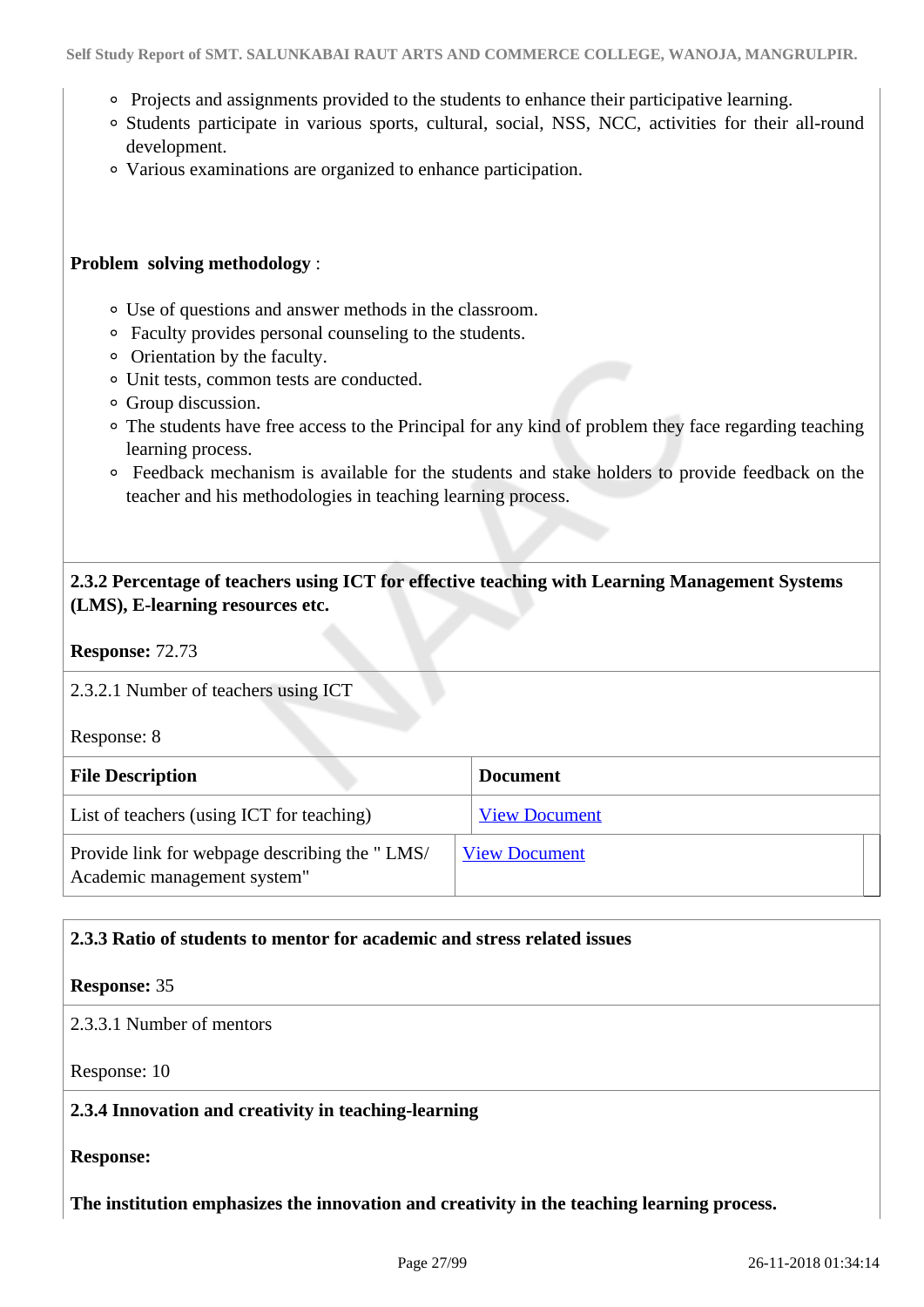- Projects and assignments provided to the students to enhance their participative learning.
- Students participate in various sports, cultural, social, NSS, NCC, activities for their all-round development.
- Various examinations are organized to enhance participation.

**Problem solving methodology** :

- Use of questions and answer methods in the classroom.
- Faculty provides personal counseling to the students.
- Orientation by the faculty.
- Unit tests, common tests are conducted.
- Group discussion.
- The students have free access to the Principal for any kind of problem they face regarding teaching learning process.
- Feedback mechanism is available for the students and stake holders to provide feedback on the teacher and his methodologies in teaching learning process.

**2.3.2 Percentage of teachers using ICT for effective teaching with Learning Management Systems (LMS), E-learning resources etc.**

**Response:** 72.73

2.3.2.1 Number of teachers using ICT

Response: 8

| File Description | Document |
|---|---|
| List of teachers (using ICT for teaching) | View Document |
| Provide link for webpage describing the " LMS/ Academic management system" | View Document |

**2.3.3 Ratio of students to mentor for academic and stress related issues**

**Response:** 35

2.3.3.1 Number of mentors

Response: 10

**2.3.4 Innovation and creativity in teaching-learning**

**Response:**

**The institution emphasizes the innovation and creativity in the teaching learning process.**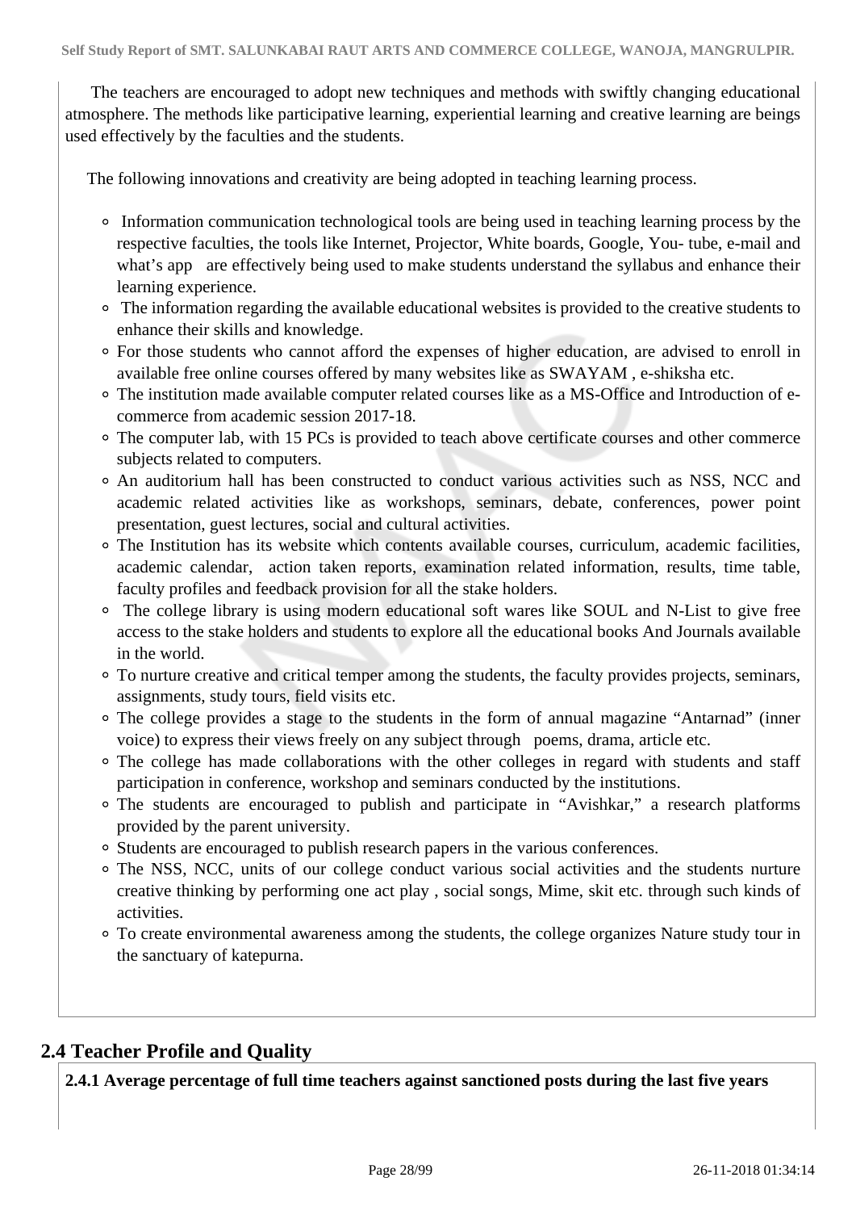The teachers are encouraged to adopt new techniques and methods with swiftly changing educational atmosphere. The methods like participative learning, experiential learning and creative learning are beings used effectively by the faculties and the students.

The following innovations and creativity are being adopted in teaching learning process.

- Information communication technological tools are being used in teaching learning process by the respective faculties, the tools like Internet, Projector, White boards, Google, You- tube, e-mail and what's app are effectively being used to make students understand the syllabus and enhance their learning experience.
- The information regarding the available educational websites is provided to the creative students to enhance their skills and knowledge.
- For those students who cannot afford the expenses of higher education, are advised to enroll in available free online courses offered by many websites like as SWAYAM , e-shiksha etc.
- The institution made available computer related courses like as a MS-Office and Introduction of e-commerce from academic session 2017-18.
- The computer lab, with 15 PCs is provided to teach above certificate courses and other commerce subjects related to computers.
- An auditorium hall has been constructed to conduct various activities such as NSS, NCC and academic related activities like as workshops, seminars, debate, conferences, power point presentation, guest lectures, social and cultural activities.
- The Institution has its website which contents available courses, curriculum, academic facilities, academic calendar, action taken reports, examination related information, results, time table, faculty profiles and feedback provision for all the stake holders.
- The college library is using modern educational soft wares like SOUL and N-List to give free access to the stake holders and students to explore all the educational books And Journals available in the world.
- To nurture creative and critical temper among the students, the faculty provides projects, seminars, assignments, study tours, field visits etc.
- The college provides a stage to the students in the form of annual magazine "Antarnad" (inner voice) to express their views freely on any subject through poems, drama, article etc.
- The college has made collaborations with the other colleges in regard with students and staff participation in conference, workshop and seminars conducted by the institutions.
- The students are encouraged to publish and participate in "Avishkar," a research platforms provided by the parent university.
- Students are encouraged to publish research papers in the various conferences.
- The NSS, NCC, units of our college conduct various social activities and the students nurture creative thinking by performing one act play , social songs, Mime, skit etc. through such kinds of activities.
- To create environmental awareness among the students, the college organizes Nature study tour in the sanctuary of katepurna.

## 2.4 Teacher Profile and Quality

**2.4.1 Average percentage of full time teachers against sanctioned posts during the last five years**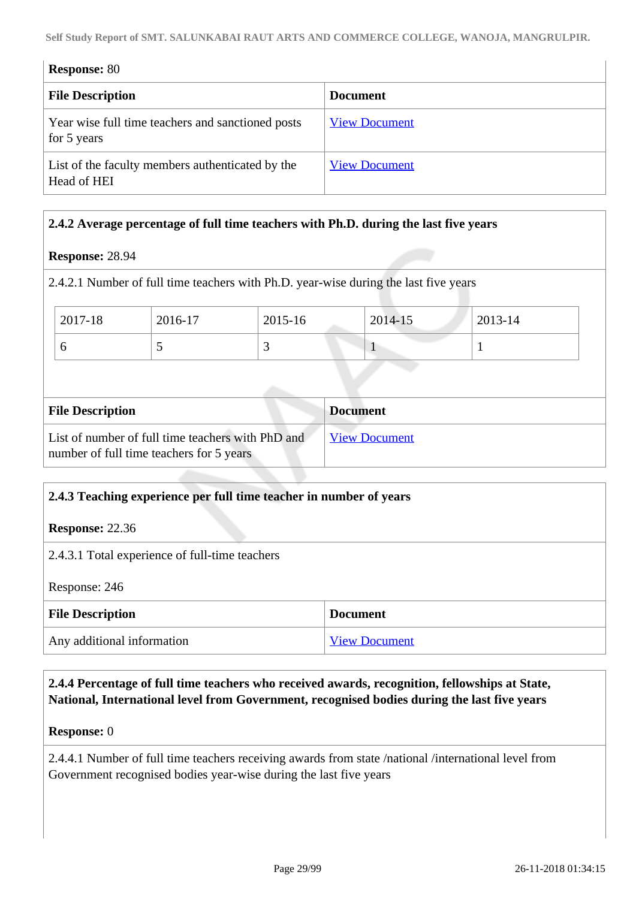**Response:** 80

| File Description | Document |
|---|---|
| Year wise full time teachers and sanctioned posts for 5 years | View Document |
| List of the faculty members authenticated by the Head of HEI | View Document |

**2.4.2 Average percentage of full time teachers with Ph.D. during the last five years**

**Response:** 28.94

2.4.2.1 Number of full time teachers with Ph.D. year-wise during the last five years

| 2017-18 | 2016-17 | 2015-16 | 2014-15 | 2013-14 |
|---|---|---|---|---|
| 6 | 5 | 3 | 1 | 1 |

| File Description | Document |
|---|---|
| List of number of full time teachers with PhD and number of full time teachers for 5 years | View Document |

**2.4.3 Teaching experience per full time teacher in number of years**

**Response:** 22.36

2.4.3.1 Total experience of full-time teachers

Response: 246

| File Description | Document |
|---|---|
| Any additional information | View Document |

**2.4.4 Percentage of full time teachers who received awards, recognition, fellowships at State, National, International level from Government, recognised bodies during the last five years**

**Response:** 0

2.4.4.1 Number of full time teachers receiving awards from state /national /international level from Government recognised bodies year-wise during the last five years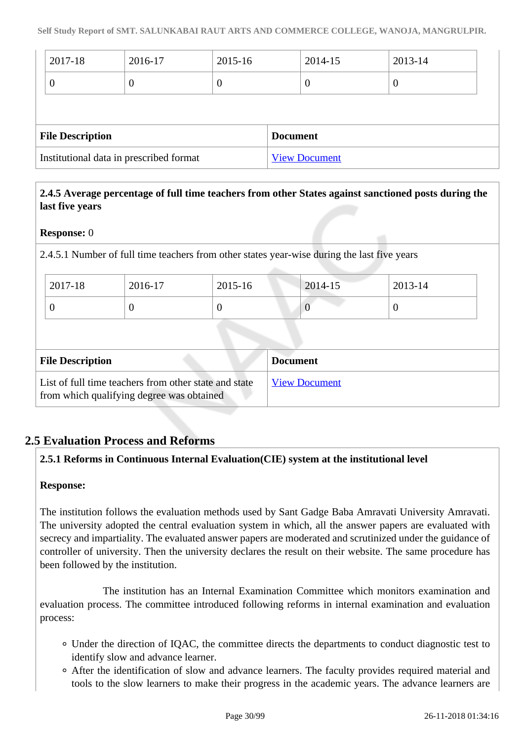| 2017-18 | 2016-17 | 2015-16 | 2014-15 | 2013-14 |
|---|---|---|---|---|
| 0 | 0 | 0 | 0 | 0 |

| File Description | Document |
|---|---|
| Institutional data in prescribed format | View Document |

**2.4.5 Average percentage of full time teachers from other States against sanctioned posts during the last five years**

**Response:** 0

2.4.5.1 Number of full time teachers from other states year-wise during the last five years

| 2017-18 | 2016-17 | 2015-16 | 2014-15 | 2013-14 |
|---|---|---|---|---|
| 0 | 0 | 0 | 0 | 0 |

| File Description | Document |
|---|---|
| List of full time teachers from other state and state from which qualifying degree was obtained | View Document |

## 2.5 Evaluation Process and Reforms

**2.5.1 Reforms in Continuous Internal Evaluation(CIE) system at the institutional level**

**Response:**

The institution follows the evaluation methods used by Sant Gadge Baba Amravati University Amravati. The university adopted the central evaluation system in which, all the answer papers are evaluated with secrecy and impartiality. The evaluated answer papers are moderated and scrutinized under the guidance of controller of university. Then the university declares the result on their website. The same procedure has been followed by the institution.

The institution has an Internal Examination Committee which monitors examination and evaluation process. The committee introduced following reforms in internal examination and evaluation process:

- Under the direction of IQAC, the committee directs the departments to conduct diagnostic test to identify slow and advance learner.
- After the identification of slow and advance learners. The faculty provides required material and tools to the slow learners to make their progress in the academic years. The advance learners are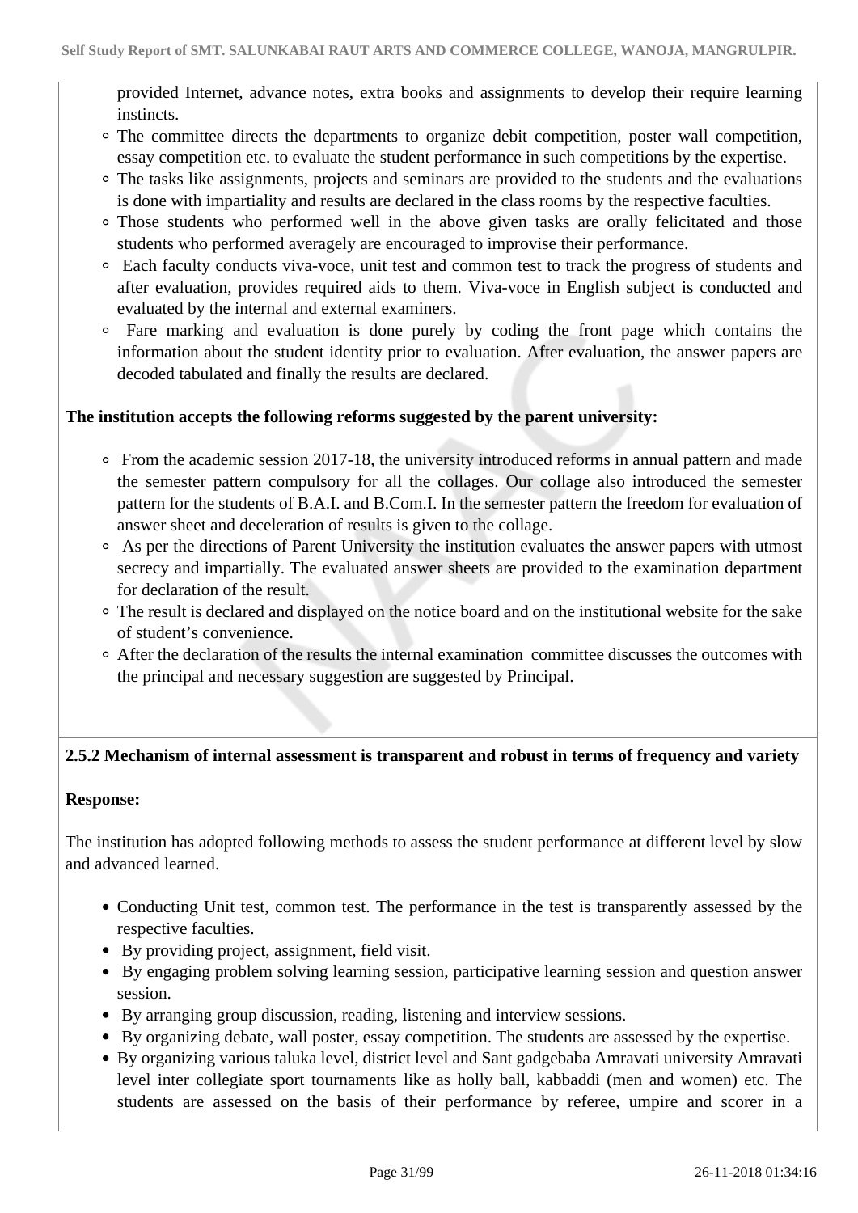provided Internet, advance notes, extra books and assignments to develop their require learning instincts.

- The committee directs the departments to organize debit competition, poster wall competition, essay competition etc. to evaluate the student performance in such competitions by the expertise.
- The tasks like assignments, projects and seminars are provided to the students and the evaluations is done with impartiality and results are declared in the class rooms by the respective faculties.
- Those students who performed well in the above given tasks are orally felicitated and those students who performed averagely are encouraged to improvise their performance.
- Each faculty conducts viva-voce, unit test and common test to track the progress of students and after evaluation, provides required aids to them. Viva-voce in English subject is conducted and evaluated by the internal and external examiners.
- Fare marking and evaluation is done purely by coding the front page which contains the information about the student identity prior to evaluation. After evaluation, the answer papers are decoded tabulated and finally the results are declared.

**The institution accepts the following reforms suggested by the parent university:**

- From the academic session 2017-18, the university introduced reforms in annual pattern and made the semester pattern compulsory for all the collages. Our collage also introduced the semester pattern for the students of B.A.I. and B.Com.I. In the semester pattern the freedom for evaluation of answer sheet and deceleration of results is given to the collage.
- As per the directions of Parent University the institution evaluates the answer papers with utmost secrecy and impartially. The evaluated answer sheets are provided to the examination department for declaration of the result.
- The result is declared and displayed on the notice board and on the institutional website for the sake of student's convenience.
- After the declaration of the results the internal examination committee discusses the outcomes with the principal and necessary suggestion are suggested by Principal.

**2.5.2 Mechanism of internal assessment is transparent and robust in terms of frequency and variety**

**Response:**

The institution has adopted following methods to assess the student performance at different level by slow and advanced learned.

- Conducting Unit test, common test. The performance in the test is transparently assessed by the respective faculties.
- By providing project, assignment, field visit.
- By engaging problem solving learning session, participative learning session and question answer session.
- By arranging group discussion, reading, listening and interview sessions.
- By organizing debate, wall poster, essay competition. The students are assessed by the expertise.
- By organizing various taluka level, district level and Sant gadgebaba Amravati university Amravati level inter collegiate sport tournaments like as holly ball, kabbaddi (men and women) etc. The students are assessed on the basis of their performance by referee, umpire and scorer in a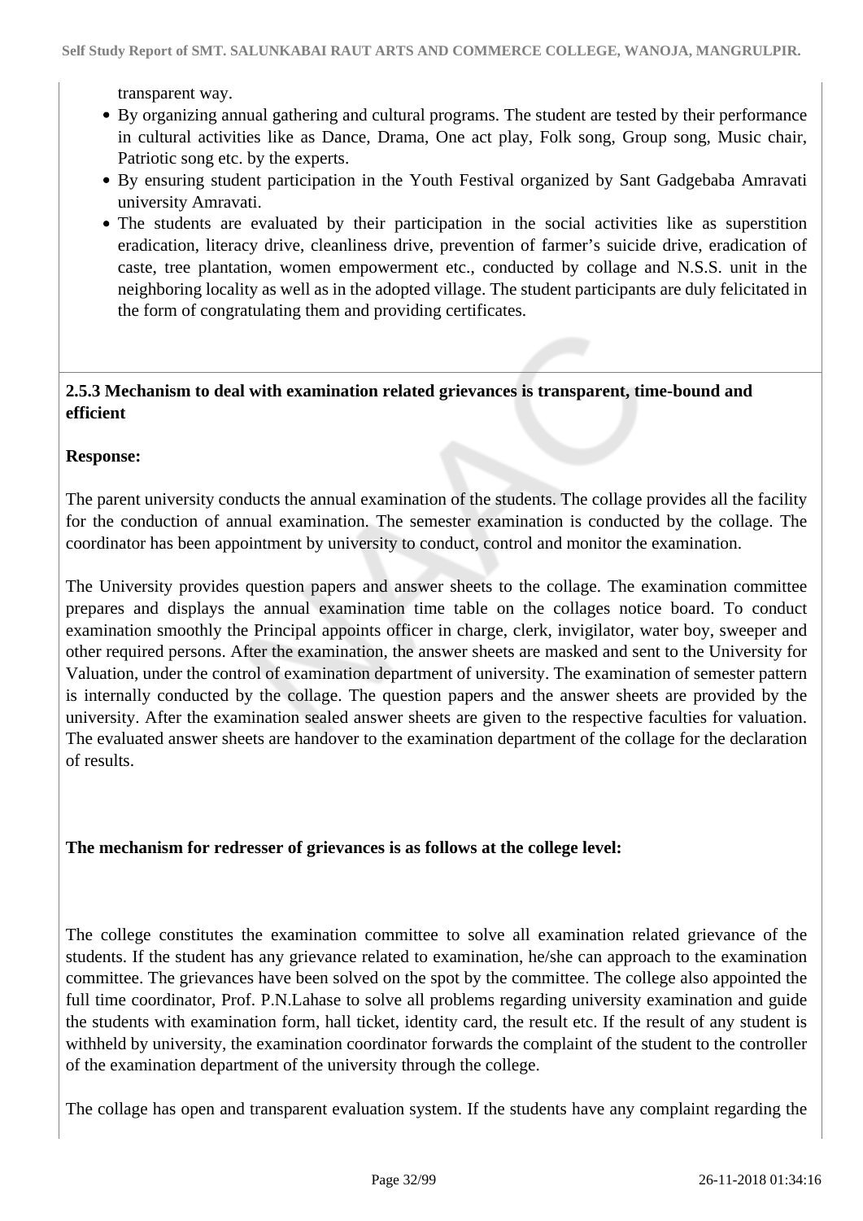transparent way.

- By organizing annual gathering and cultural programs. The student are tested by their performance in cultural activities like as Dance, Drama, One act play, Folk song, Group song, Music chair, Patriotic song etc. by the experts.
- By ensuring student participation in the Youth Festival organized by Sant Gadgebaba Amravati university Amravati.
- The students are evaluated by their participation in the social activities like as superstition eradication, literacy drive, cleanliness drive, prevention of farmer's suicide drive, eradication of caste, tree plantation, women empowerment etc., conducted by collage and N.S.S. unit in the neighboring locality as well as in the adopted village. The student participants are duly felicitated in the form of congratulating them and providing certificates.

**2.5.3 Mechanism to deal with examination related grievances is transparent, time-bound and efficient**

**Response:**

The parent university conducts the annual examination of the students. The collage provides all the facility for the conduction of annual examination. The semester examination is conducted by the collage. The coordinator has been appointment by university to conduct, control and monitor the examination.

The University provides question papers and answer sheets to the collage. The examination committee prepares and displays the annual examination time table on the collages notice board. To conduct examination smoothly the Principal appoints officer in charge, clerk, invigilator, water boy, sweeper and other required persons. After the examination, the answer sheets are masked and sent to the University for Valuation, under the control of examination department of university. The examination of semester pattern is internally conducted by the collage. The question papers and the answer sheets are provided by the university. After the examination sealed answer sheets are given to the respective faculties for valuation. The evaluated answer sheets are handover to the examination department of the collage for the declaration of results.

**The mechanism for redresser of grievances is as follows at the college level:**

The college constitutes the examination committee to solve all examination related grievance of the students. If the student has any grievance related to examination, he/she can approach to the examination committee. The grievances have been solved on the spot by the committee. The college also appointed the full time coordinator, Prof. P.N.Lahase to solve all problems regarding university examination and guide the students with examination form, hall ticket, identity card, the result etc. If the result of any student is withheld by university, the examination coordinator forwards the complaint of the student to the controller of the examination department of the university through the college.

The collage has open and transparent evaluation system. If the students have any complaint regarding the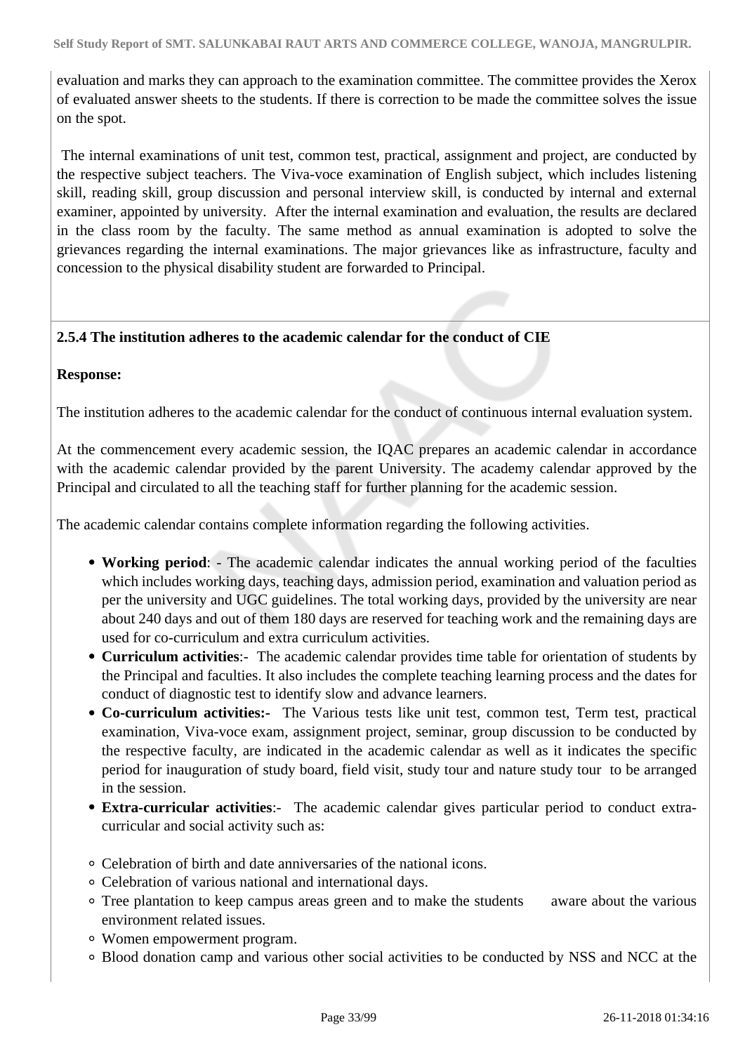evaluation and marks they can approach to the examination committee. The committee provides the Xerox of evaluated answer sheets to the students. If there is correction to be made the committee solves the issue on the spot.

The internal examinations of unit test, common test, practical, assignment and project, are conducted by the respective subject teachers. The Viva-voce examination of English subject, which includes listening skill, reading skill, group discussion and personal interview skill, is conducted by internal and external examiner, appointed by university. After the internal examination and evaluation, the results are declared in the class room by the faculty. The same method as annual examination is adopted to solve the grievances regarding the internal examinations. The major grievances like as infrastructure, faculty and concession to the physical disability student are forwarded to Principal.

**2.5.4 The institution adheres to the academic calendar for the conduct of CIE**

**Response:**

The institution adheres to the academic calendar for the conduct of continuous internal evaluation system.

At the commencement every academic session, the IQAC prepares an academic calendar in accordance with the academic calendar provided by the parent University. The academy calendar approved by the Principal and circulated to all the teaching staff for further planning for the academic session.

The academic calendar contains complete information regarding the following activities.

- **Working period**: - The academic calendar indicates the annual working period of the faculties which includes working days, teaching days, admission period, examination and valuation period as per the university and UGC guidelines. The total working days, provided by the university are near about 240 days and out of them 180 days are reserved for teaching work and the remaining days are used for co-curriculum and extra curriculum activities.
- **Curriculum activities**:- The academic calendar provides time table for orientation of students by the Principal and faculties. It also includes the complete teaching learning process and the dates for conduct of diagnostic test to identify slow and advance learners.
- **Co-curriculum activities:-** The Various tests like unit test, common test, Term test, practical examination, Viva-voce exam, assignment project, seminar, group discussion to be conducted by the respective faculty, are indicated in the academic calendar as well as it indicates the specific period for inauguration of study board, field visit, study tour and nature study tour to be arranged in the session.
- **Extra-curricular activities**:- The academic calendar gives particular period to conduct extra-curricular and social activity such as:
    - Celebration of birth and date anniversaries of the national icons.
    - Celebration of various national and international days.
    - Tree plantation to keep campus areas green and to make the students aware about the various environment related issues.
    - Women empowerment program.
    - Blood donation camp and various other social activities to be conducted by NSS and NCC at the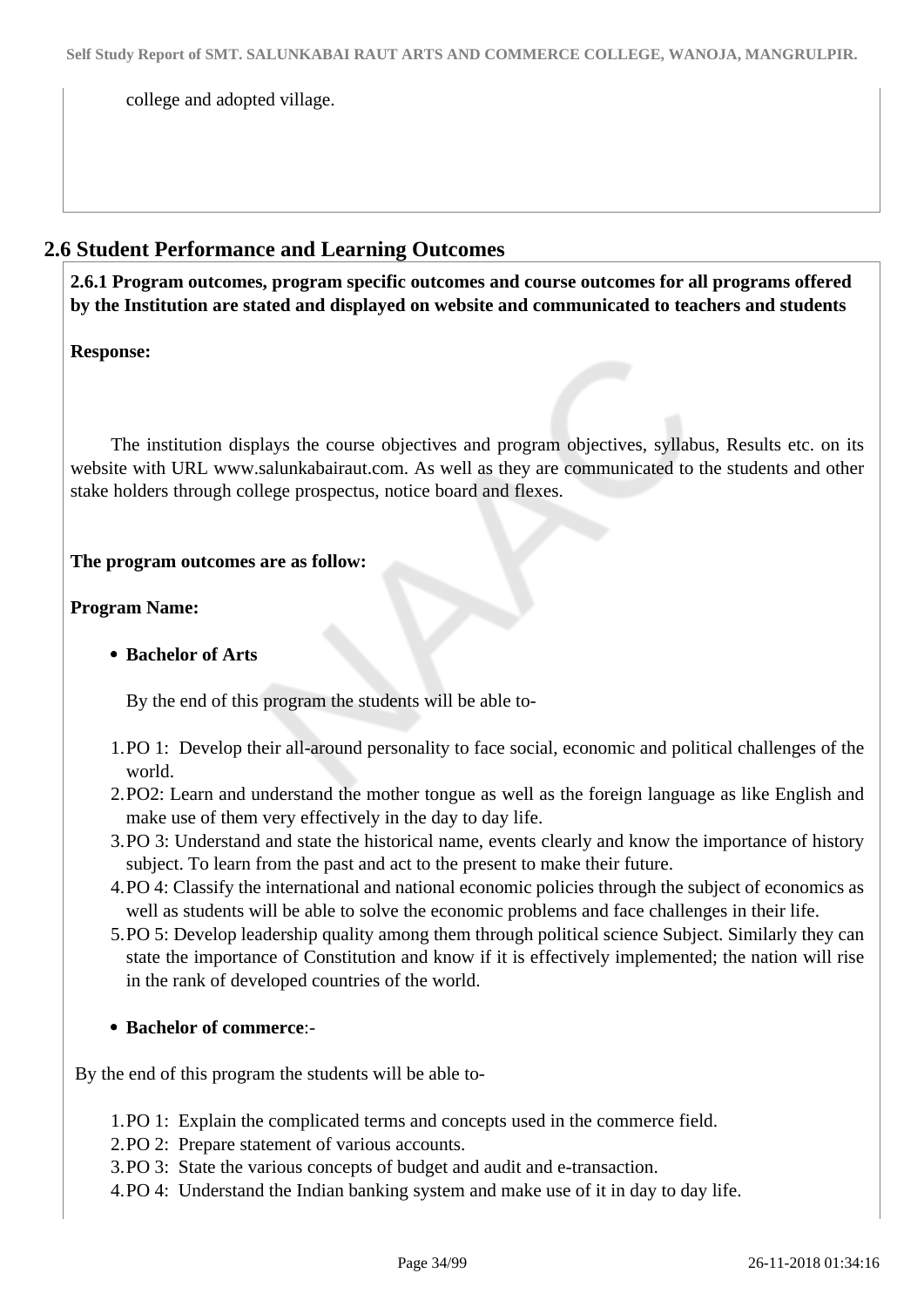college and adopted village.

## 2.6 Student Performance and Learning Outcomes

**2.6.1 Program outcomes, program specific outcomes and course outcomes for all programs offered by the Institution are stated and displayed on website and communicated to teachers and students**

**Response:**

The institution displays the course objectives and program objectives, syllabus, Results etc. on its website with URL www.salunkabairaut.com. As well as they are communicated to the students and other stake holders through college prospectus, notice board and flexes.

**The program outcomes are as follow:**

**Program Name:**

- **Bachelor of Arts**

  By the end of this program the students will be able to-

1. PO 1: Develop their all-around personality to face social, economic and political challenges of the world.
2. PO2: Learn and understand the mother tongue as well as the foreign language as like English and make use of them very effectively in the day to day life.
3. PO 3: Understand and state the historical name, events clearly and know the importance of history subject. To learn from the past and act to the present to make their future.
4. PO 4: Classify the international and national economic policies through the subject of economics as well as students will be able to solve the economic problems and face challenges in their life.
5. PO 5: Develop leadership quality among them through political science Subject. Similarly they can state the importance of Constitution and know if it is effectively implemented; the nation will rise in the rank of developed countries of the world.

- **Bachelor of commerce**:-

By the end of this program the students will be able to-

1. PO 1: Explain the complicated terms and concepts used in the commerce field.
2. PO 2: Prepare statement of various accounts.
3. PO 3: State the various concepts of budget and audit and e-transaction.
4. PO 4: Understand the Indian banking system and make use of it in day to day life.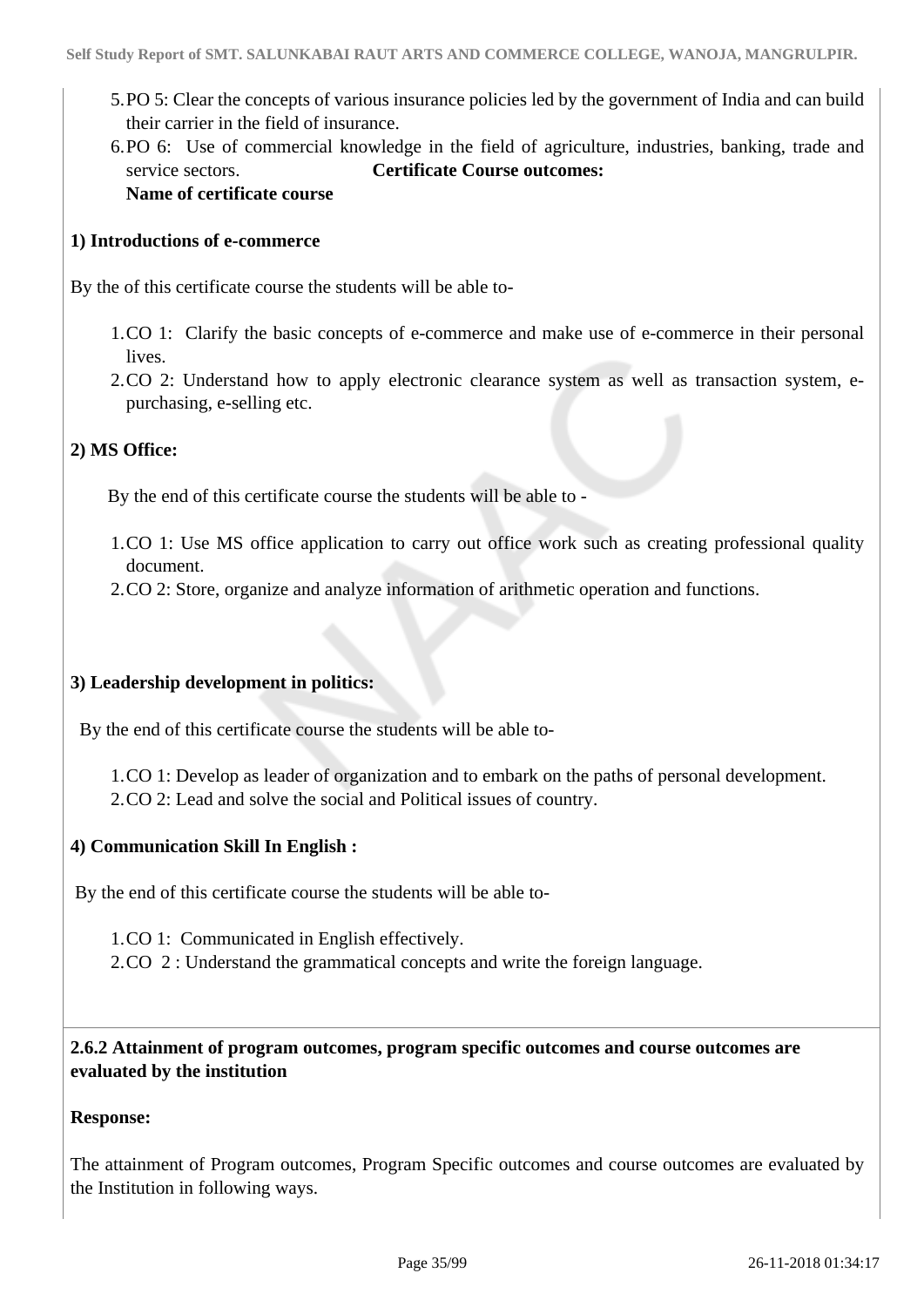5. PO 5: Clear the concepts of various insurance policies led by the government of India and can build their carrier in the field of insurance.
6. PO 6: Use of commercial knowledge in the field of agriculture, industries, banking, trade and service sectors. **Certificate Course outcomes:**
   **Name of certificate course**

**1) Introductions of e-commerce**

By the of this certificate course the students will be able to-

1. CO 1: Clarify the basic concepts of e-commerce and make use of e-commerce in their personal lives.
2. CO 2: Understand how to apply electronic clearance system as well as transaction system, e-purchasing, e-selling etc.

**2) MS Office:**

By the end of this certificate course the students will be able to -

1. CO 1: Use MS office application to carry out office work such as creating professional quality document.
2. CO 2: Store, organize and analyze information of arithmetic operation and functions.

**3) Leadership development in politics:**

By the end of this certificate course the students will be able to-

1. CO 1: Develop as leader of organization and to embark on the paths of personal development.
2. CO 2: Lead and solve the social and Political issues of country.

**4) Communication Skill In English :**

By the end of this certificate course the students will be able to-

1. CO 1: Communicated in English effectively.
2. CO 2 : Understand the grammatical concepts and write the foreign language.

**2.6.2 Attainment of program outcomes, program specific outcomes and course outcomes are evaluated by the institution**

**Response:**

The attainment of Program outcomes, Program Specific outcomes and course outcomes are evaluated by the Institution in following ways.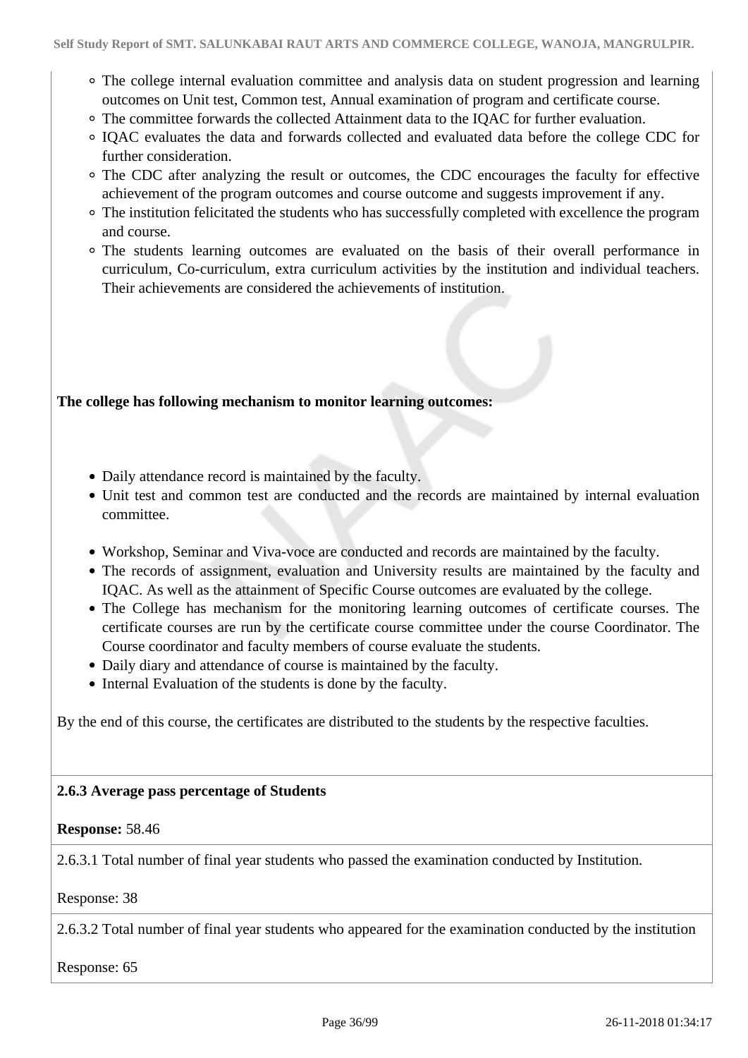- The college internal evaluation committee and analysis data on student progression and learning outcomes on Unit test, Common test, Annual examination of program and certificate course.
- The committee forwards the collected Attainment data to the IQAC for further evaluation.
- IQAC evaluates the data and forwards collected and evaluated data before the college CDC for further consideration.
- The CDC after analyzing the result or outcomes, the CDC encourages the faculty for effective achievement of the program outcomes and course outcome and suggests improvement if any.
- The institution felicitated the students who has successfully completed with excellence the program and course.
- The students learning outcomes are evaluated on the basis of their overall performance in curriculum, Co-curriculum, extra curriculum activities by the institution and individual teachers. Their achievements are considered the achievements of institution.

**The college has following mechanism to monitor learning outcomes:**

- Daily attendance record is maintained by the faculty.
- Unit test and common test are conducted and the records are maintained by internal evaluation committee.
- Workshop, Seminar and Viva-voce are conducted and records are maintained by the faculty.
- The records of assignment, evaluation and University results are maintained by the faculty and IQAC. As well as the attainment of Specific Course outcomes are evaluated by the college.
- The College has mechanism for the monitoring learning outcomes of certificate courses. The certificate courses are run by the certificate course committee under the course Coordinator. The Course coordinator and faculty members of course evaluate the students.
- Daily diary and attendance of course is maintained by the faculty.
- Internal Evaluation of the students is done by the faculty.

By the end of this course, the certificates are distributed to the students by the respective faculties.

**2.6.3 Average pass percentage of Students**

**Response:** 58.46

2.6.3.1 Total number of final year students who passed the examination conducted by Institution.

Response: 38

2.6.3.2 Total number of final year students who appeared for the examination conducted by the institution

Response: 65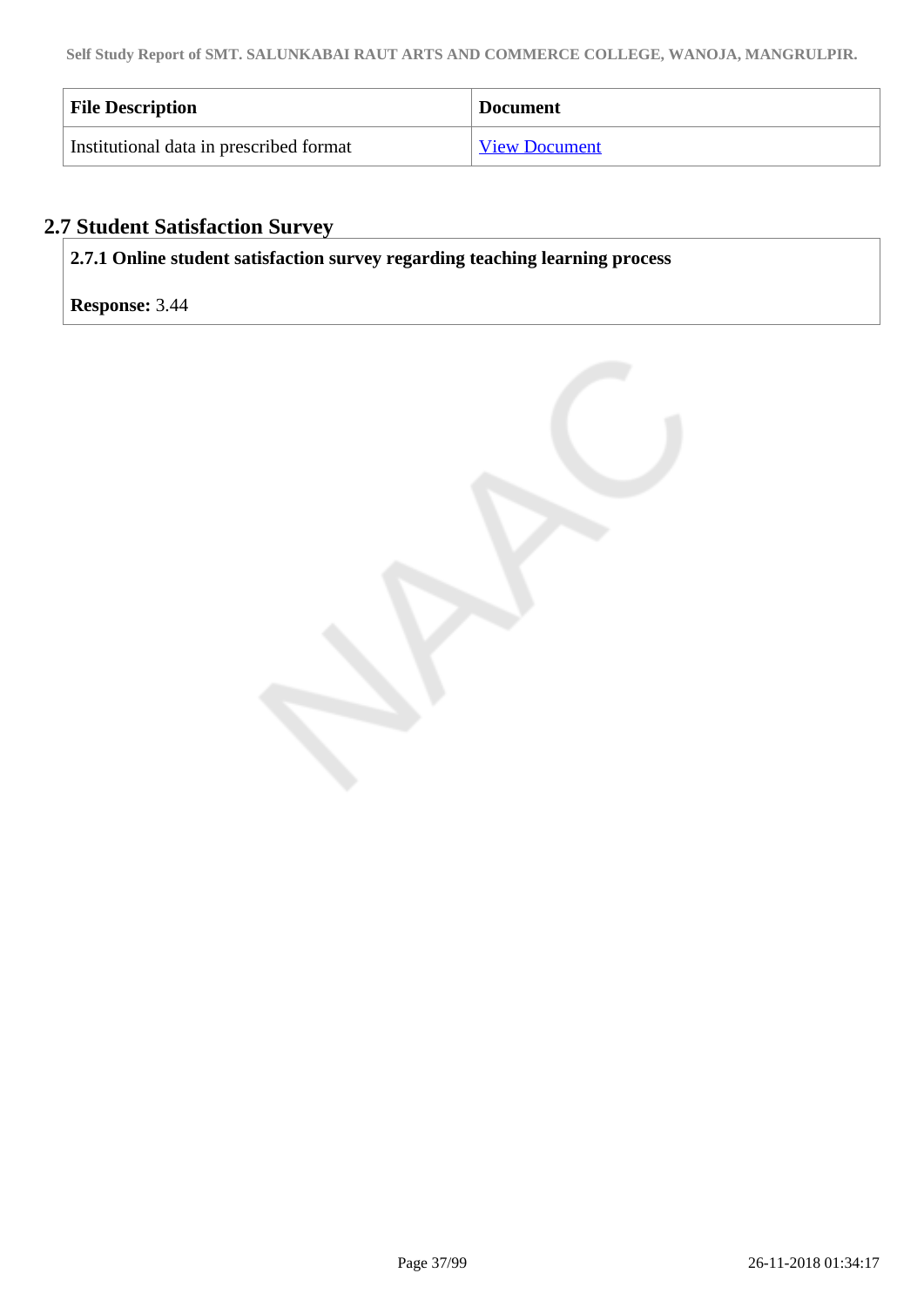| File Description | Document |
| --- | --- |
| Institutional data in prescribed format | View Document |

## 2.7 Student Satisfaction Survey

**2.7.1 Online student satisfaction survey regarding teaching learning process**

**Response:** 3.44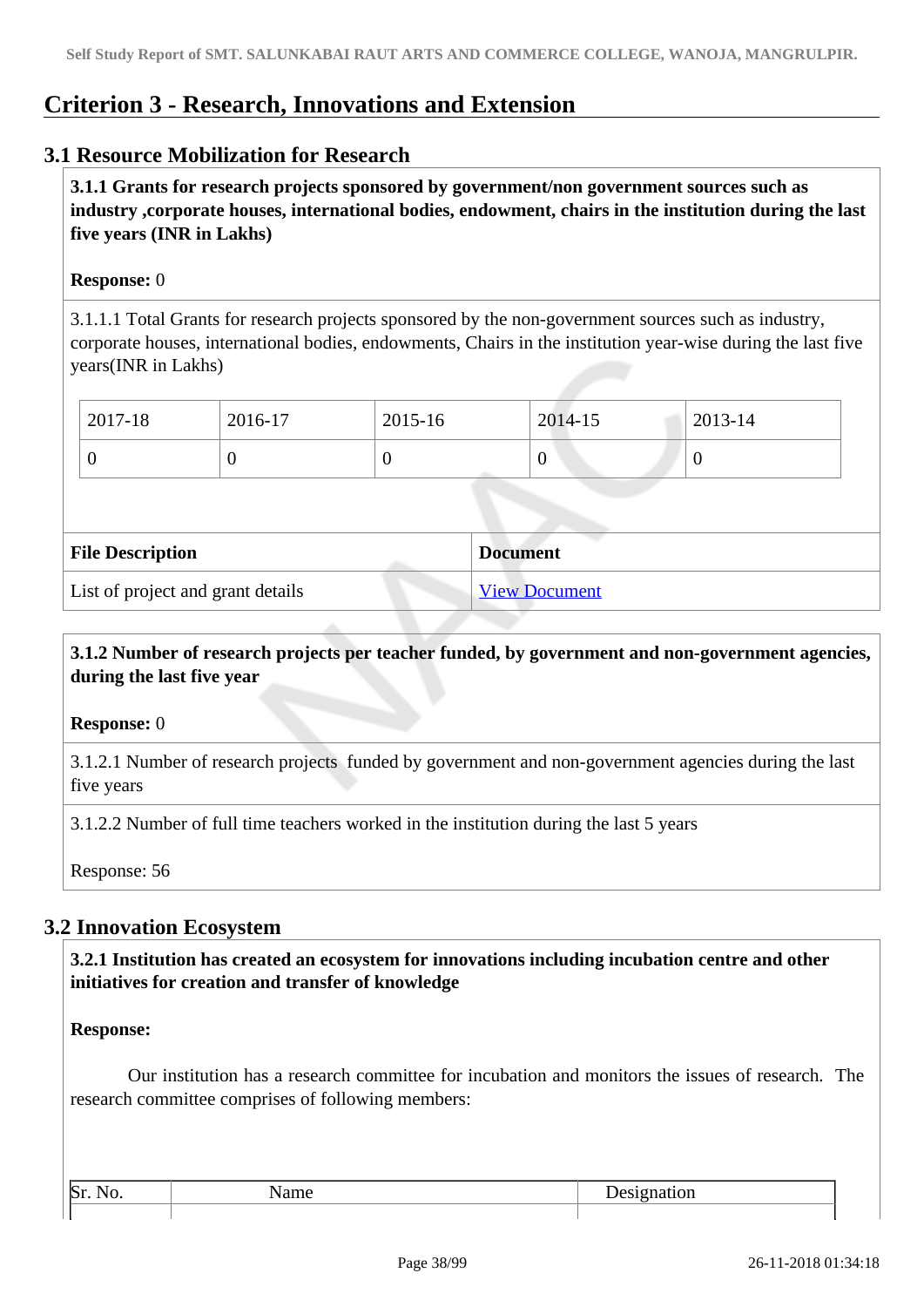# Criterion 3 - Research, Innovations and Extension

## 3.1 Resource Mobilization for Research

**3.1.1 Grants for research projects sponsored by government/non government sources such as industry ,corporate houses, international bodies, endowment, chairs in the institution during the last five years (INR in Lakhs)**

**Response:** 0

3.1.1.1 Total Grants for research projects sponsored by the non-government sources such as industry, corporate houses, international bodies, endowments, Chairs in the institution year-wise during the last five years(INR in Lakhs)

| 2017-18 | 2016-17 | 2015-16 | 2014-15 | 2013-14 |
|---|---|---|---|---|
| 0 | 0 | 0 | 0 | 0 |

| File Description | Document |
|---|---|
| List of project and grant details | View Document |

**3.1.2 Number of research projects per teacher funded, by government and non-government agencies, during the last five year**

**Response:** 0

3.1.2.1 Number of research projects funded by government and non-government agencies during the last five years

3.1.2.2 Number of full time teachers worked in the institution during the last 5 years

Response: 56

## 3.2 Innovation Ecosystem

**3.2.1 Institution has created an ecosystem for innovations including incubation centre and other initiatives for creation and transfer of knowledge**

**Response:**

Our institution has a research committee for incubation and monitors the issues of research. The research committee comprises of following members:

| Sr. No. | Name | Designation |
|---|---|---|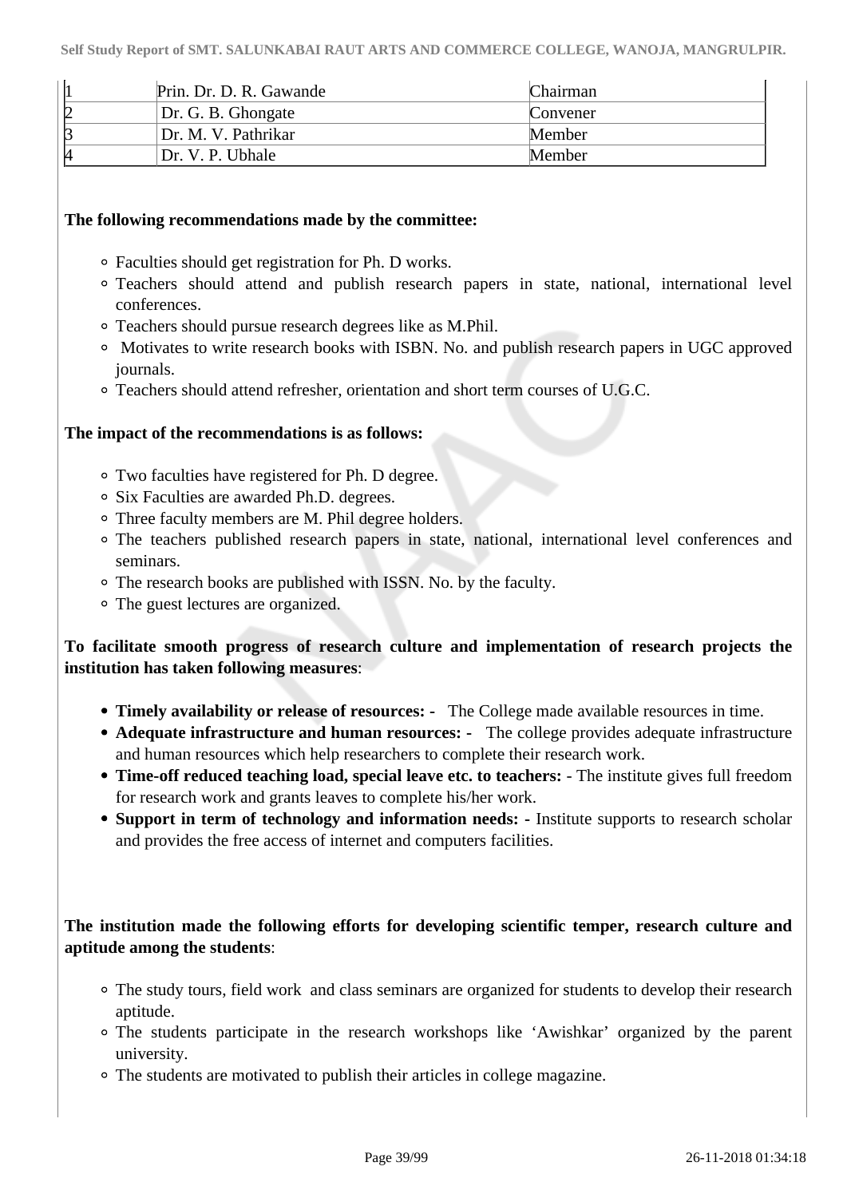| | | |
|---|---|---|
| 1 | Prin. Dr. D. R. Gawande | Chairman |
| 2 | Dr. G. B. Ghongate | Convener |
| 3 | Dr. M. V. Pathrikar | Member |
| 4 | Dr. V. P. Ubhale | Member |

**The following recommendations made by the committee:**

- Faculties should get registration for Ph. D works.
- Teachers should attend and publish research papers in state, national, international level conferences.
- Teachers should pursue research degrees like as M.Phil.
- Motivates to write research books with ISBN. No. and publish research papers in UGC approved journals.
- Teachers should attend refresher, orientation and short term courses of U.G.C.

**The impact of the recommendations is as follows:**

- Two faculties have registered for Ph. D degree.
- Six Faculties are awarded Ph.D. degrees.
- Three faculty members are M. Phil degree holders.
- The teachers published research papers in state, national, international level conferences and seminars.
- The research books are published with ISSN. No. by the faculty.
- The guest lectures are organized.

**To facilitate smooth progress of research culture and implementation of research projects the institution has taken following measures**:

- **Timely availability or release of resources: -** The College made available resources in time.
- **Adequate infrastructure and human resources: -** The college provides adequate infrastructure and human resources which help researchers to complete their research work.
- **Time-off reduced teaching load, special leave etc. to teachers: -** The institute gives full freedom for research work and grants leaves to complete his/her work.
- **Support in term of technology and information needs: -** Institute supports to research scholar and provides the free access of internet and computers facilities.

**The institution made the following efforts for developing scientific temper, research culture and aptitude among the students**:

- The study tours, field work and class seminars are organized for students to develop their research aptitude.
- The students participate in the research workshops like 'Awishkar' organized by the parent university.
- The students are motivated to publish their articles in college magazine.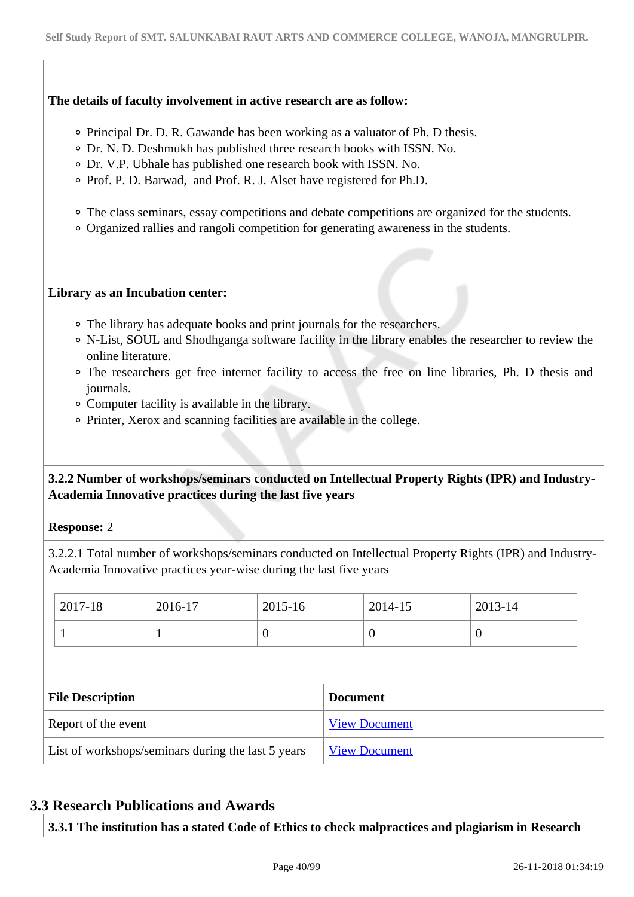**The details of faculty involvement in active research are as follow:**

- Principal Dr. D. R. Gawande has been working as a valuator of Ph. D thesis.
- Dr. N. D. Deshmukh has published three research books with ISSN. No.
- Dr. V.P. Ubhale has published one research book with ISSN. No.
- Prof. P. D. Barwad, and Prof. R. J. Alset have registered for Ph.D.

- The class seminars, essay competitions and debate competitions are organized for the students.
- Organized rallies and rangoli competition for generating awareness in the students.

**Library as an Incubation center:**

- The library has adequate books and print journals for the researchers.
- N-List, SOUL and Shodhganga software facility in the library enables the researcher to review the online literature.
- The researchers get free internet facility to access the free on line libraries, Ph. D thesis and journals.
- Computer facility is available in the library.
- Printer, Xerox and scanning facilities are available in the college.

**3.2.2 Number of workshops/seminars conducted on Intellectual Property Rights (IPR) and Industry-Academia Innovative practices during the last five years**

**Response:** 2

3.2.2.1 Total number of workshops/seminars conducted on Intellectual Property Rights (IPR) and Industry-Academia Innovative practices year-wise during the last five years

| 2017-18 | 2016-17 | 2015-16 | 2014-15 | 2013-14 |
|---|---|---|---|---|
| 1 | 1 | 0 | 0 | 0 |

| File Description | Document |
|---|---|
| Report of the event | View Document |
| List of workshops/seminars during the last 5 years | View Document |

## 3.3 Research Publications and Awards

**3.3.1 The institution has a stated Code of Ethics to check malpractices and plagiarism in Research**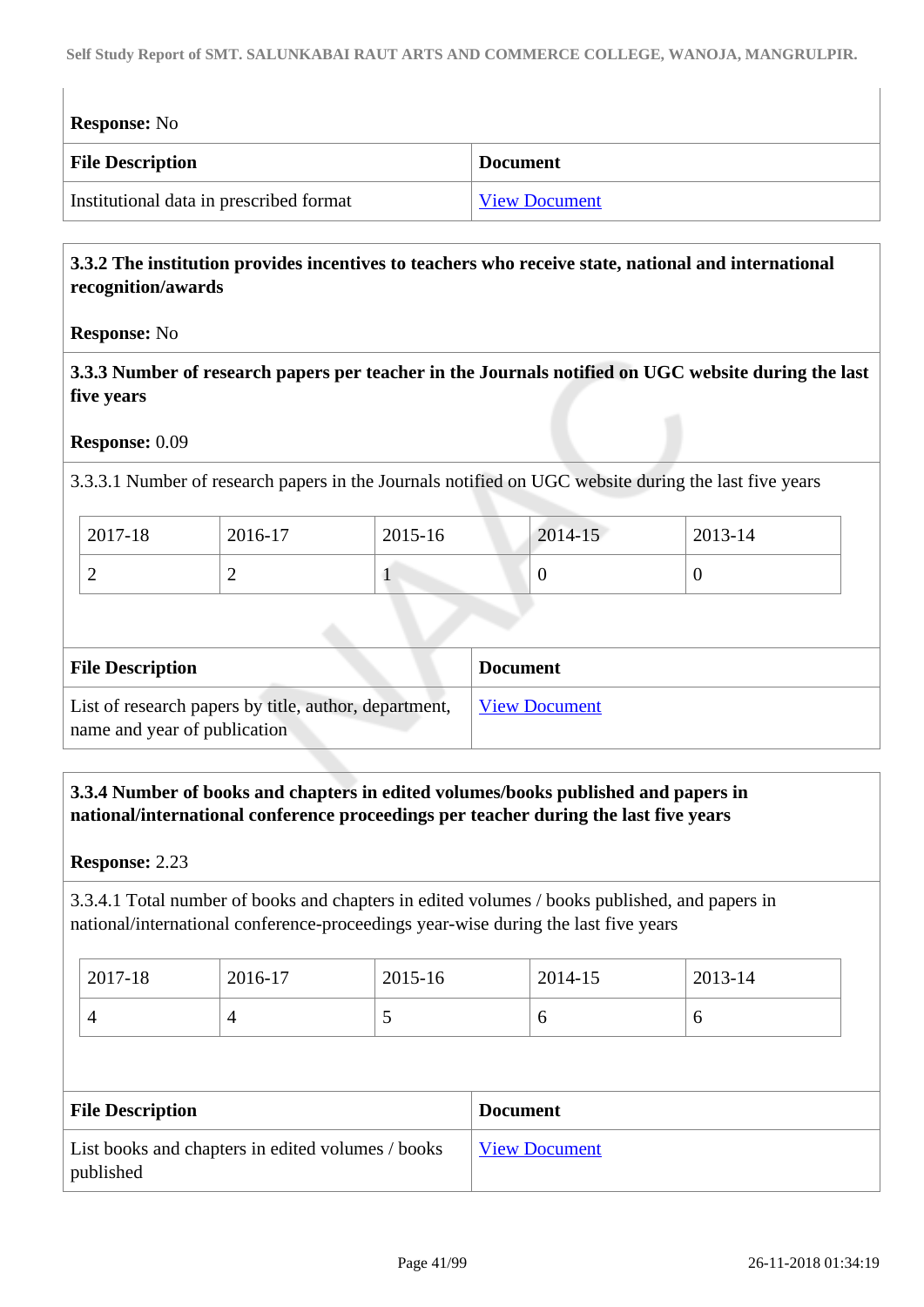**Response:** No

| File Description | Document |
| --- | --- |
| Institutional data in prescribed format | View Document |

**3.3.2 The institution provides incentives to teachers who receive state, national and international recognition/awards**

**Response:** No

**3.3.3 Number of research papers per teacher in the Journals notified on UGC website during the last five years**

**Response:** 0.09

3.3.3.1 Number of research papers in the Journals notified on UGC website during the last five years

| 2017-18 | 2016-17 | 2015-16 | 2014-15 | 2013-14 |
| --- | --- | --- | --- | --- |
| 2 | 2 | 1 | 0 | 0 |

| File Description | Document |
| --- | --- |
| List of research papers by title, author, department, name and year of publication | View Document |

**3.3.4 Number of books and chapters in edited volumes/books published and papers in national/international conference proceedings per teacher during the last five years**

**Response:** 2.23

3.3.4.1 Total number of books and chapters in edited volumes / books published, and papers in national/international conference-proceedings year-wise during the last five years

| 2017-18 | 2016-17 | 2015-16 | 2014-15 | 2013-14 |
| --- | --- | --- | --- | --- |
| 4 | 4 | 5 | 6 | 6 |

| File Description | Document |
| --- | --- |
| List books and chapters in edited volumes / books published | View Document |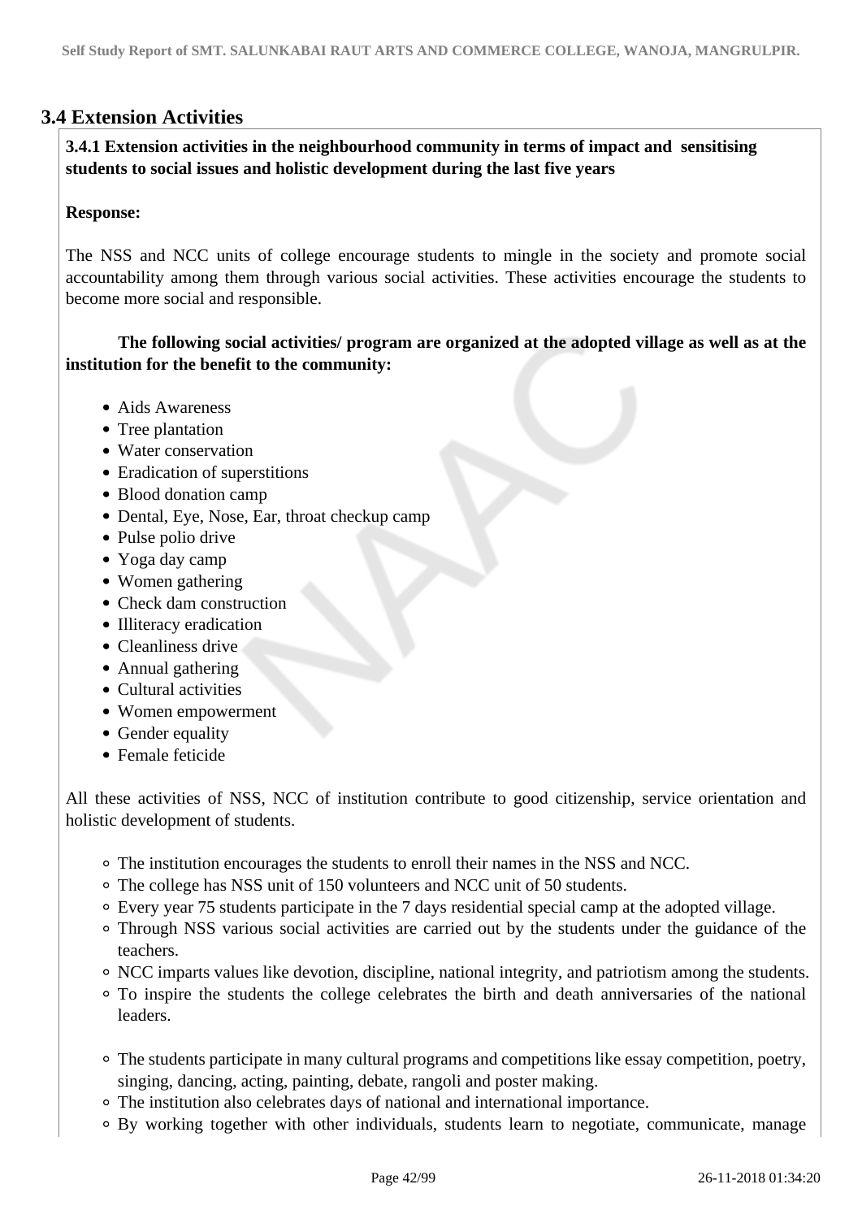## 3.4 Extension Activities

**3.4.1 Extension activities in the neighbourhood community in terms of impact and sensitising students to social issues and holistic development during the last five years**

**Response:**

The NSS and NCC units of college encourage students to mingle in the society and promote social accountability among them through various social activities. These activities encourage the students to become more social and responsible.

**The following social activities/ program are organized at the adopted village as well as at the institution for the benefit to the community:**

- Aids Awareness
- Tree plantation
- Water conservation
- Eradication of superstitions
- Blood donation camp
- Dental, Eye, Nose, Ear, throat checkup camp
- Pulse polio drive
- Yoga day camp
- Women gathering
- Check dam construction
- Illiteracy eradication
- Cleanliness drive
- Annual gathering
- Cultural activities
- Women empowerment
- Gender equality
- Female feticide

All these activities of NSS, NCC of institution contribute to good citizenship, service orientation and holistic development of students.

- The institution encourages the students to enroll their names in the NSS and NCC.
- The college has NSS unit of 150 volunteers and NCC unit of 50 students.
- Every year 75 students participate in the 7 days residential special camp at the adopted village.
- Through NSS various social activities are carried out by the students under the guidance of the teachers.
- NCC imparts values like devotion, discipline, national integrity, and patriotism among the students.
- To inspire the students the college celebrates the birth and death anniversaries of the national leaders.

- The students participate in many cultural programs and competitions like essay competition, poetry, singing, dancing, acting, painting, debate, rangoli and poster making.
- The institution also celebrates days of national and international importance.
- By working together with other individuals, students learn to negotiate, communicate, manage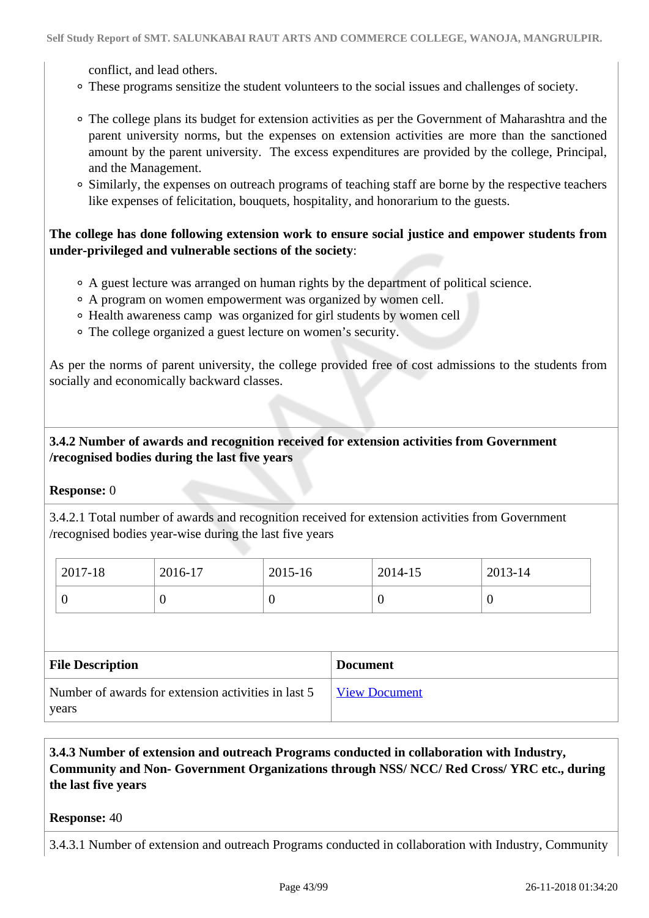conflict, and lead others.

- These programs sensitize the student volunteers to the social issues and challenges of society.
- The college plans its budget for extension activities as per the Government of Maharashtra and the parent university norms, but the expenses on extension activities are more than the sanctioned amount by the parent university. The excess expenditures are provided by the college, Principal, and the Management.
- Similarly, the expenses on outreach programs of teaching staff are borne by the respective teachers like expenses of felicitation, bouquets, hospitality, and honorarium to the guests.

**The college has done following extension work to ensure social justice and empower students from under-privileged and vulnerable sections of the society**:

- A guest lecture was arranged on human rights by the department of political science.
- A program on women empowerment was organized by women cell.
- Health awareness camp was organized for girl students by women cell
- The college organized a guest lecture on women's security.

As per the norms of parent university, the college provided free of cost admissions to the students from socially and economically backward classes.

**3.4.2 Number of awards and recognition received for extension activities from Government /recognised bodies during the last five years**

**Response:** 0

3.4.2.1 Total number of awards and recognition received for extension activities from Government /recognised bodies year-wise during the last five years

| 2017-18 | 2016-17 | 2015-16 | 2014-15 | 2013-14 |
|---|---|---|---|---|
| 0 | 0 | 0 | 0 | 0 |

| File Description | Document |
|---|---|
| Number of awards for extension activities in last 5 years | View Document |

**3.4.3 Number of extension and outreach Programs conducted in collaboration with Industry, Community and Non- Government Organizations through NSS/ NCC/ Red Cross/ YRC etc., during the last five years**

**Response:** 40

3.4.3.1 Number of extension and outreach Programs conducted in collaboration with Industry, Community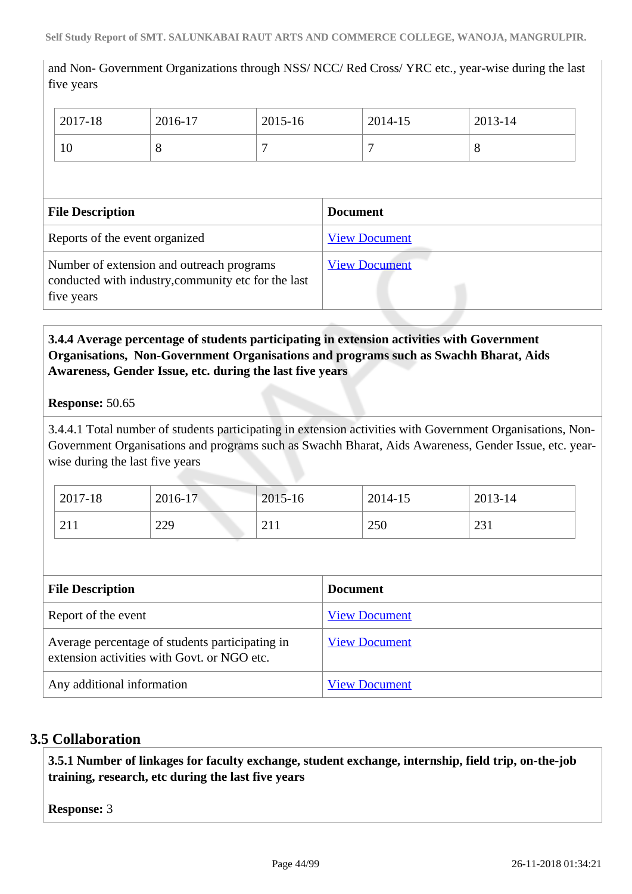and Non- Government Organizations through NSS/ NCC/ Red Cross/ YRC etc., year-wise during the last five years

| 2017-18 | 2016-17 | 2015-16 | 2014-15 | 2013-14 |
|---|---|---|---|---|
| 10 | 8 | 7 | 7 | 8 |

| File Description | Document |
|---|---|
| Reports of the event organized | View Document |
| Number of extension and outreach programs conducted with industry,community etc for the last five years | View Document |

**3.4.4 Average percentage of students participating in extension activities with Government Organisations, Non-Government Organisations and programs such as Swachh Bharat, Aids Awareness, Gender Issue, etc. during the last five years**

**Response:** 50.65

3.4.4.1 Total number of students participating in extension activities with Government Organisations, Non-Government Organisations and programs such as Swachh Bharat, Aids Awareness, Gender Issue, etc. year-wise during the last five years

| 2017-18 | 2016-17 | 2015-16 | 2014-15 | 2013-14 |
|---|---|---|---|---|
| 211 | 229 | 211 | 250 | 231 |

| File Description | Document |
|---|---|
| Report of the event | View Document |
| Average percentage of students participating in extension activities with Govt. or NGO etc. | View Document |
| Any additional information | View Document |

## 3.5 Collaboration

**3.5.1 Number of linkages for faculty exchange, student exchange, internship, field trip, on-the-job training, research, etc during the last five years**

**Response:** 3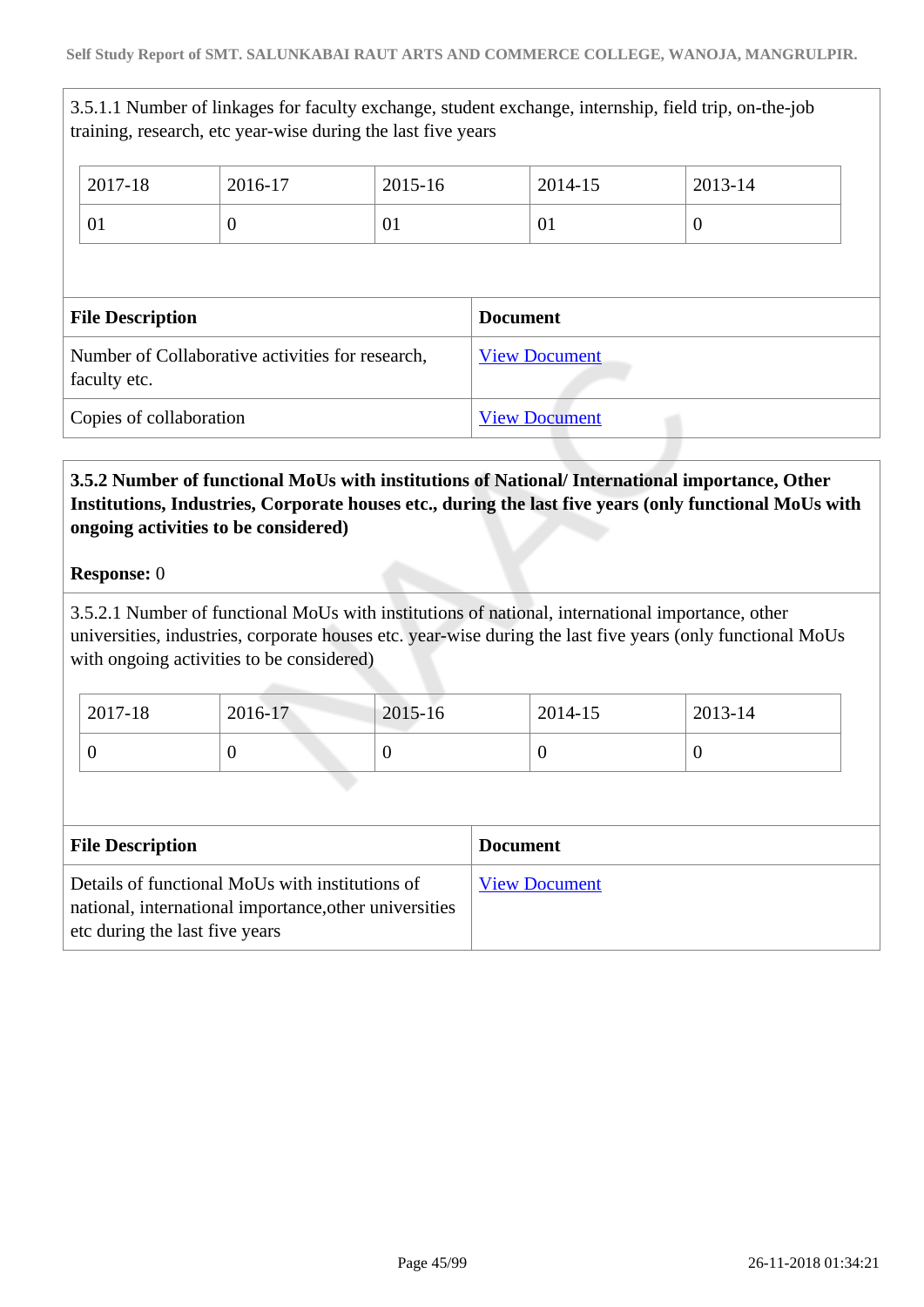3.5.1.1 Number of linkages for faculty exchange, student exchange, internship, field trip, on-the-job training, research, etc year-wise during the last five years

| 2017-18 | 2016-17 | 2015-16 | 2014-15 | 2013-14 |
|---|---|---|---|---|
| 01 | 0 | 01 | 01 | 0 |

| File Description | Document |
|---|---|
| Number of Collaborative activities for research, faculty etc. | View Document |
| Copies of collaboration | View Document |

**3.5.2 Number of functional MoUs with institutions of National/ International importance, Other Institutions, Industries, Corporate houses etc., during the last five years (only functional MoUs with ongoing activities to be considered)**

**Response:** 0

3.5.2.1 Number of functional MoUs with institutions of national, international importance, other universities, industries, corporate houses etc. year-wise during the last five years (only functional MoUs with ongoing activities to be considered)

| 2017-18 | 2016-17 | 2015-16 | 2014-15 | 2013-14 |
|---|---|---|---|---|
| 0 | 0 | 0 | 0 | 0 |

| File Description | Document |
|---|---|
| Details of functional MoUs with institutions of national, international importance,other universities etc during the last five years | View Document |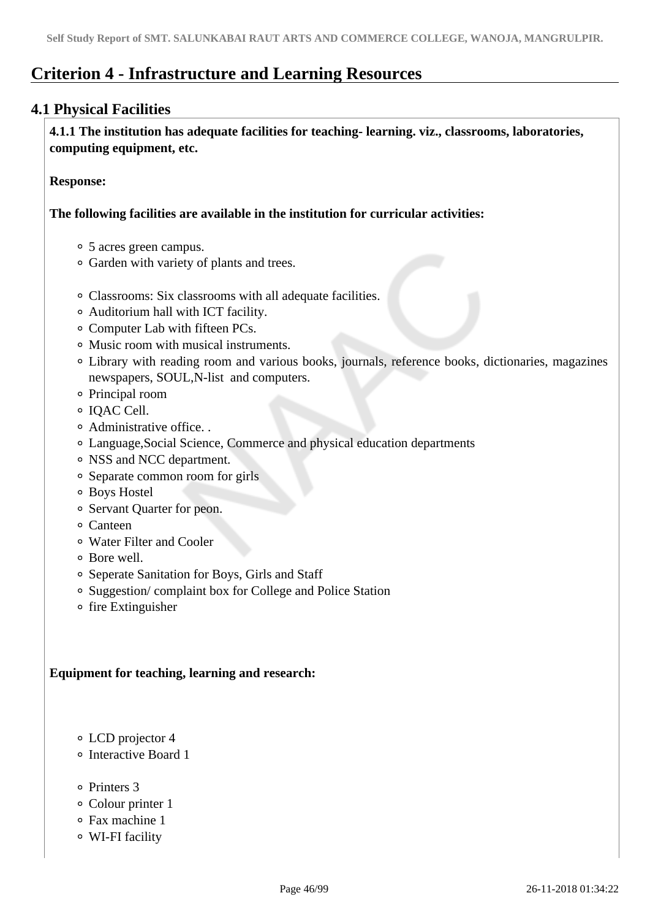# Criterion 4 - Infrastructure and Learning Resources

## 4.1 Physical Facilities

**4.1.1 The institution has adequate facilities for teaching- learning. viz., classrooms, laboratories, computing equipment, etc.**

**Response:**

**The following facilities are available in the institution for curricular activities:**

- 5 acres green campus.
- Garden with variety of plants and trees.

- Classrooms: Six classrooms with all adequate facilities.
- Auditorium hall with ICT facility.
- Computer Lab with fifteen PCs.
- Music room with musical instruments.
- Library with reading room and various books, journals, reference books, dictionaries, magazines newspapers, SOUL,N-list and computers.
- Principal room
- IQAC Cell.
- Administrative office. .
- Language,Social Science, Commerce and physical education departments
- NSS and NCC department.
- Separate common room for girls
- Boys Hostel
- Servant Quarter for peon.
- Canteen
- Water Filter and Cooler
- Bore well.
- Seperate Sanitation for Boys, Girls and Staff
- Suggestion/ complaint box for College and Police Station
- fire Extinguisher

**Equipment for teaching, learning and research:**

- LCD projector 4
- Interactive Board 1

- Printers 3
- Colour printer 1
- Fax machine 1
- WI-FI facility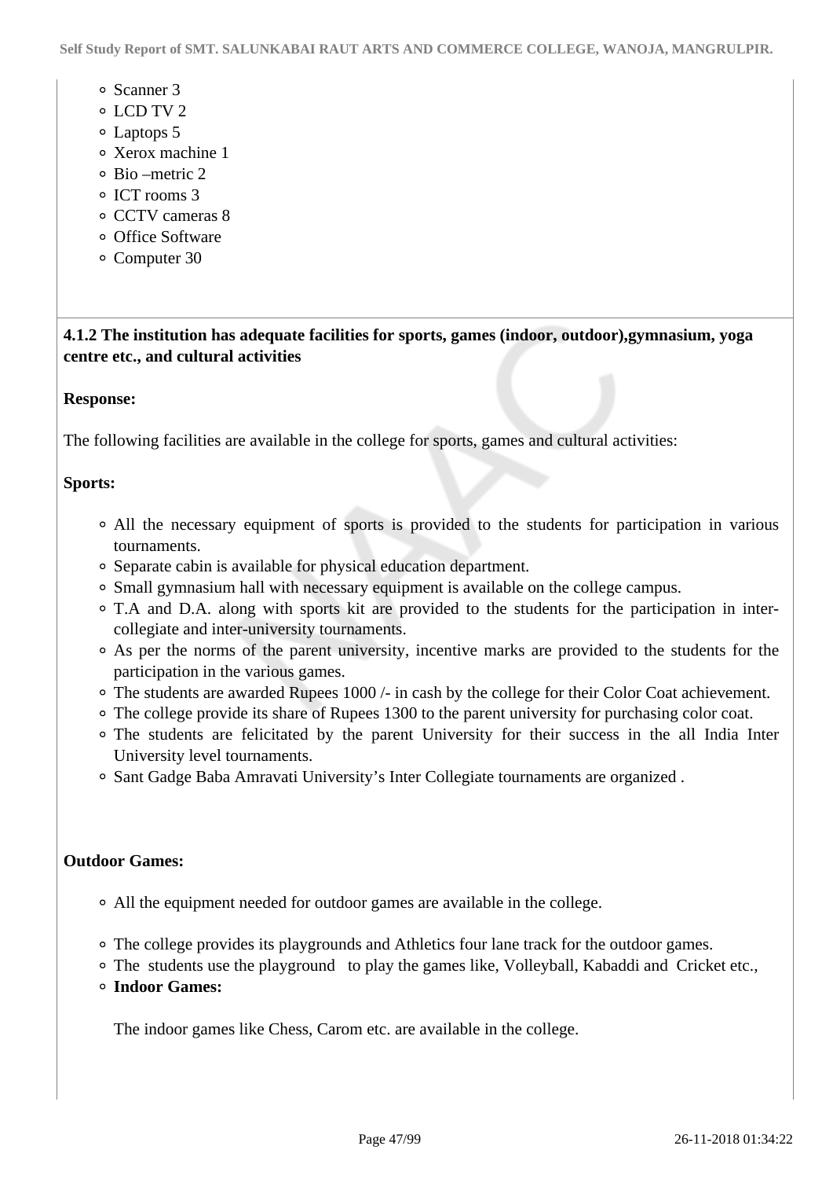- Scanner 3
- LCD TV 2
- Laptops 5
- Xerox machine 1
- Bio –metric 2
- ICT rooms 3
- CCTV cameras 8
- Office Software
- Computer 30

**4.1.2 The institution has adequate facilities for sports, games (indoor, outdoor),gymnasium, yoga centre etc., and cultural activities**

**Response:**

The following facilities are available in the college for sports, games and cultural activities:

**Sports:**

- All the necessary equipment of sports is provided to the students for participation in various tournaments.
- Separate cabin is available for physical education department.
- Small gymnasium hall with necessary equipment is available on the college campus.
- T.A and D.A. along with sports kit are provided to the students for the participation in inter-collegiate and inter-university tournaments.
- As per the norms of the parent university, incentive marks are provided to the students for the participation in the various games.
- The students are awarded Rupees 1000 /- in cash by the college for their Color Coat achievement.
- The college provide its share of Rupees 1300 to the parent university for purchasing color coat.
- The students are felicitated by the parent University for their success in the all India Inter University level tournaments.
- Sant Gadge Baba Amravati University's Inter Collegiate tournaments are organized .

**Outdoor Games:**

- All the equipment needed for outdoor games are available in the college.
- The college provides its playgrounds and Athletics four lane track for the outdoor games.
- The students use the playground to play the games like, Volleyball, Kabaddi and Cricket etc.,
- **Indoor Games:**

  The indoor games like Chess, Carom etc. are available in the college.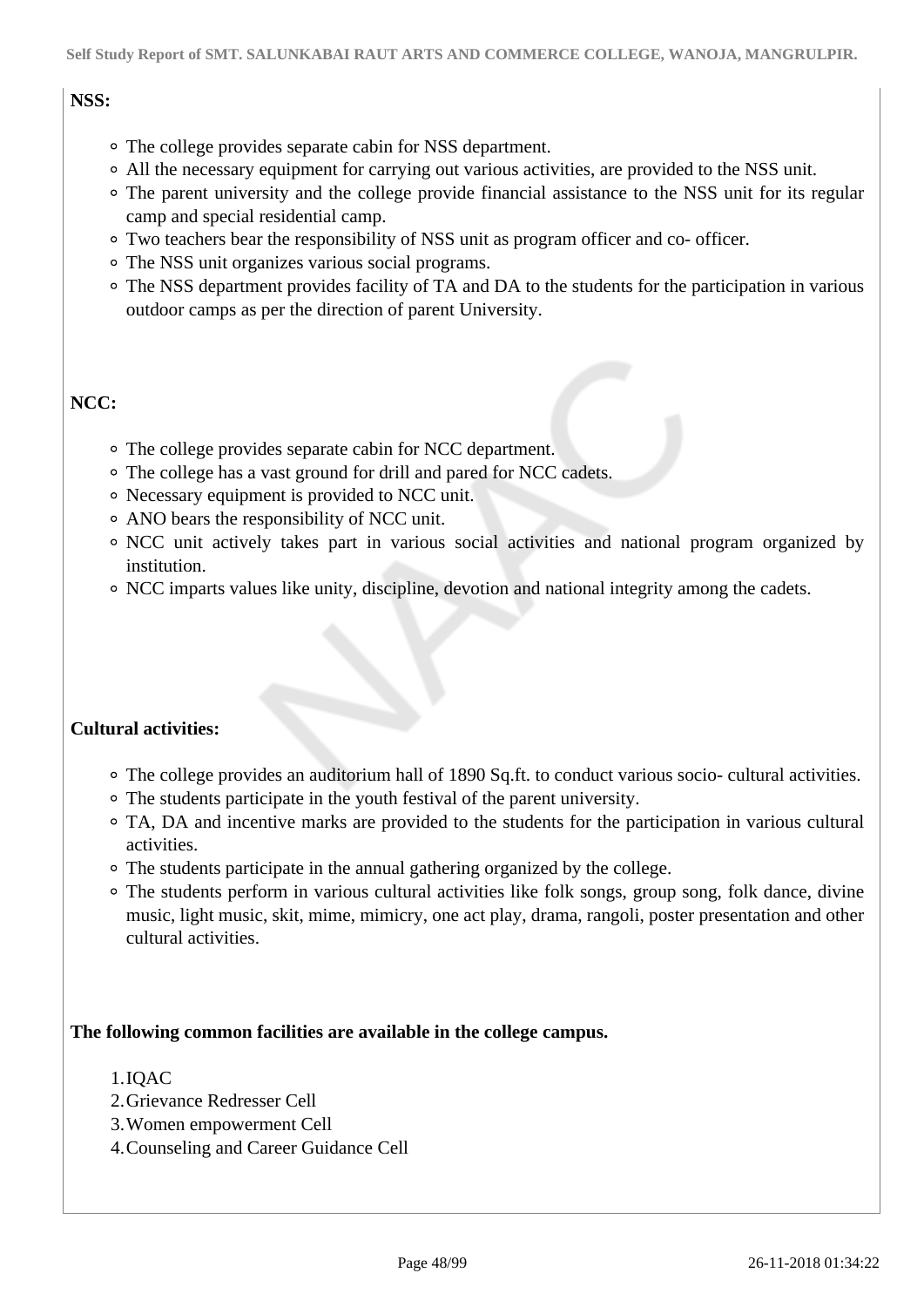**NSS:**

- The college provides separate cabin for NSS department.
- All the necessary equipment for carrying out various activities, are provided to the NSS unit.
- The parent university and the college provide financial assistance to the NSS unit for its regular camp and special residential camp.
- Two teachers bear the responsibility of NSS unit as program officer and co- officer.
- The NSS unit organizes various social programs.
- The NSS department provides facility of TA and DA to the students for the participation in various outdoor camps as per the direction of parent University.

**NCC:**

- The college provides separate cabin for NCC department.
- The college has a vast ground for drill and pared for NCC cadets.
- Necessary equipment is provided to NCC unit.
- ANO bears the responsibility of NCC unit.
- NCC unit actively takes part in various social activities and national program organized by institution.
- NCC imparts values like unity, discipline, devotion and national integrity among the cadets.

**Cultural activities:**

- The college provides an auditorium hall of 1890 Sq.ft. to conduct various socio- cultural activities.
- The students participate in the youth festival of the parent university.
- TA, DA and incentive marks are provided to the students for the participation in various cultural activities.
- The students participate in the annual gathering organized by the college.
- The students perform in various cultural activities like folk songs, group song, folk dance, divine music, light music, skit, mime, mimicry, one act play, drama, rangoli, poster presentation and other cultural activities.

**The following common facilities are available in the college campus.**

1. IQAC
2. Grievance Redresser Cell
3. Women empowerment Cell
4. Counseling and Career Guidance Cell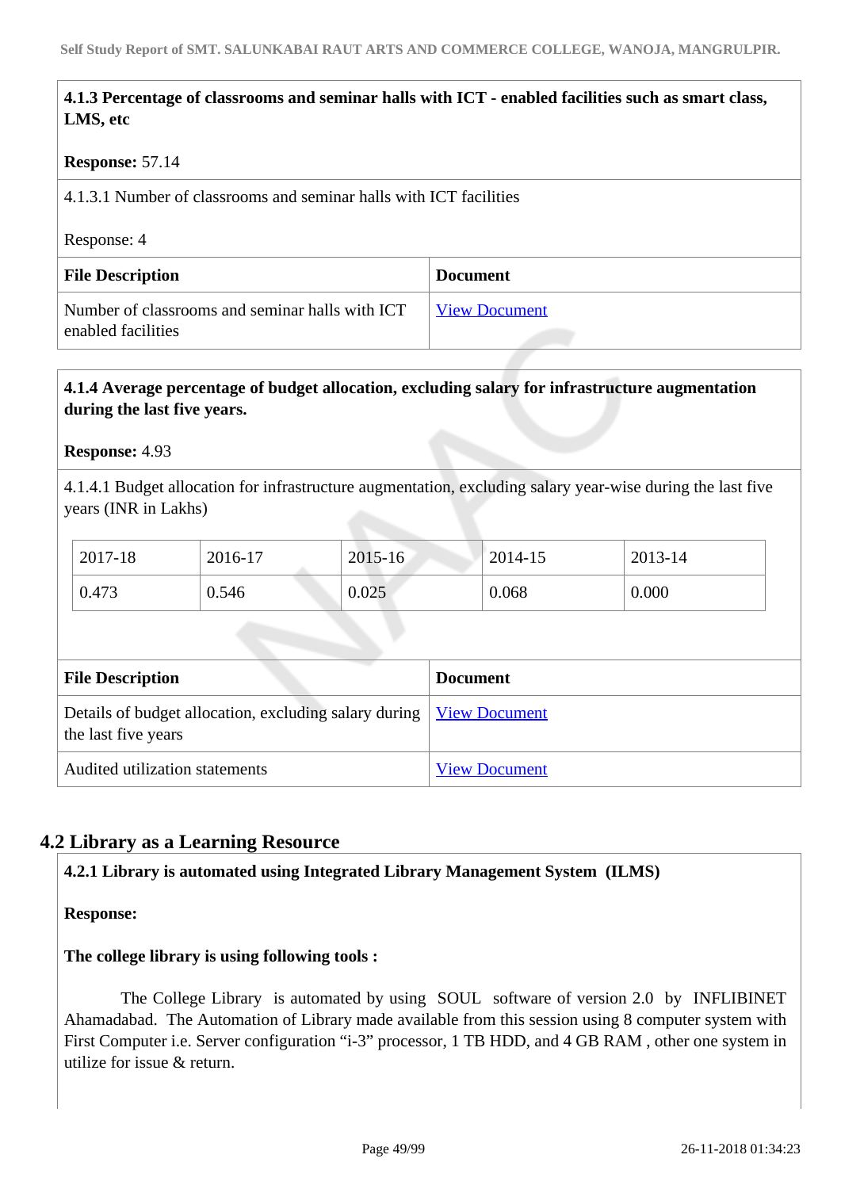**4.1.3 Percentage of classrooms and seminar halls with ICT - enabled facilities such as smart class, LMS, etc**

**Response:** 57.14

4.1.3.1 Number of classrooms and seminar halls with ICT facilities

Response: 4

| File Description | Document |
|---|---|
| Number of classrooms and seminar halls with ICT enabled facilities | View Document |

**4.1.4 Average percentage of budget allocation, excluding salary for infrastructure augmentation during the last five years.**

**Response:** 4.93

4.1.4.1 Budget allocation for infrastructure augmentation, excluding salary year-wise during the last five years (INR in Lakhs)

| 2017-18 | 2016-17 | 2015-16 | 2014-15 | 2013-14 |
|---|---|---|---|---|
| 0.473 | 0.546 | 0.025 | 0.068 | 0.000 |

| File Description | Document |
|---|---|
| Details of budget allocation, excluding salary during the last five years | View Document |
| Audited utilization statements | View Document |

## 4.2 Library as a Learning Resource

**4.2.1 Library is automated using Integrated Library Management System (ILMS)**

**Response:**

**The college library is using following tools :**

The College Library is automated by using SOUL software of version 2.0 by INFLIBINET Ahamadabad. The Automation of Library made available from this session using 8 computer system with First Computer i.e. Server configuration “i-3” processor, 1 TB HDD, and 4 GB RAM , other one system in utilize for issue & return.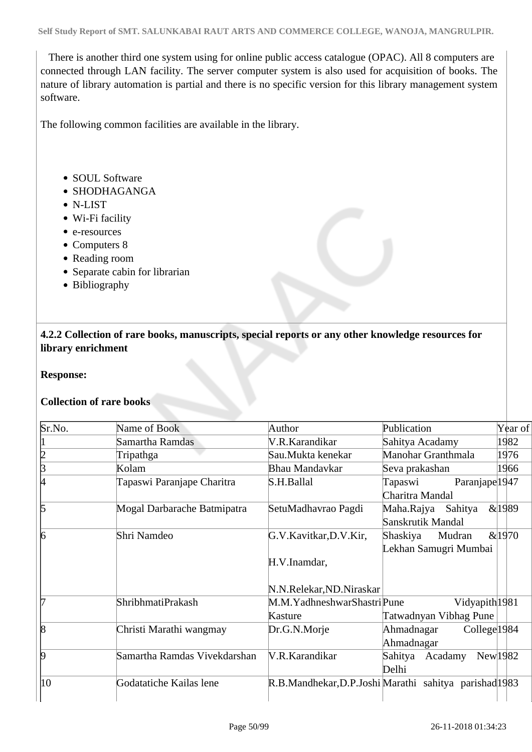There is another third one system using for online public access catalogue (OPAC). All 8 computers are connected through LAN facility. The server computer system is also used for acquisition of books. The nature of library automation is partial and there is no specific version for this library management system software.

The following common facilities are available in the library.

- SOUL Software
- SHODHAGANGA
- N-LIST
- Wi-Fi facility
- e-resources
- Computers 8
- Reading room
- Separate cabin for librarian
- Bibliography

**4.2.2 Collection of rare books, manuscripts, special reports or any other knowledge resources for library enrichment**

**Response:**

**Collection of rare books**

| Sr.No. | Name of Book | Author | Publication | Year of |
|---|---|---|---|---|
| 1 | Samartha Ramdas | V.R.Karandikar | Sahitya Acadamy | 1982 |
| 2 | Tripathga | Sau.Mukta kenekar | Manohar Granthmala | 1976 |
| 3 | Kolam | Bhau Mandavkar | Seva prakashan | 1966 |
| 4 | Tapaswi Paranjape Charitra | S.H.Ballal | Tapaswi Paranjape Charitra Mandal | 1947 |
| 5 | Mogal Darbarache Batmipatra | SetuMadhavrao Pagdi | Maha.Rajya Sahitya & Sanskrutik Mandal | 1989 |
| 6 | Shri Namdeo | G.V.Kavitkar,D.V.Kir, H.V.Inamdar, N.N.Relekar,ND.Niraskar | Shaskiya Mudran & Lekhan Samugri Mumbai | 1970 |
| 7 | ShribhmatiPrakash | M.M.YadhneshwarShastri Kasture | Pune Vidyapith Tatwadnyan Vibhag Pune | 1981 |
| 8 | Christi Marathi wangmay | Dr.G.N.Morje | Ahmadnagar College Ahmadnagar | 1984 |
| 9 | Samartha Ramdas Vivekdarshan | V.R.Karandikar | Sahitya Acadamy New Delhi | 1982 |
| 10 | Godatatiche Kailas lene | R.B.Mandhekar,D.P.Joshi | Marathi sahitya parishad | 1983 |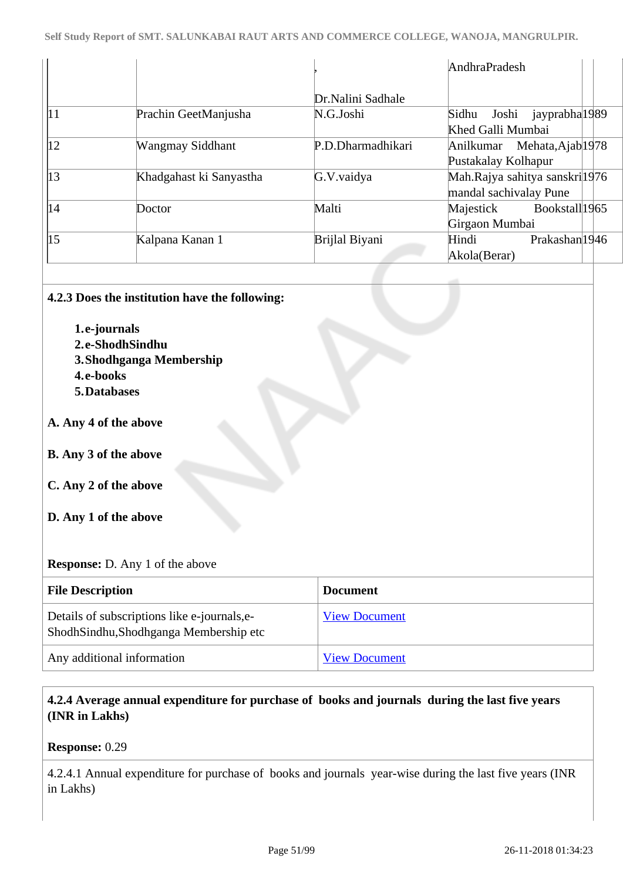| | | , Dr.Nalini Sadhale | AndhraPradesh | |
|---|---|---|---|---|
| 11 | Prachin GeetManjusha | N.G.Joshi | Sidhu Joshi jayprabha Khed Galli Mumbai | 1989 |
| 12 | Wangmay Siddhant | P.D.Dharmadhikari | Anilkumar Mehata,Ajab Pustakalay Kolhapur | 1978 |
| 13 | Khadgahast ki Sanyastha | G.V.vaidya | Mah.Rajya sahitya sanskri mandal sachivalay Pune | 1976 |
| 14 | Doctor | Malti | Majestick Bookstall Girgaon Mumbai | 1965 |
| 15 | Kalpana Kanan 1 | Brijlal Biyani | Hindi Prakashan Akola(Berar) | 1946 |

**4.2.3 Does the institution have the following:**

1. **e-journals**
2. **e-ShodhSindhu**
3. **Shodhganga Membership**
4. **e-books**
5. **Databases**

**A. Any 4 of the above**

**B. Any 3 of the above**

**C. Any 2 of the above**

**D. Any 1 of the above**

**Response:** D. Any 1 of the above

| File Description | Document |
|---|---|
| Details of subscriptions like e-journals,e-ShodhSindhu,Shodhganga Membership etc | View Document |
| Any additional information | View Document |

**4.2.4 Average annual expenditure for purchase of books and journals during the last five years (INR in Lakhs)**

**Response:** 0.29

4.2.4.1 Annual expenditure for purchase of books and journals year-wise during the last five years (INR in Lakhs)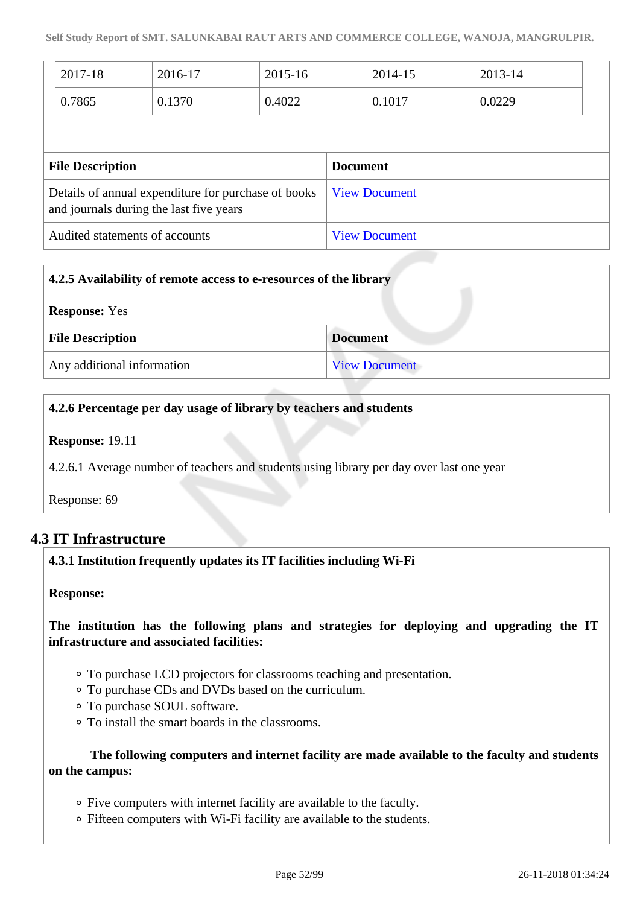| 2017-18 | 2016-17 | 2015-16 | 2014-15 | 2013-14 |
|---|---|---|---|---|
| 0.7865 | 0.1370 | 0.4022 | 0.1017 | 0.0229 |

| File Description | Document |
|---|---|
| Details of annual expenditure for purchase of books and journals during the last five years | View Document |
| Audited statements of accounts | View Document |

**4.2.5 Availability of remote access to e-resources of the library**

**Response:** Yes

| File Description | Document |
|---|---|
| Any additional information | View Document |

**4.2.6 Percentage per day usage of library by teachers and students**

**Response:** 19.11

4.2.6.1 Average number of teachers and students using library per day over last one year

Response: 69

## 4.3 IT Infrastructure

**4.3.1 Institution frequently updates its IT facilities including Wi-Fi**

**Response:**

**The institution has the following plans and strategies for deploying and upgrading the IT infrastructure and associated facilities:**

- To purchase LCD projectors for classrooms teaching and presentation.
- To purchase CDs and DVDs based on the curriculum.
- To purchase SOUL software.
- To install the smart boards in the classrooms.

**The following computers and internet facility are made available to the faculty and students on the campus:**

- Five computers with internet facility are available to the faculty.
- Fifteen computers with Wi-Fi facility are available to the students.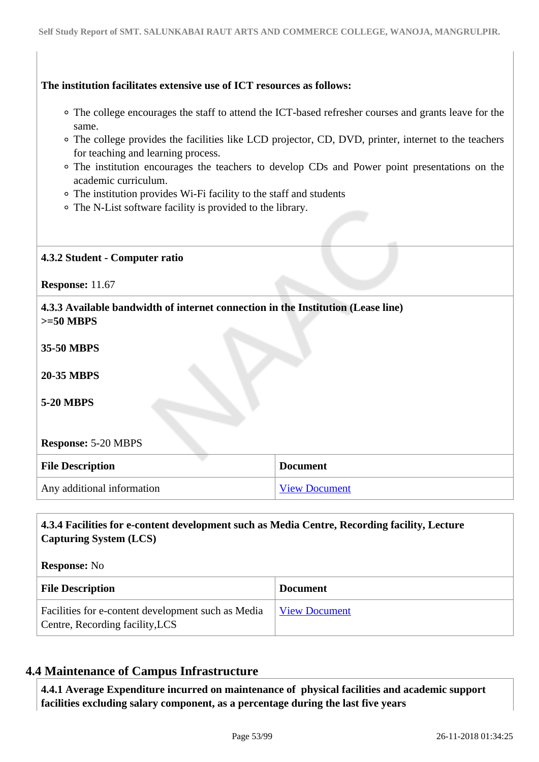**The institution facilitates extensive use of ICT resources as follows:**

- The college encourages the staff to attend the ICT-based refresher courses and grants leave for the same.
- The college provides the facilities like LCD projector, CD, DVD, printer, internet to the teachers for teaching and learning process.
- The institution encourages the teachers to develop CDs and Power point presentations on the academic curriculum.
- The institution provides Wi-Fi facility to the staff and students
- The N-List software facility is provided to the library.

**4.3.2 Student - Computer ratio**

**Response:** 11.67

**4.3.3 Available bandwidth of internet connection in the Institution (Lease line)**
**>=50 MBPS**

**35-50 MBPS**

**20-35 MBPS**

**5-20 MBPS**

**Response:** 5-20 MBPS

| File Description | Document |
|---|---|
| Any additional information | View Document |

**4.3.4 Facilities for e-content development such as Media Centre, Recording facility, Lecture Capturing System (LCS)**

**Response:** No

| File Description | Document |
|---|---|
| Facilities for e-content development such as Media Centre, Recording facility,LCS | View Document |

## 4.4 Maintenance of Campus Infrastructure

**4.4.1 Average Expenditure incurred on maintenance of physical facilities and academic support facilities excluding salary component, as a percentage during the last five years**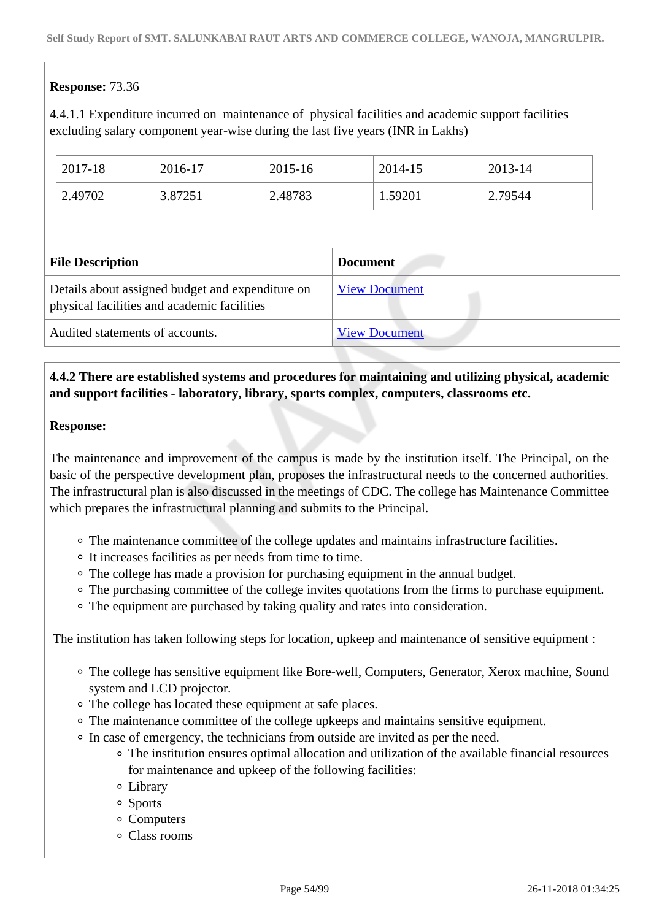**Response:** 73.36

4.4.1.1 Expenditure incurred on maintenance of physical facilities and academic support facilities excluding salary component year-wise during the last five years (INR in Lakhs)

| 2017-18 | 2016-17 | 2015-16 | 2014-15 | 2013-14 |
|---|---|---|---|---|
| 2.49702 | 3.87251 | 2.48783 | 1.59201 | 2.79544 |

| File Description | Document |
|---|---|
| Details about assigned budget and expenditure on physical facilities and academic facilities | View Document |
| Audited statements of accounts. | View Document |

**4.4.2 There are established systems and procedures for maintaining and utilizing physical, academic and support facilities - laboratory, library, sports complex, computers, classrooms etc.**

**Response:**

The maintenance and improvement of the campus is made by the institution itself. The Principal, on the basic of the perspective development plan, proposes the infrastructural needs to the concerned authorities. The infrastructural plan is also discussed in the meetings of CDC. The college has Maintenance Committee which prepares the infrastructural planning and submits to the Principal.

- The maintenance committee of the college updates and maintains infrastructure facilities.
- It increases facilities as per needs from time to time.
- The college has made a provision for purchasing equipment in the annual budget.
- The purchasing committee of the college invites quotations from the firms to purchase equipment.
- The equipment are purchased by taking quality and rates into consideration.

The institution has taken following steps for location, upkeep and maintenance of sensitive equipment :

- The college has sensitive equipment like Bore-well, Computers, Generator, Xerox machine, Sound system and LCD projector.
- The college has located these equipment at safe places.
- The maintenance committee of the college upkeeps and maintains sensitive equipment.
- In case of emergency, the technicians from outside are invited as per the need.
    - The institution ensures optimal allocation and utilization of the available financial resources for maintenance and upkeep of the following facilities:
    - Library
    - Sports
    - Computers
    - Class rooms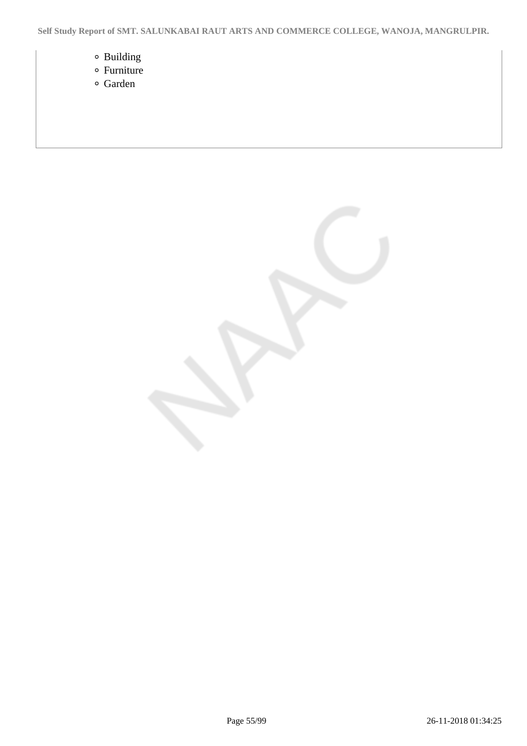- Building
- Furniture
- Garden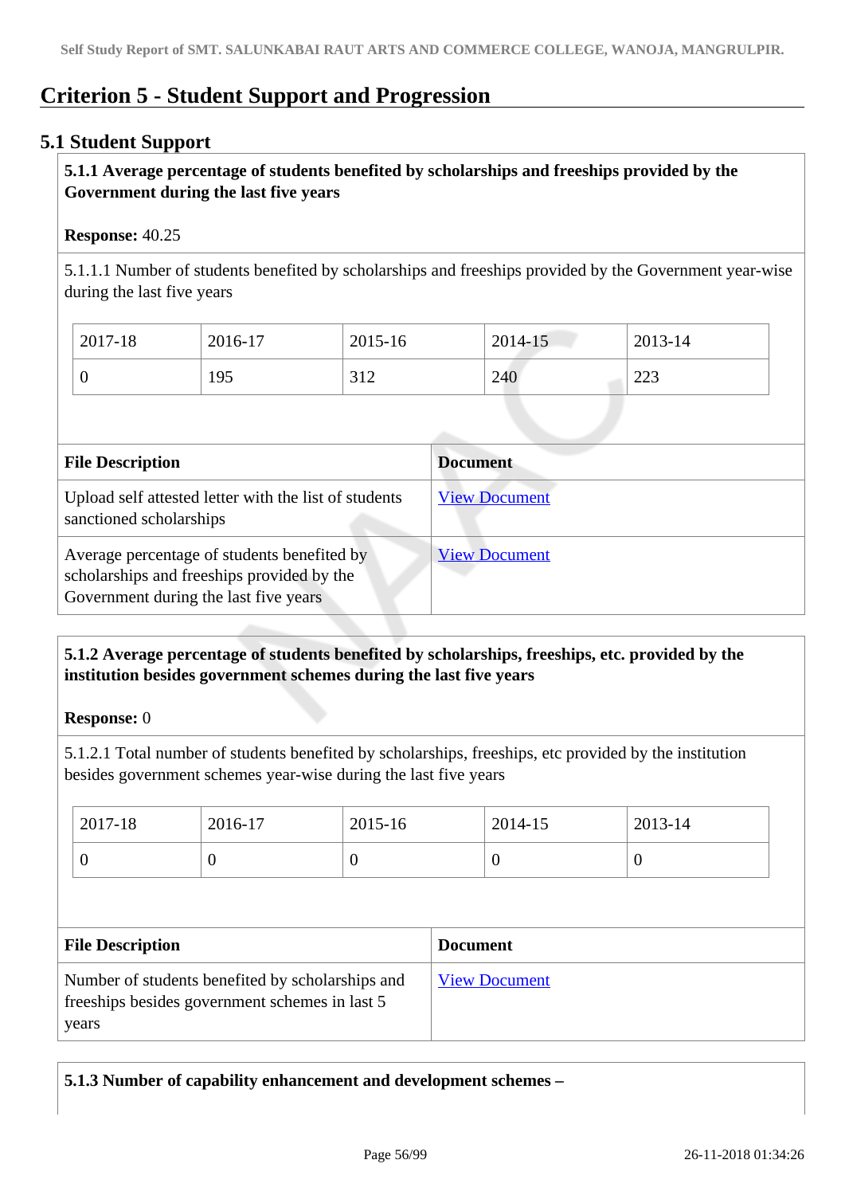# Criterion 5 - Student Support and Progression

## 5.1 Student Support

**5.1.1 Average percentage of students benefited by scholarships and freeships provided by the Government during the last five years**

**Response:** 40.25

5.1.1.1 Number of students benefited by scholarships and freeships provided by the Government year-wise during the last five years

| 2017-18 | 2016-17 | 2015-16 | 2014-15 | 2013-14 |
|---|---|---|---|---|
| 0 | 195 | 312 | 240 | 223 |

| File Description | Document |
|---|---|
| Upload self attested letter with the list of students sanctioned scholarships | View Document |
| Average percentage of students benefited by scholarships and freeships provided by the Government during the last five years | View Document |

**5.1.2 Average percentage of students benefited by scholarships, freeships, etc. provided by the institution besides government schemes during the last five years**

**Response:** 0

5.1.2.1 Total number of students benefited by scholarships, freeships, etc provided by the institution besides government schemes year-wise during the last five years

| 2017-18 | 2016-17 | 2015-16 | 2014-15 | 2013-14 |
|---|---|---|---|---|
| 0 | 0 | 0 | 0 | 0 |

| File Description | Document |
|---|---|
| Number of students benefited by scholarships and freeships besides government schemes in last 5 years | View Document |

**5.1.3 Number of capability enhancement and development schemes –**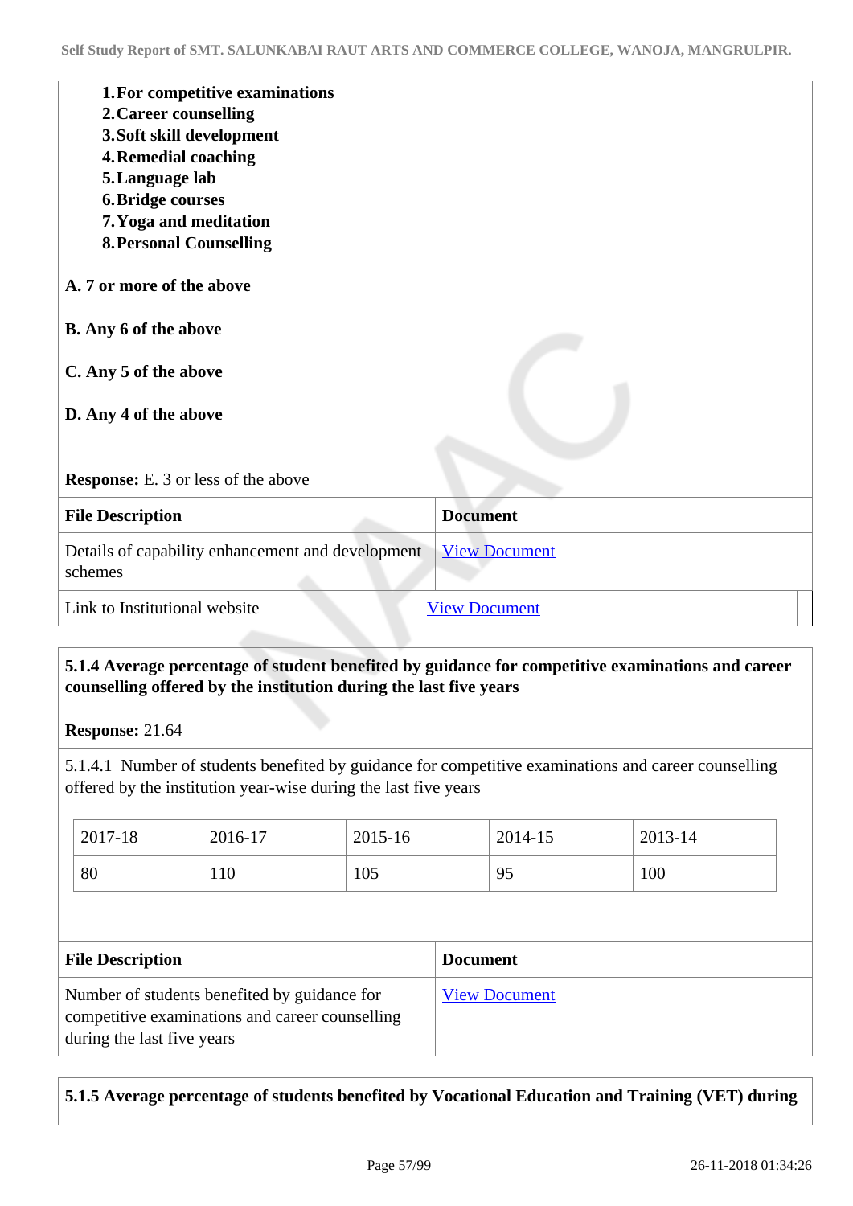1. **For competitive examinations**
2. **Career counselling**
3. **Soft skill development**
4. **Remedial coaching**
5. **Language lab**
6. **Bridge courses**
7. **Yoga and meditation**
8. **Personal Counselling**

**A. 7 or more of the above**

**B. Any 6 of the above**

**C. Any 5 of the above**

**D. Any 4 of the above**

**Response:** E. 3 or less of the above

| File Description | Document |
|---|---|
| Details of capability enhancement and development schemes | View Document |
| Link to Institutional website | View Document |

**5.1.4 Average percentage of student benefited by guidance for competitive examinations and career counselling offered by the institution during the last five years**

**Response:** 21.64

5.1.4.1 Number of students benefited by guidance for competitive examinations and career counselling offered by the institution year-wise during the last five years

| 2017-18 | 2016-17 | 2015-16 | 2014-15 | 2013-14 |
|---|---|---|---|---|
| 80 | 110 | 105 | 95 | 100 |

| File Description | Document |
|---|---|
| Number of students benefited by guidance for competitive examinations and career counselling during the last five years | View Document |

**5.1.5 Average percentage of students benefited by Vocational Education and Training (VET) during**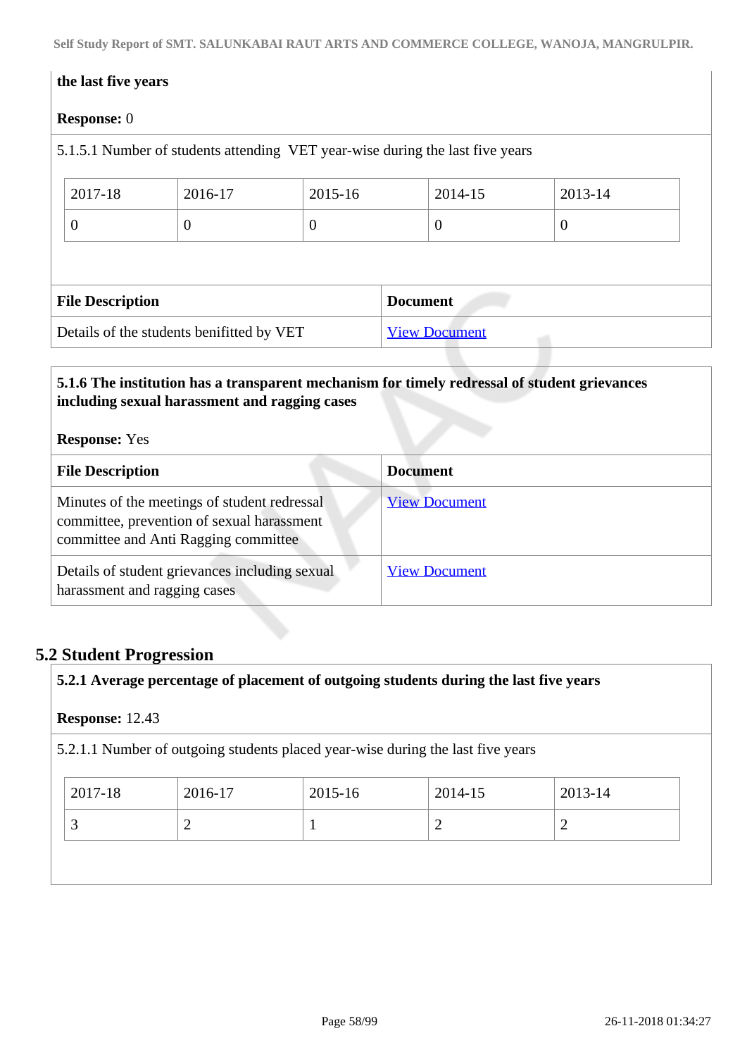**the last five years**

**Response:** 0

5.1.5.1 Number of students attending VET year-wise during the last five years

| 2017-18 | 2016-17 | 2015-16 | 2014-15 | 2013-14 |
|---|---|---|---|---|
| 0 | 0 | 0 | 0 | 0 |

| File Description | Document |
|---|---|
| Details of the students benifitted by VET | View Document |

**5.1.6 The institution has a transparent mechanism for timely redressal of student grievances including sexual harassment and ragging cases**

**Response:** Yes

| File Description | Document |
|---|---|
| Minutes of the meetings of student redressal committee, prevention of sexual harassment committee and Anti Ragging committee | View Document |
| Details of student grievances including sexual harassment and ragging cases | View Document |

## 5.2 Student Progression

**5.2.1 Average percentage of placement of outgoing students during the last five years**

**Response:** 12.43

5.2.1.1 Number of outgoing students placed year-wise during the last five years

| 2017-18 | 2016-17 | 2015-16 | 2014-15 | 2013-14 |
|---|---|---|---|---|
| 3 | 2 | 1 | 2 | 2 |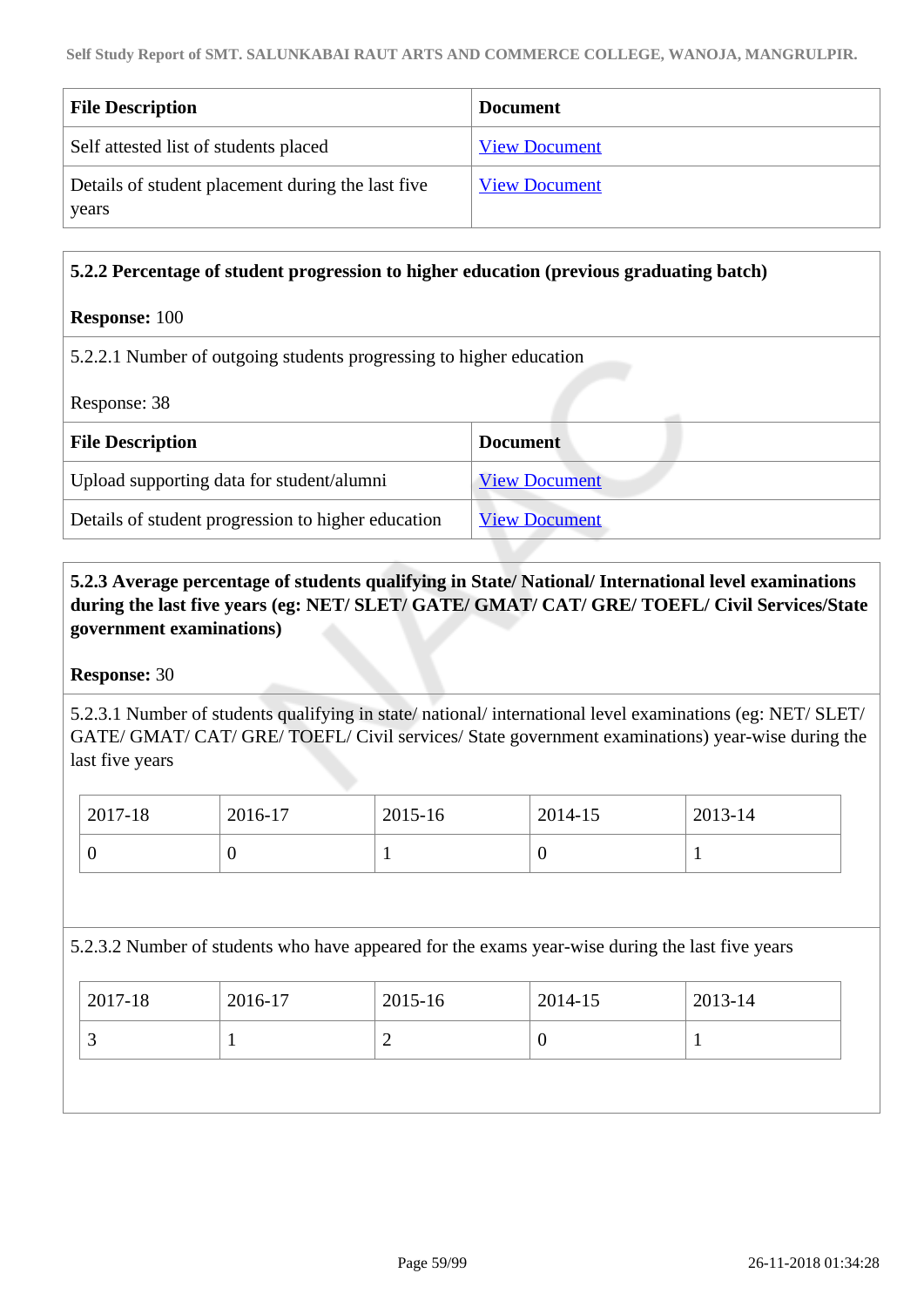| File Description | Document |
|---|---|
| Self attested list of students placed | View Document |
| Details of student placement during the last five years | View Document |

**5.2.2 Percentage of student progression to higher education (previous graduating batch)**

**Response:** 100

5.2.2.1 Number of outgoing students progressing to higher education

Response: 38

| File Description | Document |
|---|---|
| Upload supporting data for student/alumni | View Document |
| Details of student progression to higher education | View Document |

**5.2.3 Average percentage of students qualifying in State/ National/ International level examinations during the last five years (eg: NET/ SLET/ GATE/ GMAT/ CAT/ GRE/ TOEFL/ Civil Services/State government examinations)**

**Response:** 30

5.2.3.1 Number of students qualifying in state/ national/ international level examinations (eg: NET/ SLET/ GATE/ GMAT/ CAT/ GRE/ TOEFL/ Civil services/ State government examinations) year-wise during the last five years

| 2017-18 | 2016-17 | 2015-16 | 2014-15 | 2013-14 |
|---|---|---|---|---|
| 0 | 0 | 1 | 0 | 1 |

5.2.3.2 Number of students who have appeared for the exams year-wise during the last five years

| 2017-18 | 2016-17 | 2015-16 | 2014-15 | 2013-14 |
|---|---|---|---|---|
| 3 | 1 | 2 | 0 | 1 |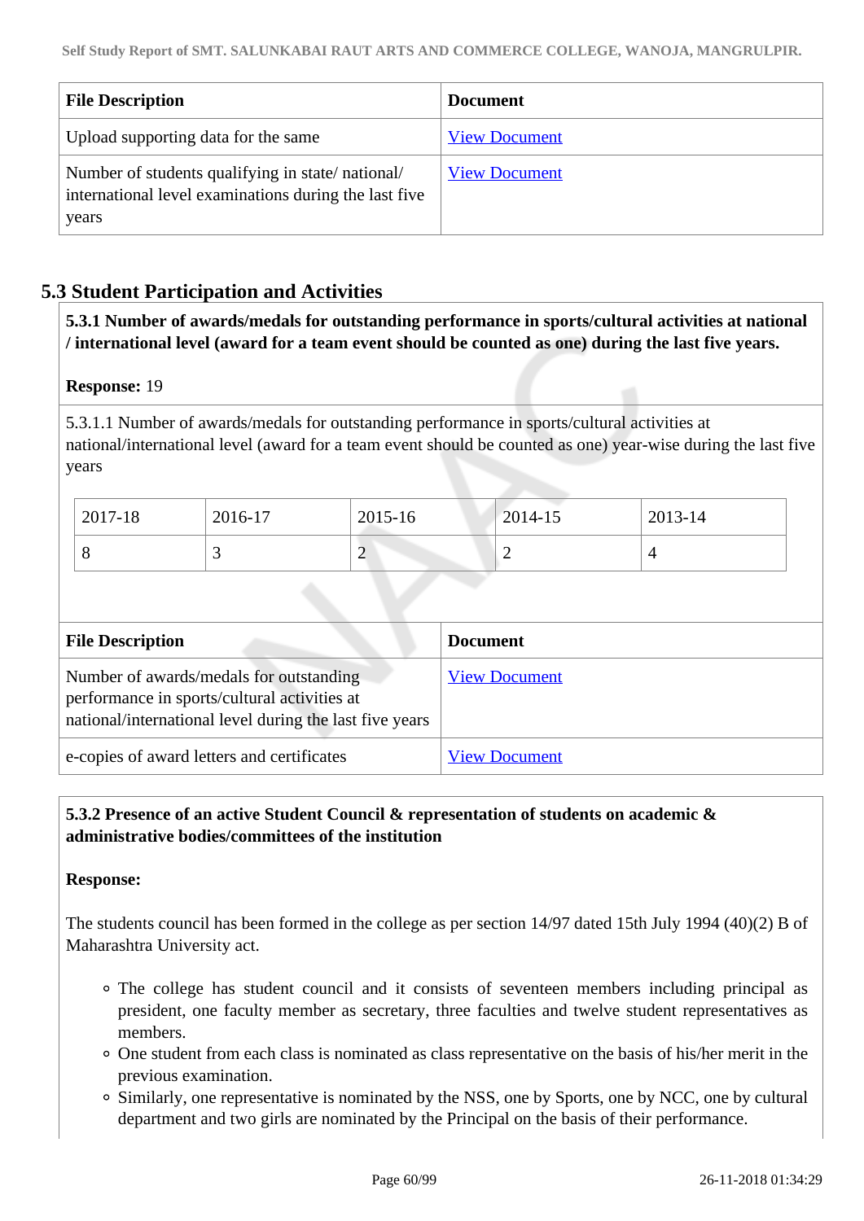| File Description | Document |
|---|---|
| Upload supporting data for the same | View Document |
| Number of students qualifying in state/ national/ international level examinations during the last five years | View Document |

## 5.3 Student Participation and Activities

**5.3.1 Number of awards/medals for outstanding performance in sports/cultural activities at national / international level (award for a team event should be counted as one) during the last five years.**

**Response:** 19

5.3.1.1 Number of awards/medals for outstanding performance in sports/cultural activities at national/international level (award for a team event should be counted as one) year-wise during the last five years

| 2017-18 | 2016-17 | 2015-16 | 2014-15 | 2013-14 |
|---|---|---|---|---|
| 8 | 3 | 2 | 2 | 4 |

| File Description | Document |
|---|---|
| Number of awards/medals for outstanding performance in sports/cultural activities at national/international level during the last five years | View Document |
| e-copies of award letters and certificates | View Document |

**5.3.2 Presence of an active Student Council & representation of students on academic & administrative bodies/committees of the institution**

**Response:**

The students council has been formed in the college as per section 14/97 dated 15th July 1994 (40)(2) B of Maharashtra University act.

- The college has student council and it consists of seventeen members including principal as president, one faculty member as secretary, three faculties and twelve student representatives as members.
- One student from each class is nominated as class representative on the basis of his/her merit in the previous examination.
- Similarly, one representative is nominated by the NSS, one by Sports, one by NCC, one by cultural department and two girls are nominated by the Principal on the basis of their performance.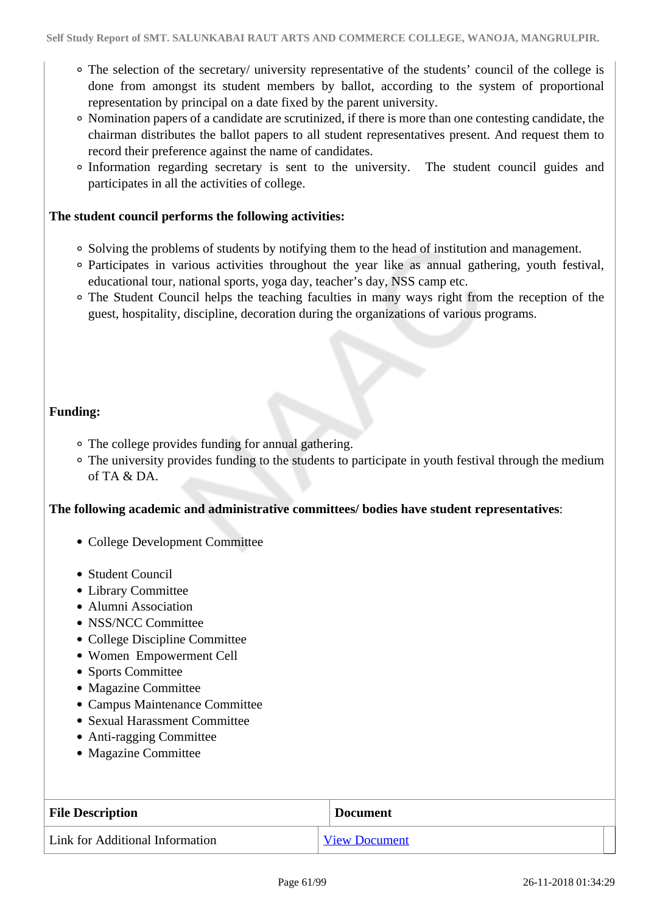- The selection of the secretary/ university representative of the students' council of the college is done from amongst its student members by ballot, according to the system of proportional representation by principal on a date fixed by the parent university.
- Nomination papers of a candidate are scrutinized, if there is more than one contesting candidate, the chairman distributes the ballot papers to all student representatives present. And request them to record their preference against the name of candidates.
- Information regarding secretary is sent to the university. The student council guides and participates in all the activities of college.

**The student council performs the following activities:**

- Solving the problems of students by notifying them to the head of institution and management.
- Participates in various activities throughout the year like as annual gathering, youth festival, educational tour, national sports, yoga day, teacher's day, NSS camp etc.
- The Student Council helps the teaching faculties in many ways right from the reception of the guest, hospitality, discipline, decoration during the organizations of various programs.

**Funding:**

- The college provides funding for annual gathering.
- The university provides funding to the students to participate in youth festival through the medium of TA & DA.

**The following academic and administrative committees/ bodies have student representatives**:

- College Development Committee
- Student Council
- Library Committee
- Alumni Association
- NSS/NCC Committee
- College Discipline Committee
- Women Empowerment Cell
- Sports Committee
- Magazine Committee
- Campus Maintenance Committee
- Sexual Harassment Committee
- Anti-ragging Committee
- Magazine Committee

| File Description | Document |
|---|---|
| Link for Additional Information | View Document |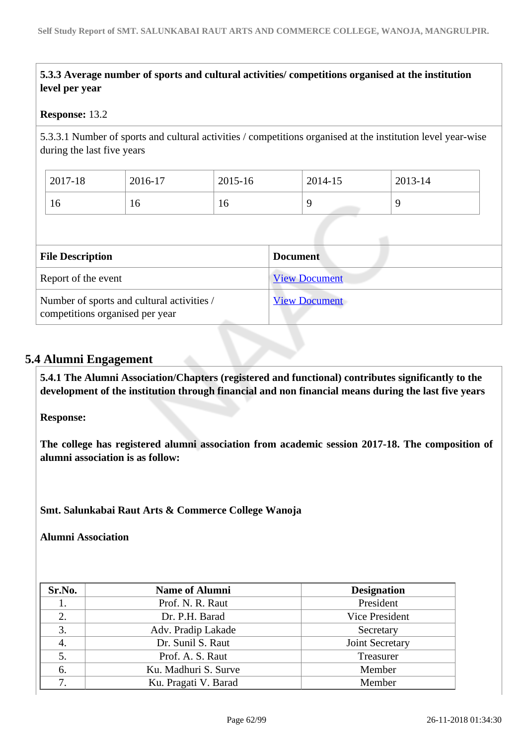**5.3.3 Average number of sports and cultural activities/ competitions organised at the institution level per year**

**Response:** 13.2

5.3.3.1 Number of sports and cultural activities / competitions organised at the institution level year-wise during the last five years

| 2017-18 | 2016-17 | 2015-16 | 2014-15 | 2013-14 |
|---|---|---|---|---|
| 16 | 16 | 16 | 9 | 9 |

| File Description | Document |
|---|---|
| Report of the event | View Document |
| Number of sports and cultural activities / competitions organised per year | View Document |

## 5.4 Alumni Engagement

**5.4.1 The Alumni Association/Chapters (registered and functional) contributes significantly to the development of the institution through financial and non financial means during the last five years**

**Response:**

**The college has registered alumni association from academic session 2017-18. The composition of alumni association is as follow:**

**Smt. Salunkabai Raut Arts & Commerce College Wanoja**

**Alumni Association**

| Sr.No. | Name of Alumni | Designation |
|---|---|---|
| 1. | Prof. N. R. Raut | President |
| 2. | Dr. P.H. Barad | Vice President |
| 3. | Adv. Pradip Lakade | Secretary |
| 4. | Dr. Sunil S. Raut | Joint Secretary |
| 5. | Prof. A. S. Raut | Treasurer |
| 6. | Ku. Madhuri S. Surve | Member |
| 7. | Ku. Pragati V. Barad | Member |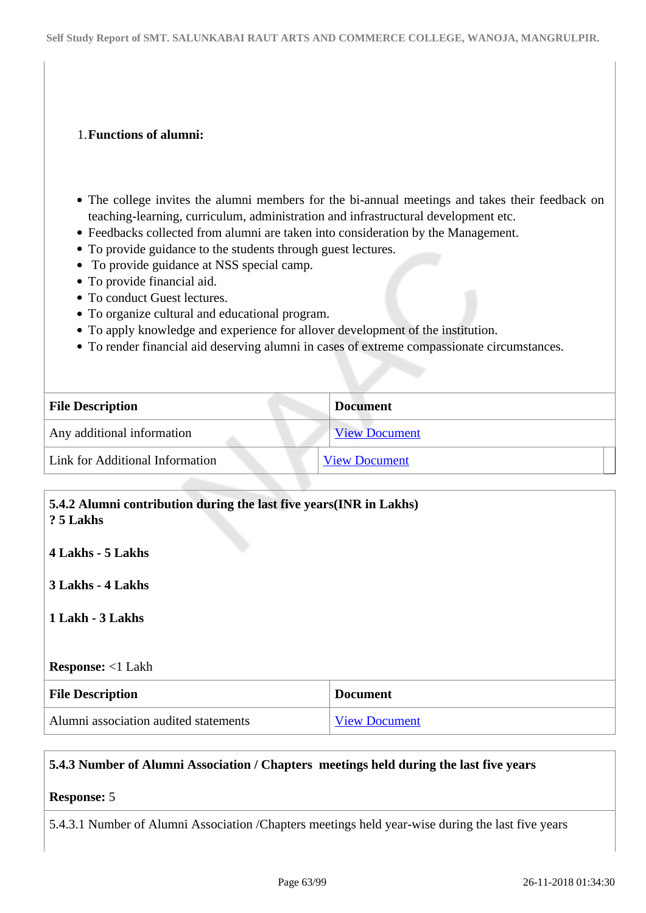1. **Functions of alumni:**

- The college invites the alumni members for the bi-annual meetings and takes their feedback on teaching-learning, curriculum, administration and infrastructural development etc.
- Feedbacks collected from alumni are taken into consideration by the Management.
- To provide guidance to the students through guest lectures.
- To provide guidance at NSS special camp.
- To provide financial aid.
- To conduct Guest lectures.
- To organize cultural and educational program.
- To apply knowledge and experience for allover development of the institution.
- To render financial aid deserving alumni in cases of extreme compassionate circumstances.

| File Description | Document |
|---|---|
| Any additional information | View Document |
| Link for Additional Information | View Document |

**5.4.2 Alumni contribution during the last five years(INR in Lakhs)**
**? 5 Lakhs**

**4 Lakhs - 5 Lakhs**

**3 Lakhs - 4 Lakhs**

**1 Lakh - 3 Lakhs**

**Response:** <1 Lakh

| File Description | Document |
|---|---|
| Alumni association audited statements | View Document |

**5.4.3 Number of Alumni Association / Chapters meetings held during the last five years**

**Response:** 5

5.4.3.1 Number of Alumni Association /Chapters meetings held year-wise during the last five years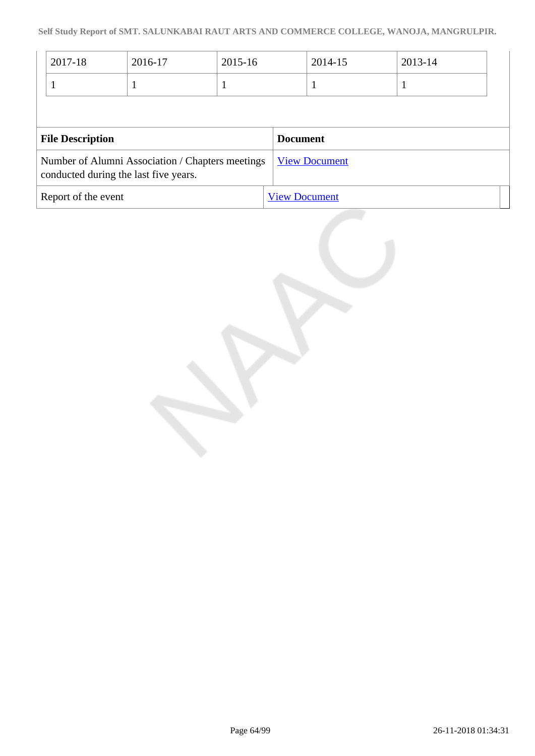| 2017-18 | 2016-17 | 2015-16 | 2014-15 | 2013-14 |
|---|---|---|---|---|
| 1 | 1 | 1 | 1 | 1 |

| File Description | Document |
|---|---|
| Number of Alumni Association / Chapters meetings conducted during the last five years. | View Document |
| Report of the event | View Document |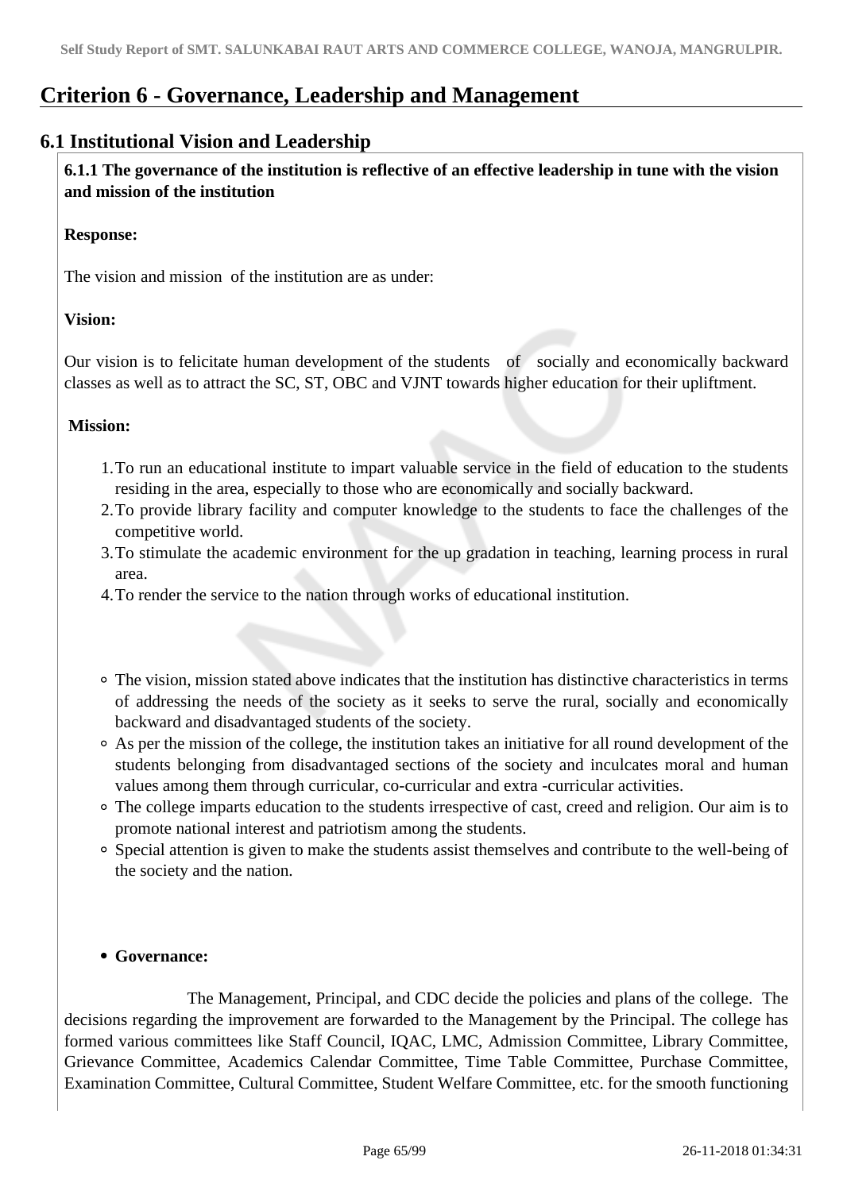# Criterion 6 - Governance, Leadership and Management

## 6.1 Institutional Vision and Leadership

**6.1.1 The governance of the institution is reflective of an effective leadership in tune with the vision and mission of the institution**

**Response:**

The vision and mission of the institution are as under:

**Vision:**

Our vision is to felicitate human development of the students of socially and economically backward classes as well as to attract the SC, ST, OBC and VJNT towards higher education for their upliftment.

**Mission:**

1. To run an educational institute to impart valuable service in the field of education to the students residing in the area, especially to those who are economically and socially backward.
2. To provide library facility and computer knowledge to the students to face the challenges of the competitive world.
3. To stimulate the academic environment for the up gradation in teaching, learning process in rural area.
4. To render the service to the nation through works of educational institution.

- The vision, mission stated above indicates that the institution has distinctive characteristics in terms of addressing the needs of the society as it seeks to serve the rural, socially and economically backward and disadvantaged students of the society.
- As per the mission of the college, the institution takes an initiative for all round development of the students belonging from disadvantaged sections of the society and inculcates moral and human values among them through curricular, co-curricular and extra -curricular activities.
- The college imparts education to the students irrespective of cast, creed and religion. Our aim is to promote national interest and patriotism among the students.
- Special attention is given to make the students assist themselves and contribute to the well-being of the society and the nation.

- **Governance:**

The Management, Principal, and CDC decide the policies and plans of the college. The decisions regarding the improvement are forwarded to the Management by the Principal. The college has formed various committees like Staff Council, IQAC, LMC, Admission Committee, Library Committee, Grievance Committee, Academics Calendar Committee, Time Table Committee, Purchase Committee, Examination Committee, Cultural Committee, Student Welfare Committee, etc. for the smooth functioning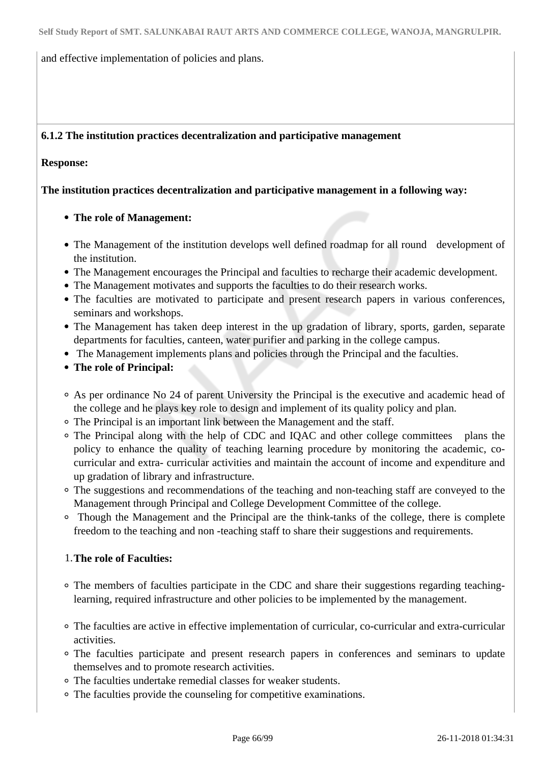and effective implementation of policies and plans.

**6.1.2 The institution practices decentralization and participative management**

**Response:**

**The institution practices decentralization and participative management in a following way:**

- **The role of Management:**

- The Management of the institution develops well defined roadmap for all round development of the institution.
- The Management encourages the Principal and faculties to recharge their academic development.
- The Management motivates and supports the faculties to do their research works.
- The faculties are motivated to participate and present research papers in various conferences, seminars and workshops.
- The Management has taken deep interest in the up gradation of library, sports, garden, separate departments for faculties, canteen, water purifier and parking in the college campus.
- The Management implements plans and policies through the Principal and the faculties.
- **The role of Principal:**
    - As per ordinance No 24 of parent University the Principal is the executive and academic head of the college and he plays key role to design and implement of its quality policy and plan.
    - The Principal is an important link between the Management and the staff.
    - The Principal along with the help of CDC and IQAC and other college committees plans the policy to enhance the quality of teaching learning procedure by monitoring the academic, co-curricular and extra- curricular activities and maintain the account of income and expenditure and up gradation of library and infrastructure.
    - The suggestions and recommendations of the teaching and non-teaching staff are conveyed to the Management through Principal and College Development Committee of the college.
    - Though the Management and the Principal are the think-tanks of the college, there is complete freedom to the teaching and non -teaching staff to share their suggestions and requirements.

1. **The role of Faculties:**
    - The members of faculties participate in the CDC and share their suggestions regarding teaching-learning, required infrastructure and other policies to be implemented by the management.
    - The faculties are active in effective implementation of curricular, co-curricular and extra-curricular activities.
    - The faculties participate and present research papers in conferences and seminars to update themselves and to promote research activities.
    - The faculties undertake remedial classes for weaker students.
    - The faculties provide the counseling for competitive examinations.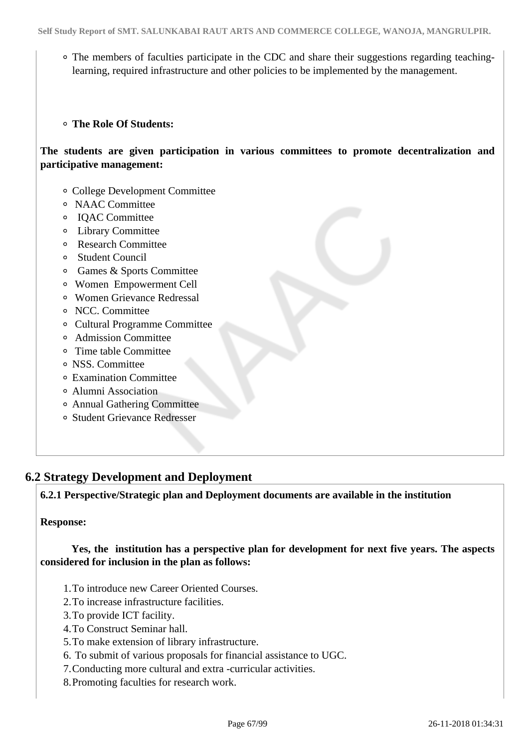- The members of faculties participate in the CDC and share their suggestions regarding teaching-learning, required infrastructure and other policies to be implemented by the management.

- **The Role Of Students:**

**The students are given participation in various committees to promote decentralization and participative management:**

- College Development Committee
- NAAC Committee
- IQAC Committee
- Library Committee
- Research Committee
- Student Council
- Games & Sports Committee
- Women Empowerment Cell
- Women Grievance Redressal
- NCC. Committee
- Cultural Programme Committee
- Admission Committee
- Time table Committee
- NSS. Committee
- Examination Committee
- Alumni Association
- Annual Gathering Committee
- Student Grievance Redresser

## 6.2 Strategy Development and Deployment

**6.2.1 Perspective/Strategic plan and Deployment documents are available in the institution**

**Response:**

**Yes, the institution has a perspective plan for development for next five years. The aspects considered for inclusion in the plan as follows:**

1. To introduce new Career Oriented Courses.
2. To increase infrastructure facilities.
3. To provide ICT facility.
4. To Construct Seminar hall.
5. To make extension of library infrastructure.
6. To submit of various proposals for financial assistance to UGC.
7. Conducting more cultural and extra -curricular activities.
8. Promoting faculties for research work.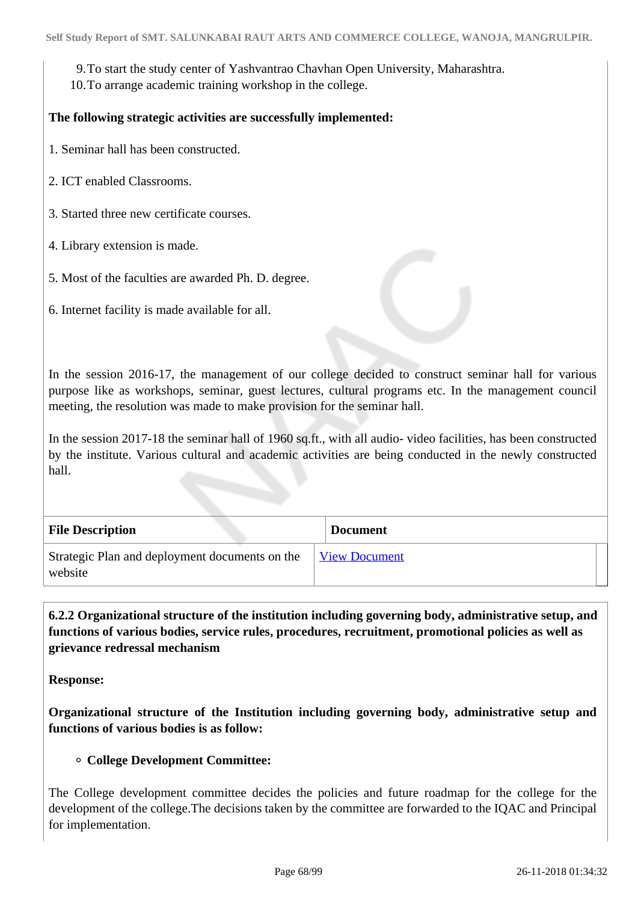9. To start the study center of Yashvantrao Chavhan Open University, Maharashtra.
10. To arrange academic training workshop in the college.

**The following strategic activities are successfully implemented:**

1. Seminar hall has been constructed.

2. ICT enabled Classrooms.

3. Started three new certificate courses.

4. Library extension is made.

5. Most of the faculties are awarded Ph. D. degree.

6. Internet facility is made available for all.

In the session 2016-17, the management of our college decided to construct seminar hall for various purpose like as workshops, seminar, guest lectures, cultural programs etc. In the management council meeting, the resolution was made to make provision for the seminar hall.

In the session 2017-18 the seminar hall of 1960 sq.ft., with all audio- video facilities, has been constructed by the institute. Various cultural and academic activities are being conducted in the newly constructed hall.

| File Description | Document |
| --- | --- |
| Strategic Plan and deployment documents on the website | View Document |

**6.2.2 Organizational structure of the institution including governing body, administrative setup, and functions of various bodies, service rules, procedures, recruitment, promotional policies as well as grievance redressal mechanism**

**Response:**

**Organizational structure of the Institution including governing body, administrative setup and functions of various bodies is as follow:**

- **College Development Committee:**

The College development committee decides the policies and future roadmap for the college for the development of the college.The decisions taken by the committee are forwarded to the IQAC and Principal for implementation.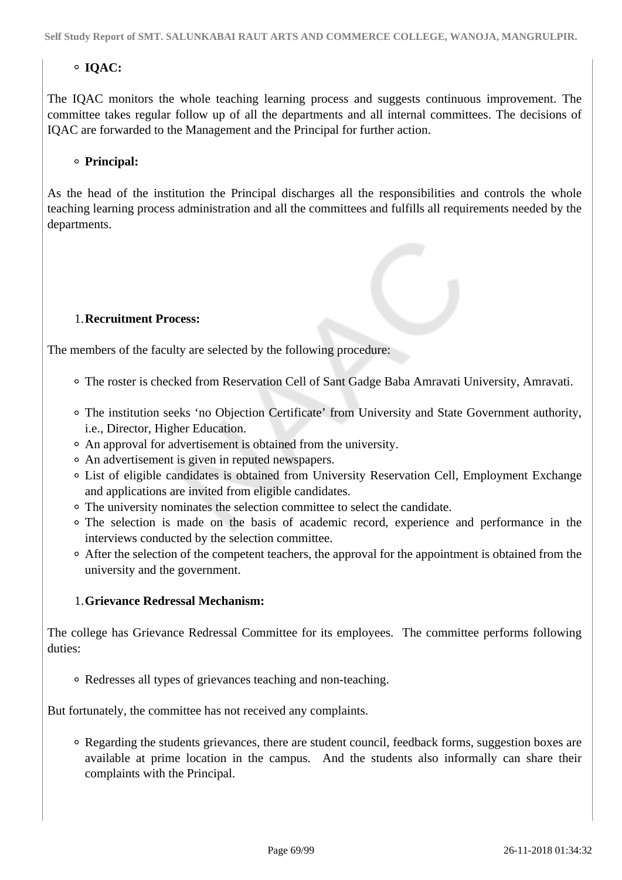- **IQAC:**

The IQAC monitors the whole teaching learning process and suggests continuous improvement. The committee takes regular follow up of all the departments and all internal committees. The decisions of IQAC are forwarded to the Management and the Principal for further action.

- **Principal:**

As the head of the institution the Principal discharges all the responsibilities and controls the whole teaching learning process administration and all the committees and fulfills all requirements needed by the departments.

1. **Recruitment Process:**

The members of the faculty are selected by the following procedure:

- The roster is checked from Reservation Cell of Sant Gadge Baba Amravati University, Amravati.
- The institution seeks 'no Objection Certificate' from University and State Government authority, i.e., Director, Higher Education.
- An approval for advertisement is obtained from the university.
- An advertisement is given in reputed newspapers.
- List of eligible candidates is obtained from University Reservation Cell, Employment Exchange and applications are invited from eligible candidates.
- The university nominates the selection committee to select the candidate.
- The selection is made on the basis of academic record, experience and performance in the interviews conducted by the selection committee.
- After the selection of the competent teachers, the approval for the appointment is obtained from the university and the government.

1. **Grievance Redressal Mechanism:**

The college has Grievance Redressal Committee for its employees. The committee performs following duties:

- Redresses all types of grievances teaching and non-teaching.

But fortunately, the committee has not received any complaints.

- Regarding the students grievances, there are student council, feedback forms, suggestion boxes are available at prime location in the campus. And the students also informally can share their complaints with the Principal.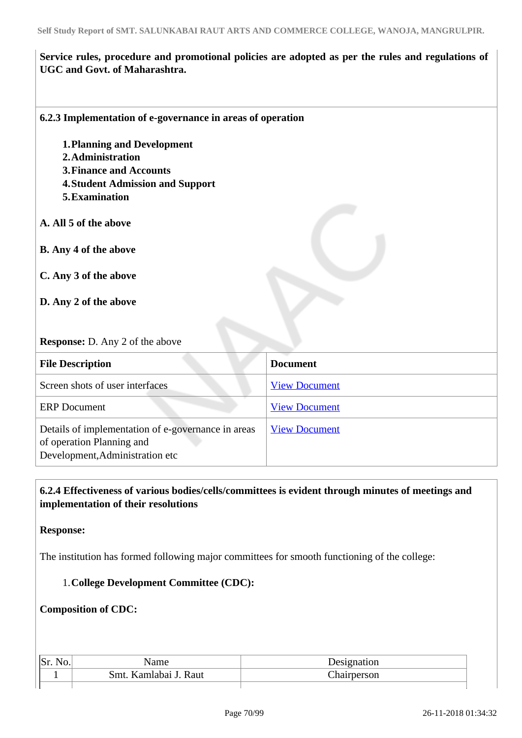**Service rules, procedure and promotional policies are adopted as per the rules and regulations of UGC and Govt. of Maharashtra.**

**6.2.3 Implementation of e-governance in areas of operation**

1. **Planning and Development**
2. **Administration**
3. **Finance and Accounts**
4. **Student Admission and Support**
5. **Examination**

**A. All 5 of the above**

**B. Any 4 of the above**

**C. Any 3 of the above**

**D. Any 2 of the above**

**Response:** D. Any 2 of the above

| File Description | Document |
|---|---|
| Screen shots of user interfaces | View Document |
| ERP Document | View Document |
| Details of implementation of e-governance in areas of operation Planning and Development,Administration etc | View Document |

**6.2.4 Effectiveness of various bodies/cells/committees is evident through minutes of meetings and implementation of their resolutions**

**Response:**

The institution has formed following major committees for smooth functioning of the college:

1. **College Development Committee (CDC):**

**Composition of CDC:**

| Sr. No. | Name | Designation |
|---|---|---|
| 1 | Smt. Kamlabai J. Raut | Chairperson |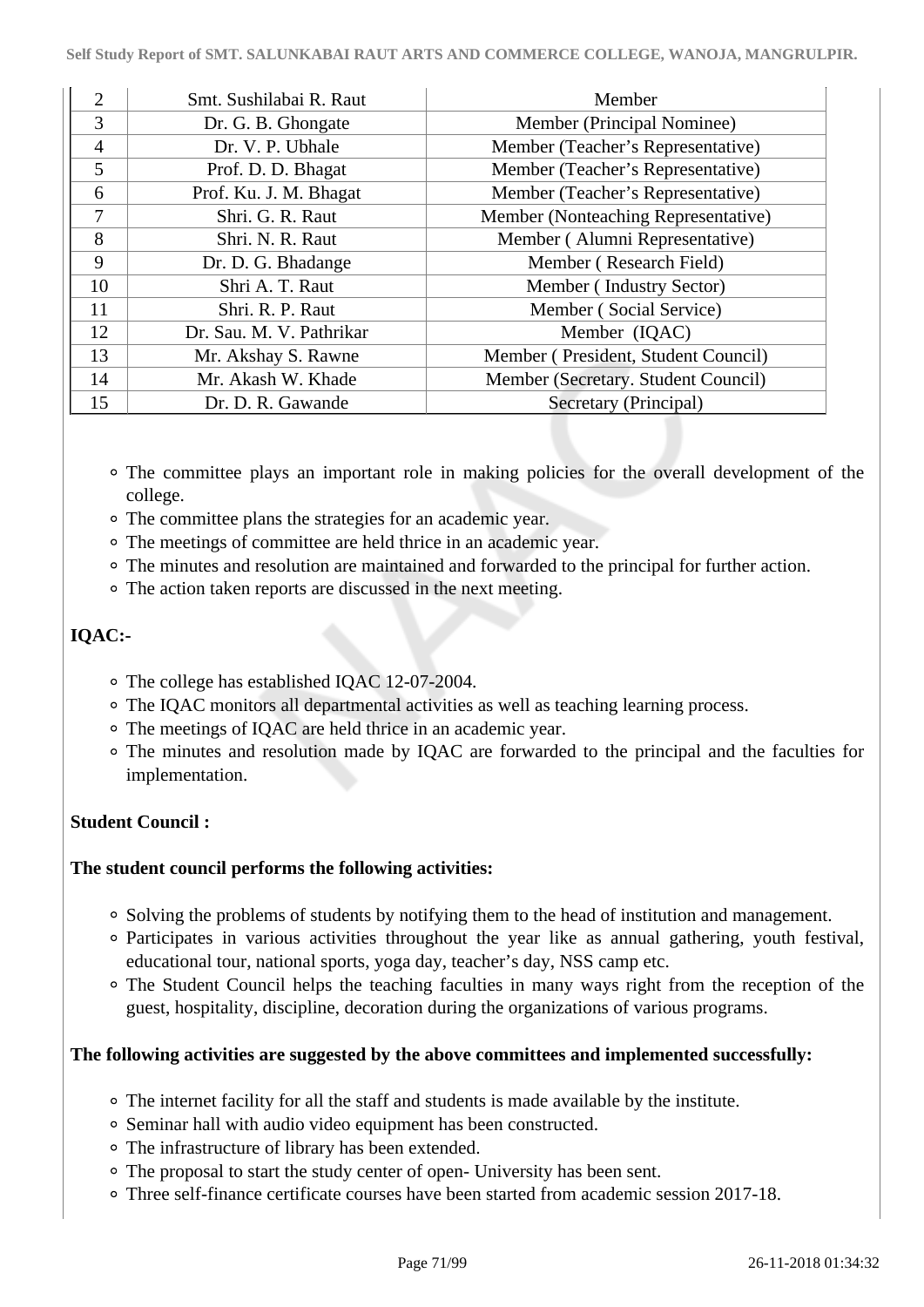| 2 | Smt. Sushilabai R. Raut | Member |
|---|---|---|
| 3 | Dr. G. B. Ghongate | Member (Principal Nominee) |
| 4 | Dr. V. P. Ubhale | Member (Teacher's Representative) |
| 5 | Prof. D. D. Bhagat | Member (Teacher's Representative) |
| 6 | Prof. Ku. J. M. Bhagat | Member (Teacher's Representative) |
| 7 | Shri. G. R. Raut | Member (Nonteaching Representative) |
| 8 | Shri. N. R. Raut | Member ( Alumni Representative) |
| 9 | Dr. D. G. Bhadange | Member ( Research Field) |
| 10 | Shri A. T. Raut | Member ( Industry Sector) |
| 11 | Shri. R. P. Raut | Member ( Social Service) |
| 12 | Dr. Sau. M. V. Pathrikar | Member (IQAC) |
| 13 | Mr. Akshay S. Rawne | Member ( President, Student Council) |
| 14 | Mr. Akash W. Khade | Member (Secretary. Student Council) |
| 15 | Dr. D. R. Gawande | Secretary (Principal) |

- The committee plays an important role in making policies for the overall development of the college.
- The committee plans the strategies for an academic year.
- The meetings of committee are held thrice in an academic year.
- The minutes and resolution are maintained and forwarded to the principal for further action.
- The action taken reports are discussed in the next meeting.

**IQAC:-**

- The college has established IQAC 12-07-2004.
- The IQAC monitors all departmental activities as well as teaching learning process.
- The meetings of IQAC are held thrice in an academic year.
- The minutes and resolution made by IQAC are forwarded to the principal and the faculties for implementation.

**Student Council :**

**The student council performs the following activities:**

- Solving the problems of students by notifying them to the head of institution and management.
- Participates in various activities throughout the year like as annual gathering, youth festival, educational tour, national sports, yoga day, teacher's day, NSS camp etc.
- The Student Council helps the teaching faculties in many ways right from the reception of the guest, hospitality, discipline, decoration during the organizations of various programs.

**The following activities are suggested by the above committees and implemented successfully:**

- The internet facility for all the staff and students is made available by the institute.
- Seminar hall with audio video equipment has been constructed.
- The infrastructure of library has been extended.
- The proposal to start the study center of open- University has been sent.
- Three self-finance certificate courses have been started from academic session 2017-18.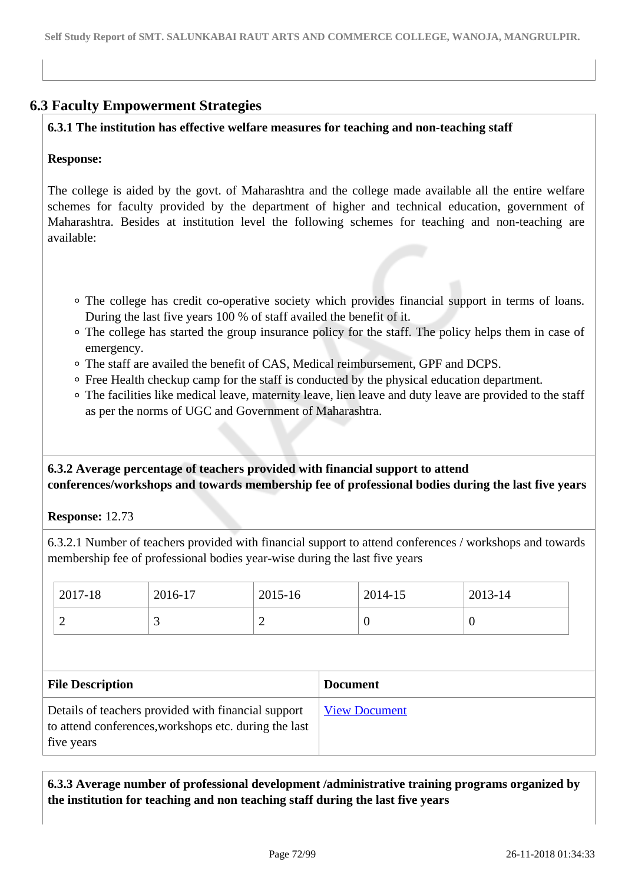## 6.3 Faculty Empowerment Strategies

**6.3.1 The institution has effective welfare measures for teaching and non-teaching staff**

**Response:**

The college is aided by the govt. of Maharashtra and the college made available all the entire welfare schemes for faculty provided by the department of higher and technical education, government of Maharashtra. Besides at institution level the following schemes for teaching and non-teaching are available:

- The college has credit co-operative society which provides financial support in terms of loans. During the last five years 100 % of staff availed the benefit of it.
- The college has started the group insurance policy for the staff. The policy helps them in case of emergency.
- The staff are availed the benefit of CAS, Medical reimbursement, GPF and DCPS.
- Free Health checkup camp for the staff is conducted by the physical education department.
- The facilities like medical leave, maternity leave, lien leave and duty leave are provided to the staff as per the norms of UGC and Government of Maharashtra.

**6.3.2 Average percentage of teachers provided with financial support to attend conferences/workshops and towards membership fee of professional bodies during the last five years**

**Response:** 12.73

6.3.2.1 Number of teachers provided with financial support to attend conferences / workshops and towards membership fee of professional bodies year-wise during the last five years

| 2017-18 | 2016-17 | 2015-16 | 2014-15 | 2013-14 |
|---|---|---|---|---|
| 2 | 3 | 2 | 0 | 0 |

| File Description | Document |
|---|---|
| Details of teachers provided with financial support to attend conferences,workshops etc. during the last five years | View Document |

**6.3.3 Average number of professional development /administrative training programs organized by the institution for teaching and non teaching staff during the last five years**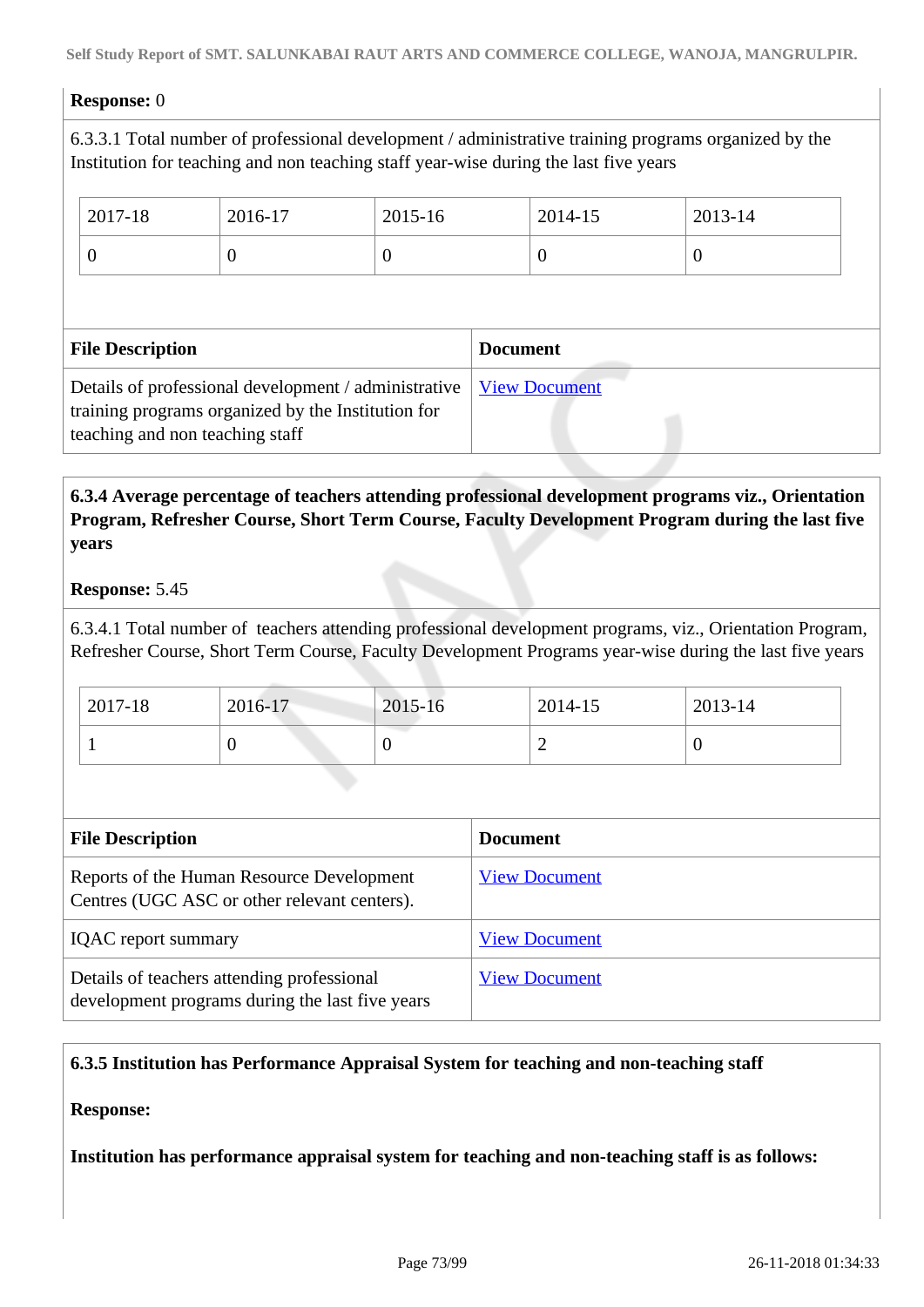**Response:** 0

6.3.3.1 Total number of professional development / administrative training programs organized by the Institution for teaching and non teaching staff year-wise during the last five years

| 2017-18 | 2016-17 | 2015-16 | 2014-15 | 2013-14 |
|---|---|---|---|---|
| 0 | 0 | 0 | 0 | 0 |

| File Description | Document |
|---|---|
| Details of professional development / administrative training programs organized by the Institution for teaching and non teaching staff | View Document |

**6.3.4 Average percentage of teachers attending professional development programs viz., Orientation Program, Refresher Course, Short Term Course, Faculty Development Program during the last five years**

**Response:** 5.45

6.3.4.1 Total number of teachers attending professional development programs, viz., Orientation Program, Refresher Course, Short Term Course, Faculty Development Programs year-wise during the last five years

| 2017-18 | 2016-17 | 2015-16 | 2014-15 | 2013-14 |
|---|---|---|---|---|
| 1 | 0 | 0 | 2 | 0 |

| File Description | Document |
|---|---|
| Reports of the Human Resource Development Centres (UGC ASC or other relevant centers). | View Document |
| IQAC report summary | View Document |
| Details of teachers attending professional development programs during the last five years | View Document |

**6.3.5 Institution has Performance Appraisal System for teaching and non-teaching staff**

**Response:**

**Institution has performance appraisal system for teaching and non-teaching staff is as follows:**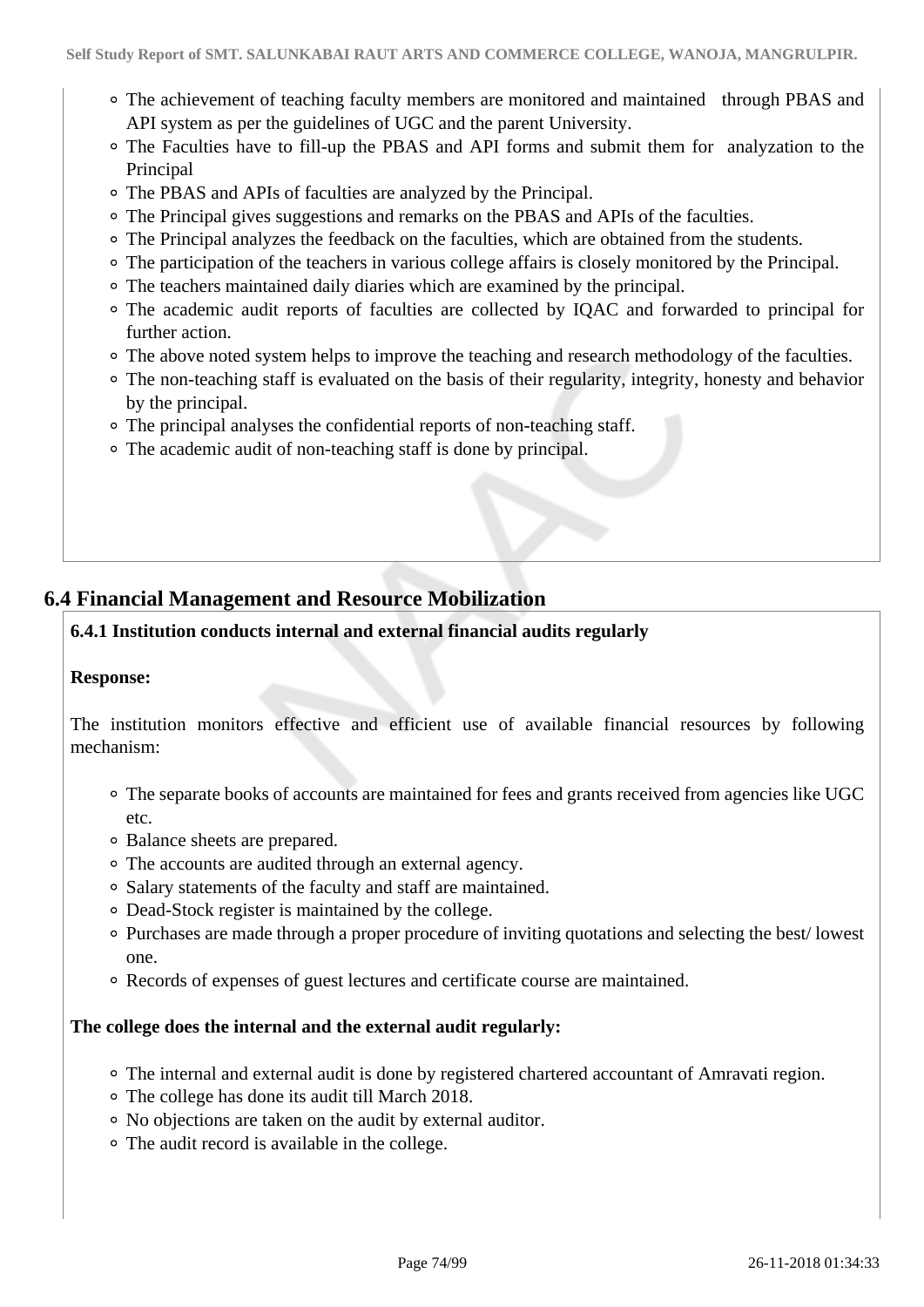- The achievement of teaching faculty members are monitored and maintained through PBAS and API system as per the guidelines of UGC and the parent University.
- The Faculties have to fill-up the PBAS and API forms and submit them for analyzation to the Principal
- The PBAS and APIs of faculties are analyzed by the Principal.
- The Principal gives suggestions and remarks on the PBAS and APIs of the faculties.
- The Principal analyzes the feedback on the faculties, which are obtained from the students.
- The participation of the teachers in various college affairs is closely monitored by the Principal.
- The teachers maintained daily diaries which are examined by the principal.
- The academic audit reports of faculties are collected by IQAC and forwarded to principal for further action.
- The above noted system helps to improve the teaching and research methodology of the faculties.
- The non-teaching staff is evaluated on the basis of their regularity, integrity, honesty and behavior by the principal.
- The principal analyses the confidential reports of non-teaching staff.
- The academic audit of non-teaching staff is done by principal.

## 6.4 Financial Management and Resource Mobilization

**6.4.1 Institution conducts internal and external financial audits regularly**

**Response:**

The institution monitors effective and efficient use of available financial resources by following mechanism:

- The separate books of accounts are maintained for fees and grants received from agencies like UGC etc.
- Balance sheets are prepared.
- The accounts are audited through an external agency.
- Salary statements of the faculty and staff are maintained.
- Dead-Stock register is maintained by the college.
- Purchases are made through a proper procedure of inviting quotations and selecting the best/ lowest one.
- Records of expenses of guest lectures and certificate course are maintained.

**The college does the internal and the external audit regularly:**

- The internal and external audit is done by registered chartered accountant of Amravati region.
- The college has done its audit till March 2018.
- No objections are taken on the audit by external auditor.
- The audit record is available in the college.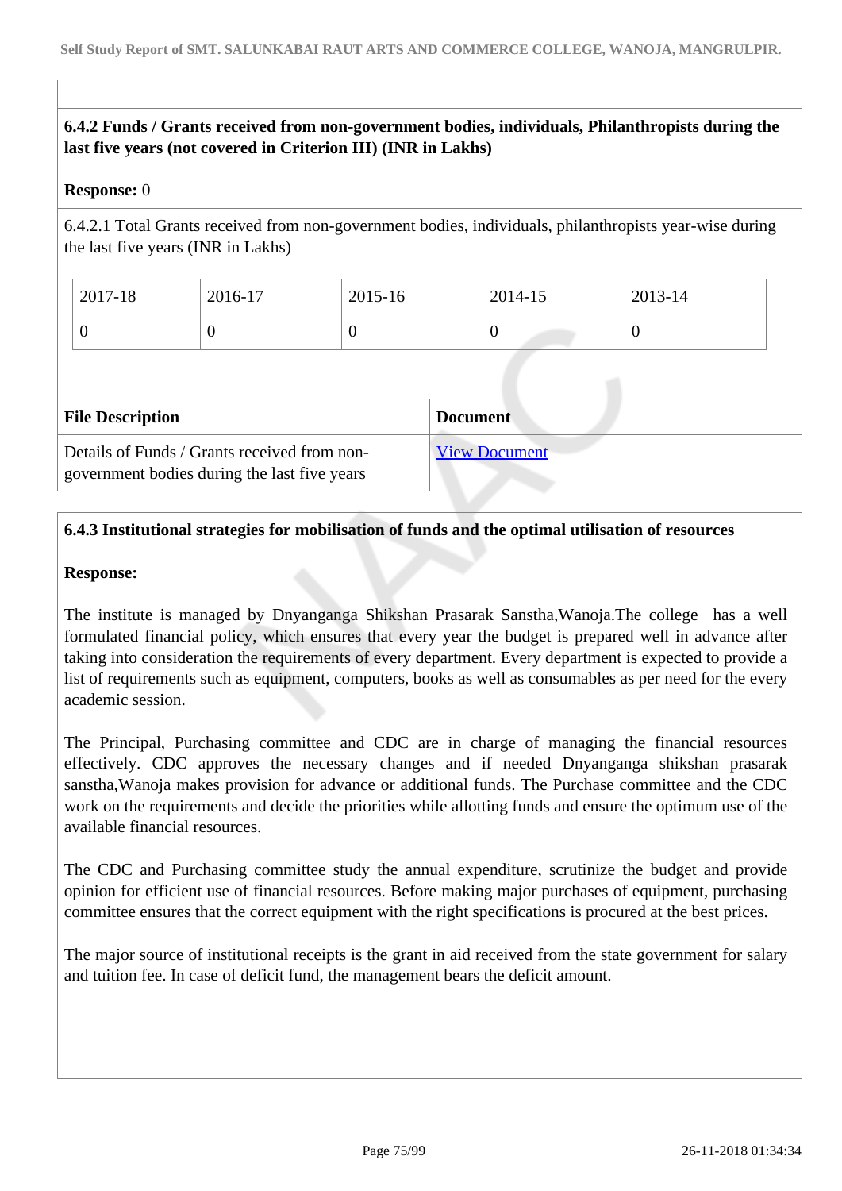**6.4.2 Funds / Grants received from non-government bodies, individuals, Philanthropists during the last five years (not covered in Criterion III) (INR in Lakhs)**

**Response:** 0

6.4.2.1 Total Grants received from non-government bodies, individuals, philanthropists year-wise during the last five years (INR in Lakhs)

| 2017-18 | 2016-17 | 2015-16 | 2014-15 | 2013-14 |
|---|---|---|---|---|
| 0 | 0 | 0 | 0 | 0 |

| File Description | Document |
|---|---|
| Details of Funds / Grants received from non-government bodies during the last five years | View Document |

**6.4.3 Institutional strategies for mobilisation of funds and the optimal utilisation of resources**

**Response:**

The institute is managed by Dnyanganga Shikshan Prasarak Sanstha,Wanoja.The college has a well formulated financial policy, which ensures that every year the budget is prepared well in advance after taking into consideration the requirements of every department. Every department is expected to provide a list of requirements such as equipment, computers, books as well as consumables as per need for the every academic session.

The Principal, Purchasing committee and CDC are in charge of managing the financial resources effectively. CDC approves the necessary changes and if needed Dnyanganga shikshan prasarak sanstha,Wanoja makes provision for advance or additional funds. The Purchase committee and the CDC work on the requirements and decide the priorities while allotting funds and ensure the optimum use of the available financial resources.

The CDC and Purchasing committee study the annual expenditure, scrutinize the budget and provide opinion for efficient use of financial resources. Before making major purchases of equipment, purchasing committee ensures that the correct equipment with the right specifications is procured at the best prices.

The major source of institutional receipts is the grant in aid received from the state government for salary and tuition fee. In case of deficit fund, the management bears the deficit amount.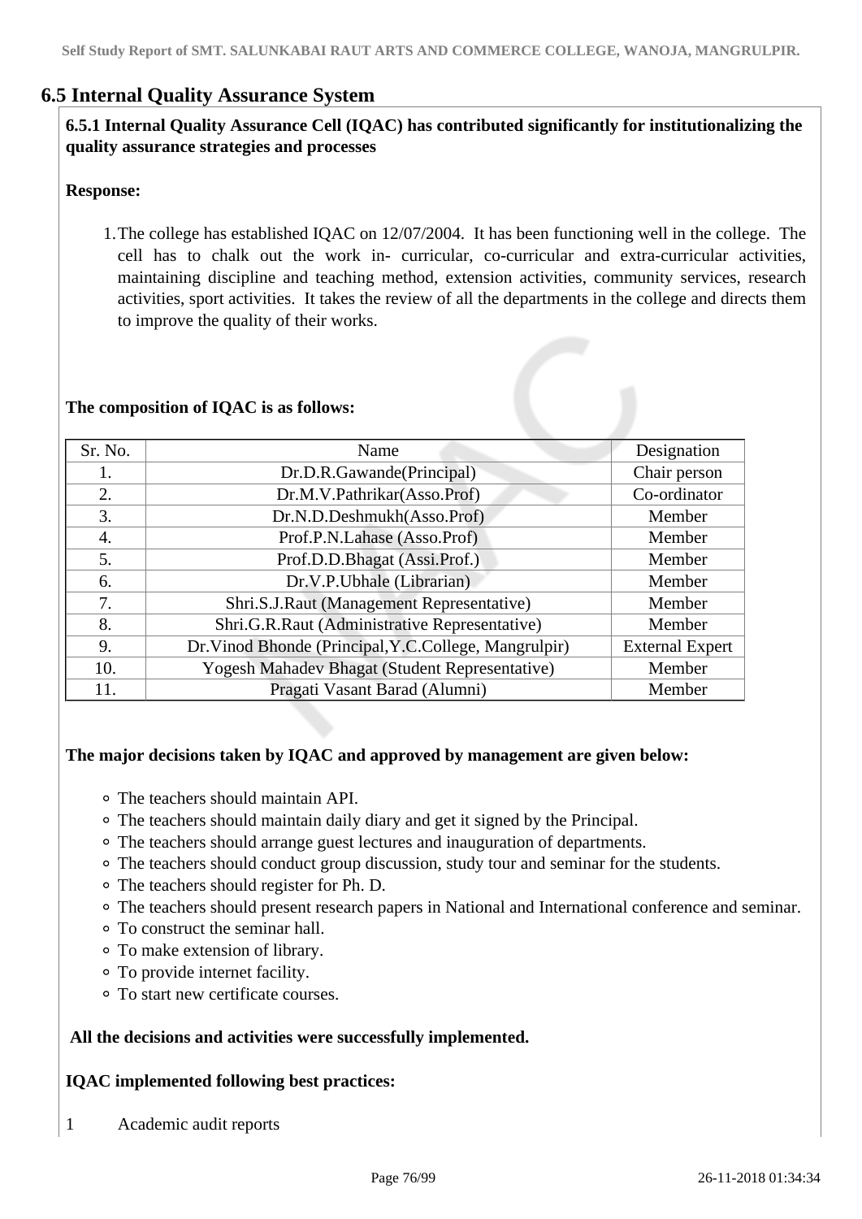## 6.5 Internal Quality Assurance System

**6.5.1 Internal Quality Assurance Cell (IQAC) has contributed significantly for institutionalizing the quality assurance strategies and processes**

**Response:**

1. The college has established IQAC on 12/07/2004. It has been functioning well in the college. The cell has to chalk out the work in- curricular, co-curricular and extra-curricular activities, maintaining discipline and teaching method, extension activities, community services, research activities, sport activities. It takes the review of all the departments in the college and directs them to improve the quality of their works.

**The composition of IQAC is as follows:**

| Sr. No. | Name | Designation |
|---|---|---|
| 1. | Dr.D.R.Gawande(Principal) | Chair person |
| 2. | Dr.M.V.Pathrikar(Asso.Prof) | Co-ordinator |
| 3. | Dr.N.D.Deshmukh(Asso.Prof) | Member |
| 4. | Prof.P.N.Lahase (Asso.Prof) | Member |
| 5. | Prof.D.D.Bhagat (Assi.Prof.) | Member |
| 6. | Dr.V.P.Ubhale (Librarian) | Member |
| 7. | Shri.S.J.Raut (Management Representative) | Member |
| 8. | Shri.G.R.Raut (Administrative Representative) | Member |
| 9. | Dr.Vinod Bhonde (Principal,Y.C.College, Mangrulpir) | External Expert |
| 10. | Yogesh Mahadev Bhagat (Student Representative) | Member |
| 11. | Pragati Vasant Barad (Alumni) | Member |

**The major decisions taken by IQAC and approved by management are given below:**

- The teachers should maintain API.
- The teachers should maintain daily diary and get it signed by the Principal.
- The teachers should arrange guest lectures and inauguration of departments.
- The teachers should conduct group discussion, study tour and seminar for the students.
- The teachers should register for Ph. D.
- The teachers should present research papers in National and International conference and seminar.
- To construct the seminar hall.
- To make extension of library.
- To provide internet facility.
- To start new certificate courses.

**All the decisions and activities were successfully implemented.**

**IQAC implemented following best practices:**

1 Academic audit reports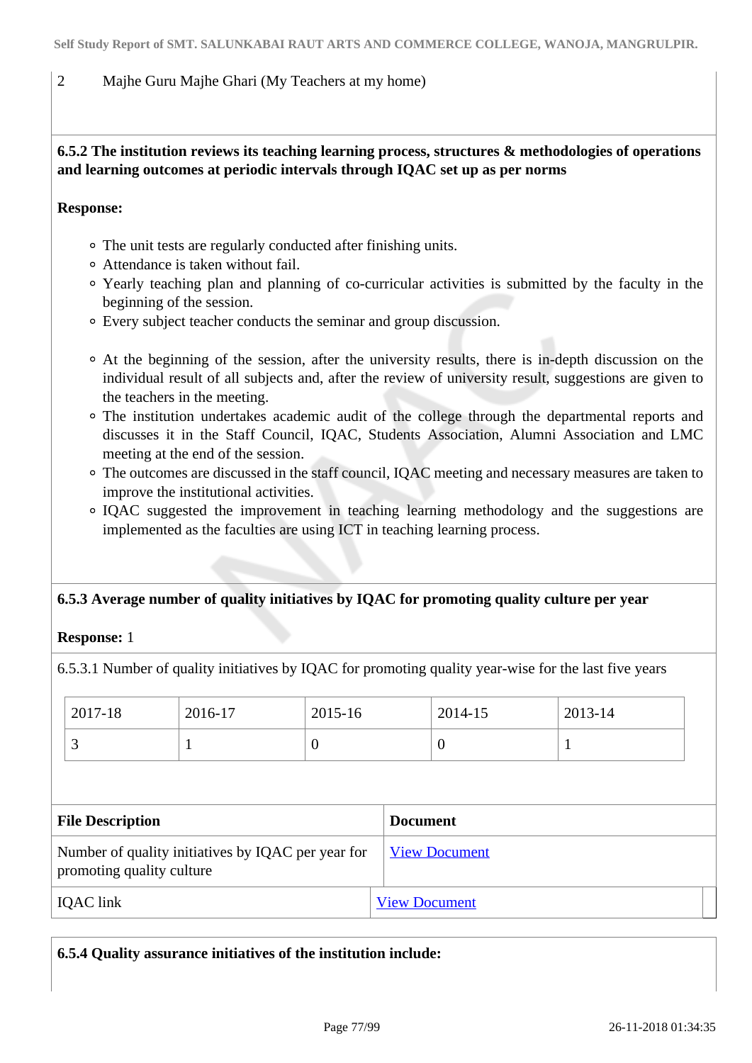| 2 | Majhe Guru Majhe Ghari (My Teachers at my home) |
|---|---|

**6.5.2 The institution reviews its teaching learning process, structures & methodologies of operations and learning outcomes at periodic intervals through IQAC set up as per norms**

**Response:**

- The unit tests are regularly conducted after finishing units.
- Attendance is taken without fail.
- Yearly teaching plan and planning of co-curricular activities is submitted by the faculty in the beginning of the session.
- Every subject teacher conducts the seminar and group discussion.

- At the beginning of the session, after the university results, there is in-depth discussion on the individual result of all subjects and, after the review of university result, suggestions are given to the teachers in the meeting.
- The institution undertakes academic audit of the college through the departmental reports and discusses it in the Staff Council, IQAC, Students Association, Alumni Association and LMC meeting at the end of the session.
- The outcomes are discussed in the staff council, IQAC meeting and necessary measures are taken to improve the institutional activities.
- IQAC suggested the improvement in teaching learning methodology and the suggestions are implemented as the faculties are using ICT in teaching learning process.

**6.5.3 Average number of quality initiatives by IQAC for promoting quality culture per year**

**Response:** 1

6.5.3.1 Number of quality initiatives by IQAC for promoting quality year-wise for the last five years

| 2017-18 | 2016-17 | 2015-16 | 2014-15 | 2013-14 |
|---|---|---|---|---|
| 3 | 1 | 0 | 0 | 1 |

| File Description | Document |
|---|---|
| Number of quality initiatives by IQAC per year for promoting quality culture | View Document |
| IQAC link | View Document |

**6.5.4 Quality assurance initiatives of the institution include:**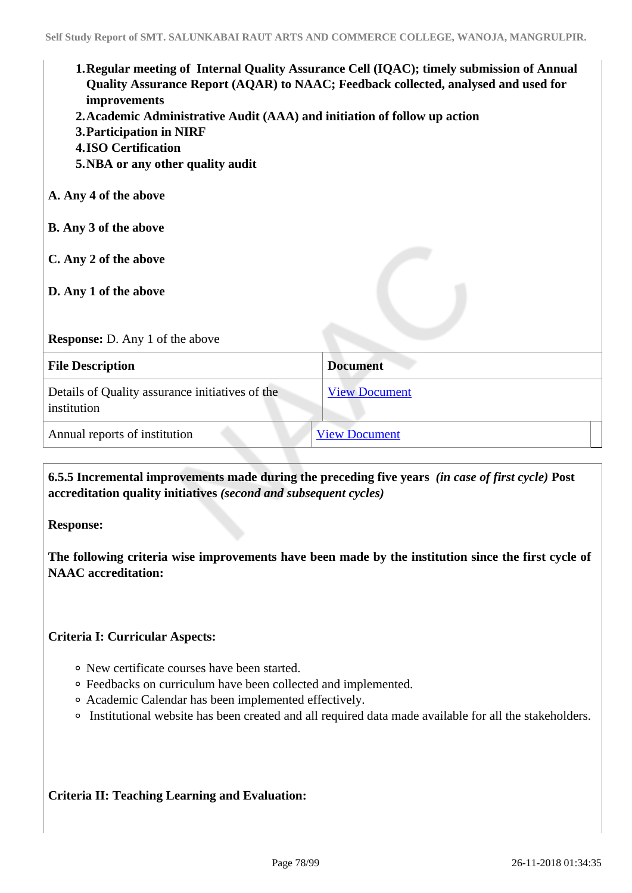1. **Regular meeting of Internal Quality Assurance Cell (IQAC); timely submission of Annual Quality Assurance Report (AQAR) to NAAC; Feedback collected, analysed and used for improvements**
2. **Academic Administrative Audit (AAA) and initiation of follow up action**
3. **Participation in NIRF**
4. **ISO Certification**
5. **NBA or any other quality audit**

**A. Any 4 of the above**

**B. Any 3 of the above**

**C. Any 2 of the above**

**D. Any 1 of the above**

**Response:** D. Any 1 of the above

| File Description | Document |
|---|---|
| Details of Quality assurance initiatives of the institution | View Document |
| Annual reports of institution | View Document |

**6.5.5 Incremental improvements made during the preceding five years** ***(in case of first cycle)*** **Post accreditation quality initiatives** ***(second and subsequent cycles)***

**Response:**

**The following criteria wise improvements have been made by the institution since the first cycle of NAAC accreditation:**

**Criteria I: Curricular Aspects:**

- New certificate courses have been started.
- Feedbacks on curriculum have been collected and implemented.
- Academic Calendar has been implemented effectively.
- Institutional website has been created and all required data made available for all the stakeholders.

**Criteria II: Teaching Learning and Evaluation:**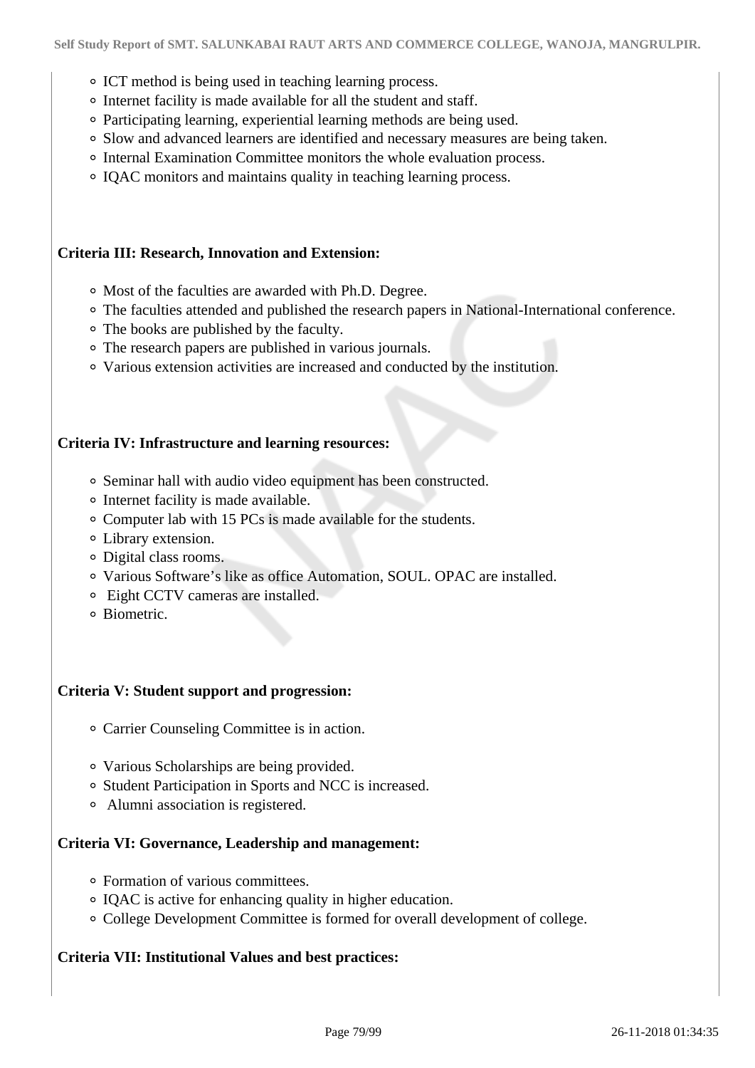- ICT method is being used in teaching learning process.
- Internet facility is made available for all the student and staff.
- Participating learning, experiential learning methods are being used.
- Slow and advanced learners are identified and necessary measures are being taken.
- Internal Examination Committee monitors the whole evaluation process.
- IQAC monitors and maintains quality in teaching learning process.

**Criteria III: Research, Innovation and Extension:**

- Most of the faculties are awarded with Ph.D. Degree.
- The faculties attended and published the research papers in National-International conference.
- The books are published by the faculty.
- The research papers are published in various journals.
- Various extension activities are increased and conducted by the institution.

**Criteria IV: Infrastructure and learning resources:**

- Seminar hall with audio video equipment has been constructed.
- Internet facility is made available.
- Computer lab with 15 PCs is made available for the students.
- Library extension.
- Digital class rooms.
- Various Software's like as office Automation, SOUL. OPAC are installed.
- Eight CCTV cameras are installed.
- Biometric.

**Criteria V: Student support and progression:**

- Carrier Counseling Committee is in action.
- Various Scholarships are being provided.
- Student Participation in Sports and NCC is increased.
- Alumni association is registered.

**Criteria VI: Governance, Leadership and management:**

- Formation of various committees.
- IQAC is active for enhancing quality in higher education.
- College Development Committee is formed for overall development of college.

**Criteria VII: Institutional Values and best practices:**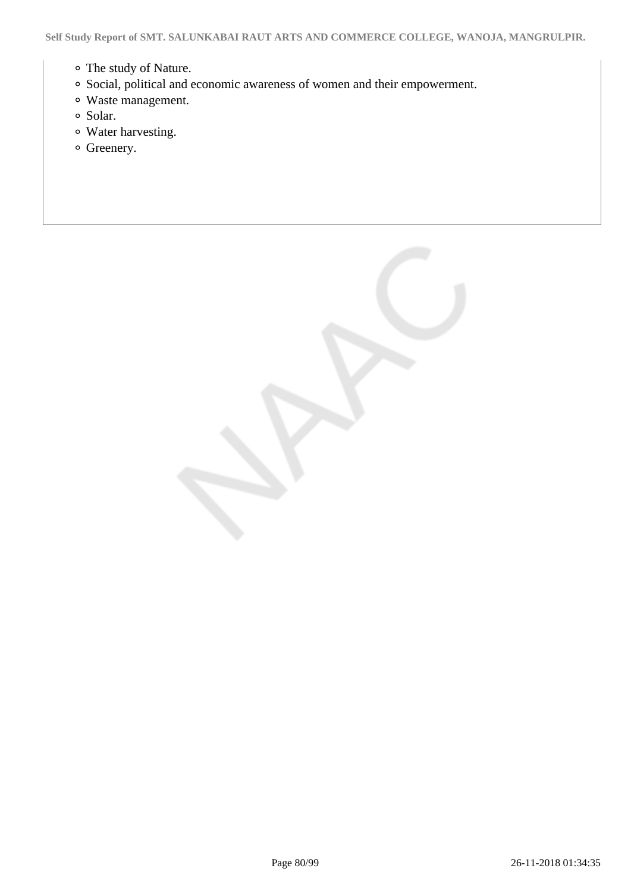- The study of Nature.
- Social, political and economic awareness of women and their empowerment.
- Waste management.
- Solar.
- Water harvesting.
- Greenery.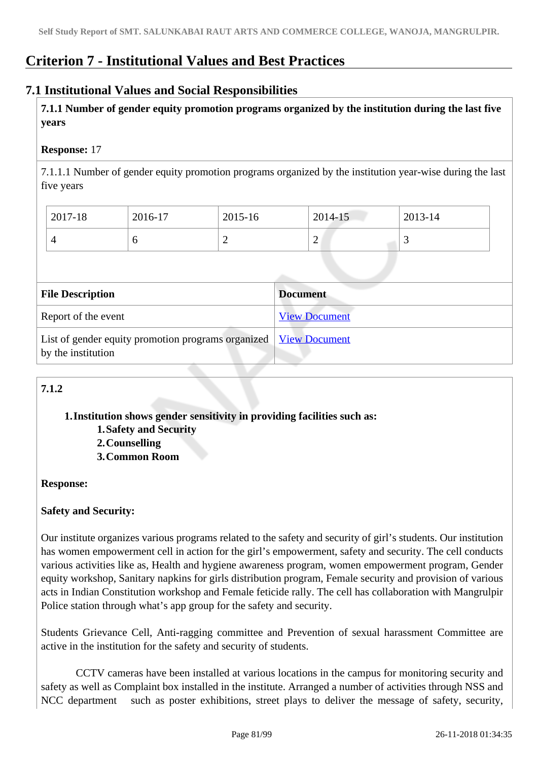# Criterion 7 - Institutional Values and Best Practices

## 7.1 Institutional Values and Social Responsibilities

**7.1.1 Number of gender equity promotion programs organized by the institution during the last five years**

**Response:** 17

7.1.1.1 Number of gender equity promotion programs organized by the institution year-wise during the last five years

| 2017-18 | 2016-17 | 2015-16 | 2014-15 | 2013-14 |
|---|---|---|---|---|
| 4 | 6 | 2 | 2 | 3 |

| File Description | Document |
|---|---|
| Report of the event | View Document |
| List of gender equity promotion programs organized by the institution | View Document |

**7.1.2**

1. **Institution shows gender sensitivity in providing facilities such as:**
   1. **Safety and Security**
   2. **Counselling**
   3. **Common Room**

**Response:**

**Safety and Security:**

Our institute organizes various programs related to the safety and security of girl's students. Our institution has women empowerment cell in action for the girl's empowerment, safety and security. The cell conducts various activities like as, Health and hygiene awareness program, women empowerment program, Gender equity workshop, Sanitary napkins for girls distribution program, Female security and provision of various acts in Indian Constitution workshop and Female feticide rally. The cell has collaboration with Mangrulpir Police station through what's app group for the safety and security.

Students Grievance Cell, Anti-ragging committee and Prevention of sexual harassment Committee are active in the institution for the safety and security of students.

CCTV cameras have been installed at various locations in the campus for monitoring security and safety as well as Complaint box installed in the institute. Arranged a number of activities through NSS and NCC department such as poster exhibitions, street plays to deliver the message of safety, security,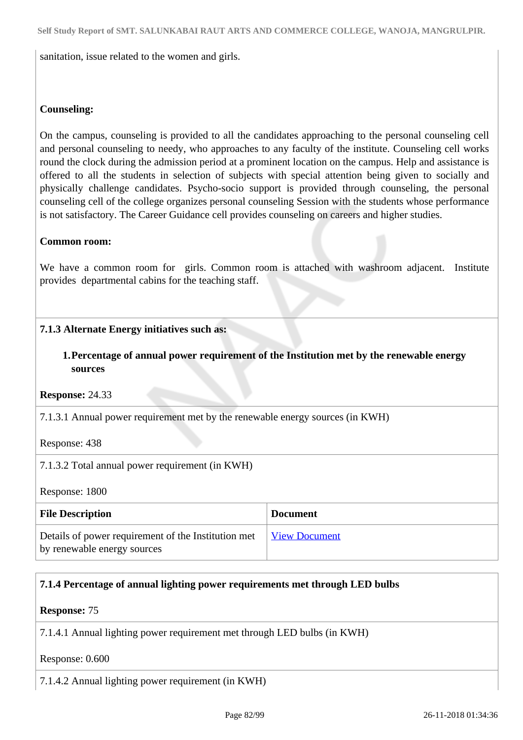sanitation, issue related to the women and girls.

**Counseling:**

On the campus, counseling is provided to all the candidates approaching to the personal counseling cell and personal counseling to needy, who approaches to any faculty of the institute. Counseling cell works round the clock during the admission period at a prominent location on the campus. Help and assistance is offered to all the students in selection of subjects with special attention being given to socially and physically challenge candidates. Psycho-socio support is provided through counseling, the personal counseling cell of the college organizes personal counseling Session with the students whose performance is not satisfactory. The Career Guidance cell provides counseling on careers and higher studies.

**Common room:**

We have a common room for girls. Common room is attached with washroom adjacent. Institute provides departmental cabins for the teaching staff.

**7.1.3 Alternate Energy initiatives such as:**

1. **Percentage of annual power requirement of the Institution met by the renewable energy sources**

**Response:** 24.33

7.1.3.1 Annual power requirement met by the renewable energy sources (in KWH)

Response: 438

7.1.3.2 Total annual power requirement (in KWH)

Response: 1800

| File Description | Document |
|---|---|
| Details of power requirement of the Institution met by renewable energy sources | View Document |

**7.1.4 Percentage of annual lighting power requirements met through LED bulbs**

**Response:** 75

7.1.4.1 Annual lighting power requirement met through LED bulbs (in KWH)

Response: 0.600

7.1.4.2 Annual lighting power requirement (in KWH)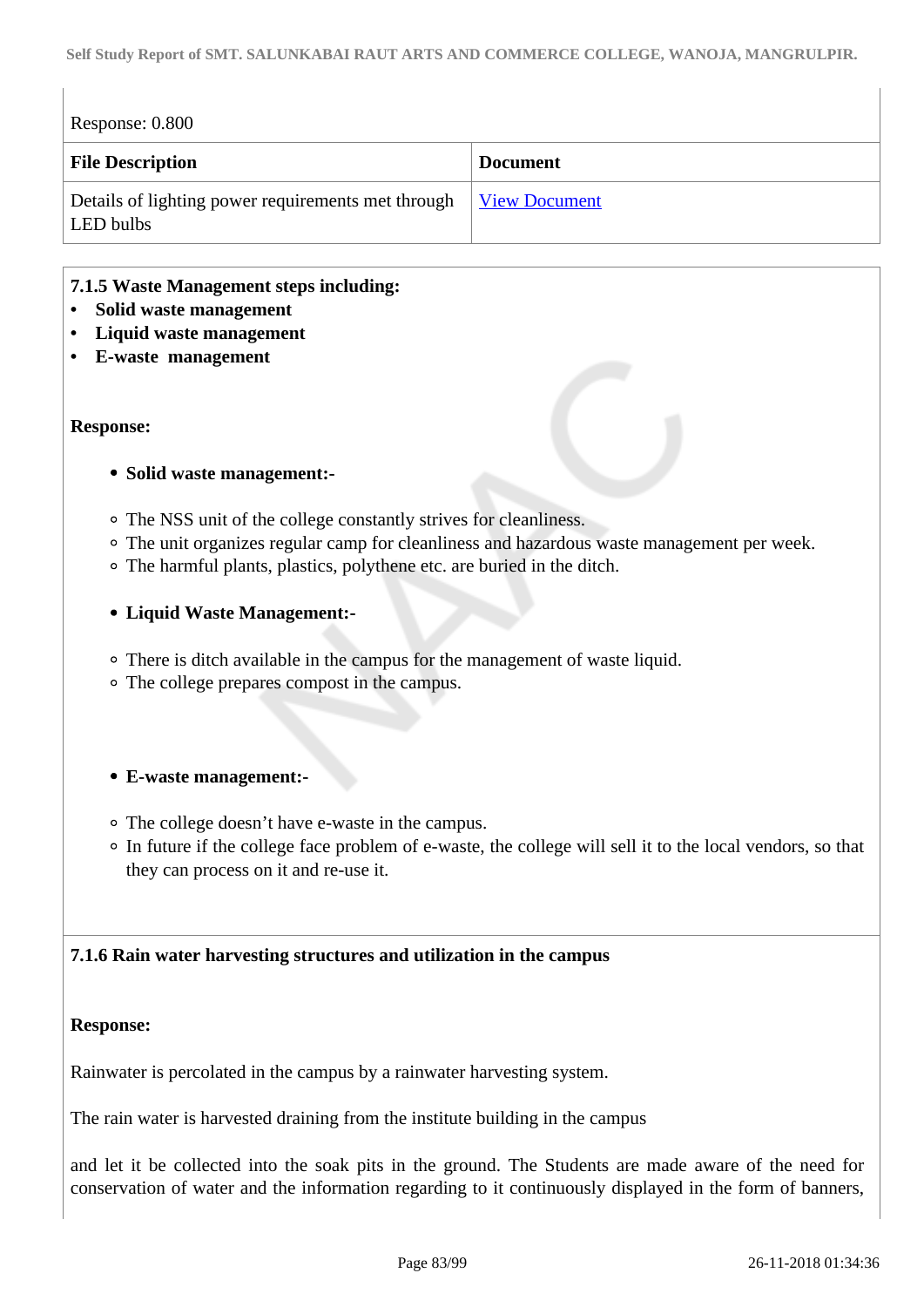Response: 0.800

| File Description | Document |
| --- | --- |
| Details of lighting power requirements met through LED bulbs | View Document |

**7.1.5 Waste Management steps including:**

- **Solid waste management**
- **Liquid waste management**
- **E-waste management**

**Response:**

- **Solid waste management:-**
  - The NSS unit of the college constantly strives for cleanliness.
  - The unit organizes regular camp for cleanliness and hazardous waste management per week.
  - The harmful plants, plastics, polythene etc. are buried in the ditch.

- **Liquid Waste Management:-**
  - There is ditch available in the campus for the management of waste liquid.
  - The college prepares compost in the campus.

- **E-waste management:-**
  - The college doesn't have e-waste in the campus.
  - In future if the college face problem of e-waste, the college will sell it to the local vendors, so that they can process on it and re-use it.

**7.1.6 Rain water harvesting structures and utilization in the campus**

**Response:**

Rainwater is percolated in the campus by a rainwater harvesting system.

The rain water is harvested draining from the institute building in the campus

and let it be collected into the soak pits in the ground. The Students are made aware of the need for conservation of water and the information regarding to it continuously displayed in the form of banners,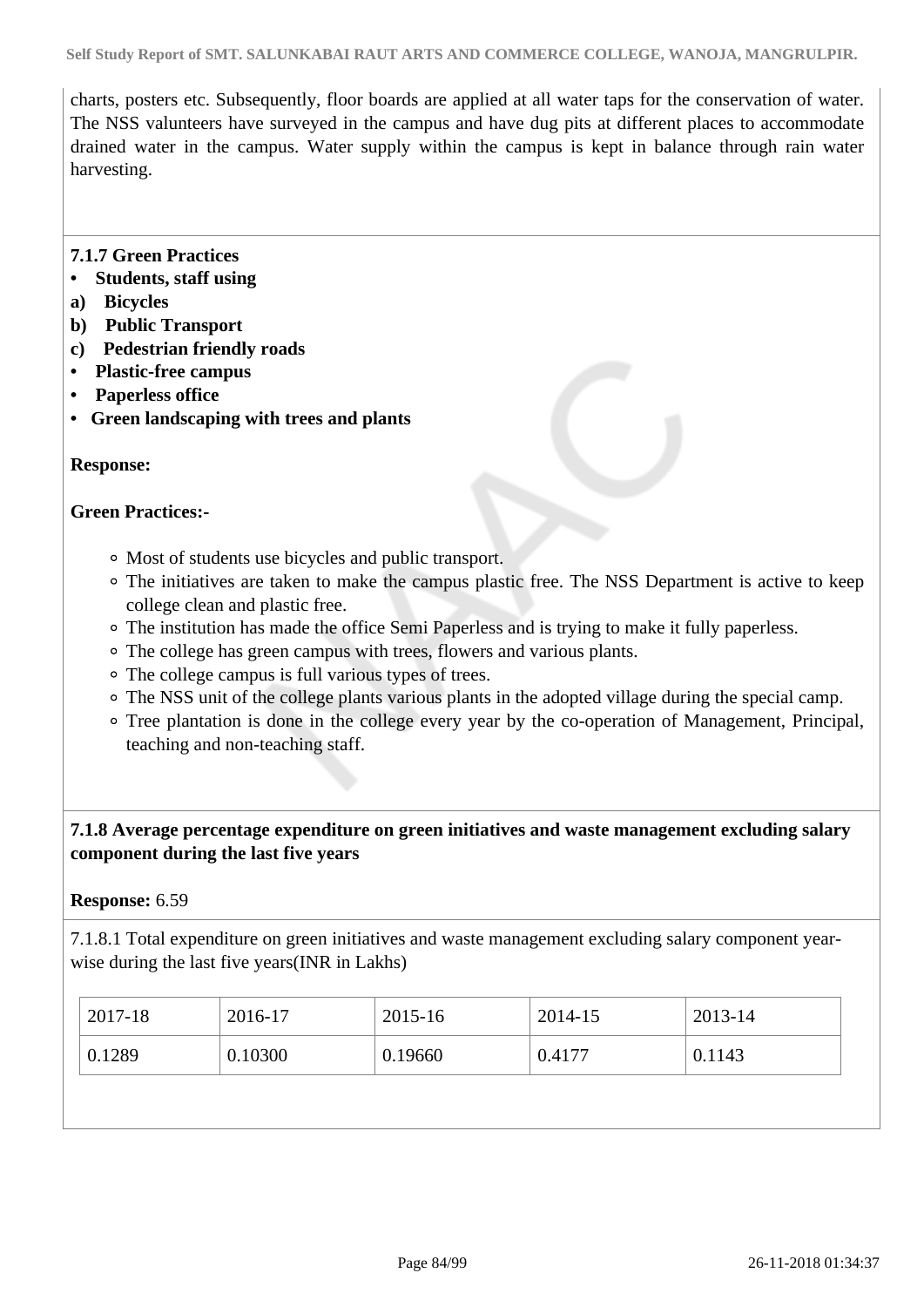charts, posters etc. Subsequently, floor boards are applied at all water taps for the conservation of water. The NSS valunteers have surveyed in the campus and have dug pits at different places to accommodate drained water in the campus. Water supply within the campus is kept in balance through rain water harvesting.

**7.1.7 Green Practices**

- **Students, staff using**

**a) Bicycles**

**b) Public Transport**

**c) Pedestrian friendly roads**

- **Plastic-free campus**
- **Paperless office**
- **Green landscaping with trees and plants**

**Response:**

**Green Practices:-**

- Most of students use bicycles and public transport.
- The initiatives are taken to make the campus plastic free. The NSS Department is active to keep college clean and plastic free.
- The institution has made the office Semi Paperless and is trying to make it fully paperless.
- The college has green campus with trees, flowers and various plants.
- The college campus is full various types of trees.
- The NSS unit of the college plants various plants in the adopted village during the special camp.
- Tree plantation is done in the college every year by the co-operation of Management, Principal, teaching and non-teaching staff.

**7.1.8 Average percentage expenditure on green initiatives and waste management excluding salary component during the last five years**

**Response:** 6.59

7.1.8.1 Total expenditure on green initiatives and waste management excluding salary component year-wise during the last five years(INR in Lakhs)

| 2017-18 | 2016-17 | 2015-16 | 2014-15 | 2013-14 |
|---|---|---|---|---|
| 0.1289 | 0.10300 | 0.19660 | 0.4177 | 0.1143 |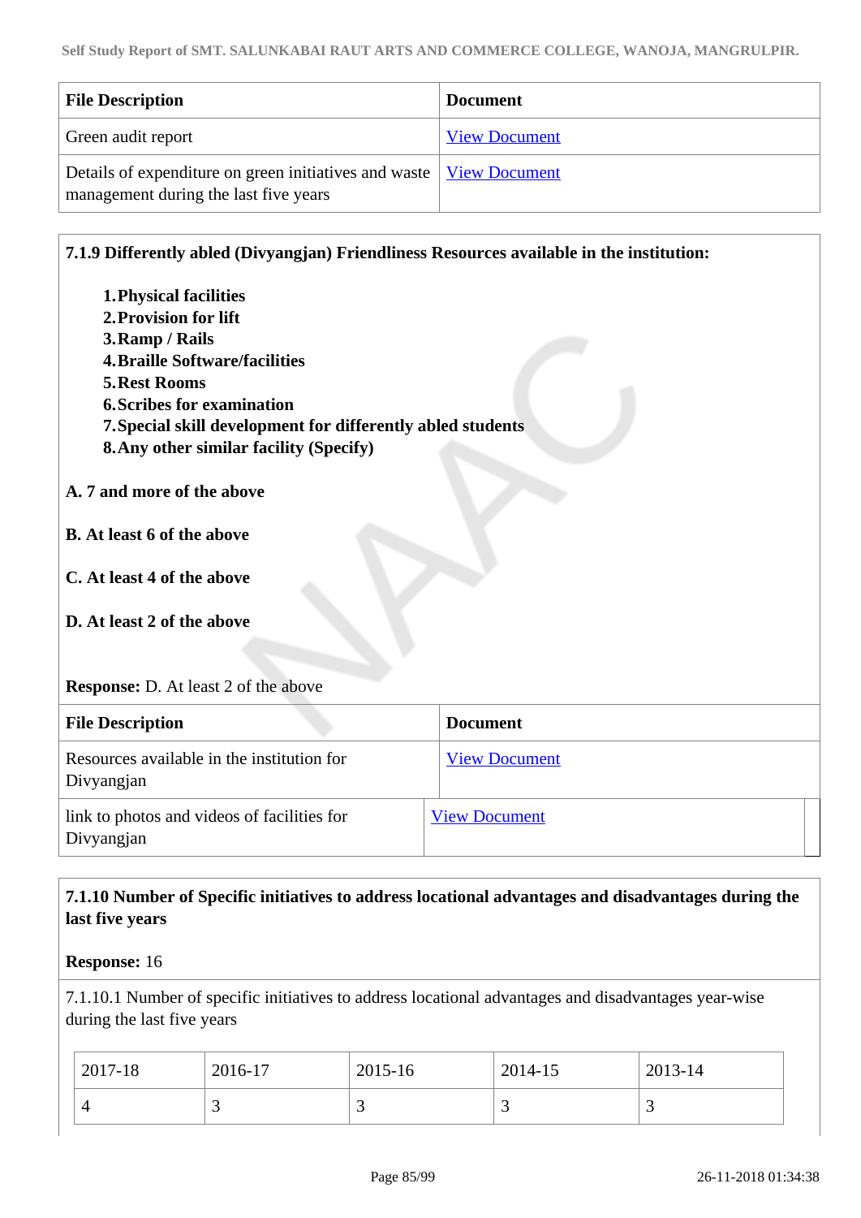| File Description | Document |
|---|---|
| Green audit report | View Document |
| Details of expenditure on green initiatives and waste management during the last five years | View Document |

**7.1.9 Differently abled (Divyangjan) Friendliness Resources available in the institution:**

1. **Physical facilities**
2. **Provision for lift**
3. **Ramp / Rails**
4. **Braille Software/facilities**
5. **Rest Rooms**
6. **Scribes for examination**
7. **Special skill development for differently abled students**
8. **Any other similar facility (Specify)**

**A. 7 and more of the above**

**B. At least 6 of the above**

**C. At least 4 of the above**

**D. At least 2 of the above**

**Response:** D. At least 2 of the above

| File Description | Document |
|---|---|
| Resources available in the institution for Divyangjan | View Document |
| link to photos and videos of facilities for Divyangjan | View Document |

**7.1.10 Number of Specific initiatives to address locational advantages and disadvantages during the last five years**

**Response:** 16

7.1.10.1 Number of specific initiatives to address locational advantages and disadvantages year-wise during the last five years

| 2017-18 | 2016-17 | 2015-16 | 2014-15 | 2013-14 |
|---|---|---|---|---|
| 4 | 3 | 3 | 3 | 3 |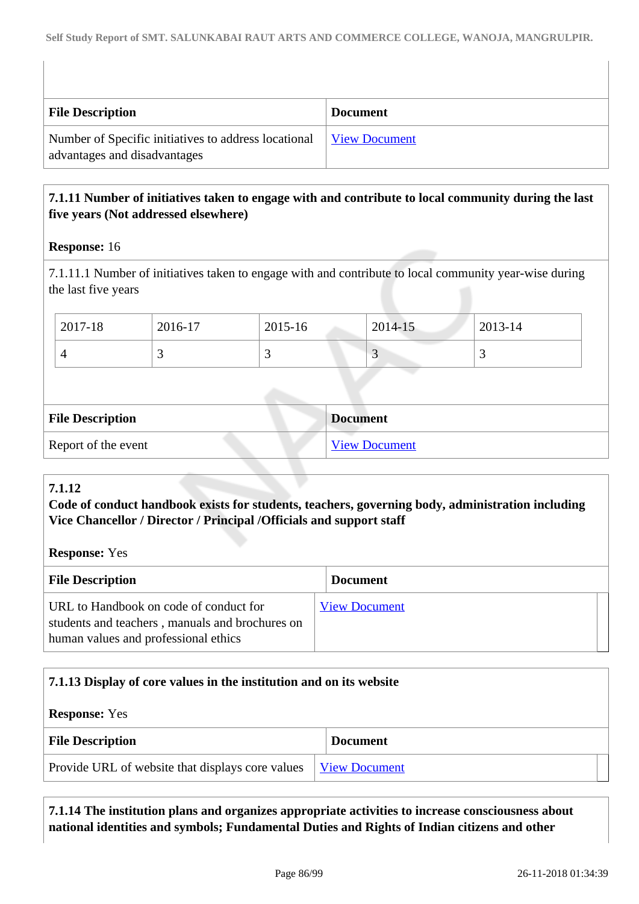| File Description | Document |
| --- | --- |
| Number of Specific initiatives to address locational advantages and disadvantages | View Document |

**7.1.11 Number of initiatives taken to engage with and contribute to local community during the last five years (Not addressed elsewhere)**

**Response:** 16

7.1.11.1 Number of initiatives taken to engage with and contribute to local community year-wise during the last five years

| 2017-18 | 2016-17 | 2015-16 | 2014-15 | 2013-14 |
| --- | --- | --- | --- | --- |
| 4 | 3 | 3 | 3 | 3 |

| File Description | Document |
| --- | --- |
| Report of the event | View Document |

**7.1.12**
**Code of conduct handbook exists for students, teachers, governing body, administration including Vice Chancellor / Director / Principal /Officials and support staff**

**Response:** Yes

| File Description | Document |
| --- | --- |
| URL to Handbook on code of conduct for students and teachers , manuals and brochures on human values and professional ethics | View Document |

**7.1.13 Display of core values in the institution and on its website**

**Response:** Yes

| File Description | Document |
| --- | --- |
| Provide URL of website that displays core values | View Document |

**7.1.14 The institution plans and organizes appropriate activities to increase consciousness about national identities and symbols; Fundamental Duties and Rights of Indian citizens and other**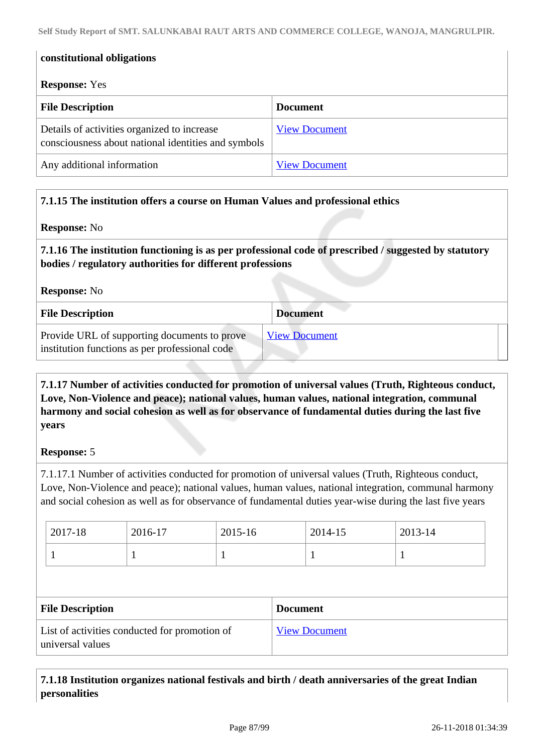**constitutional obligations**

**Response:** Yes

| File Description | Document |
| --- | --- |
| Details of activities organized to increase consciousness about national identities and symbols | View Document |
| Any additional information | View Document |

**7.1.15 The institution offers a course on Human Values and professional ethics**

**Response:** No

**7.1.16 The institution functioning is as per professional code of prescribed / suggested by statutory bodies / regulatory authorities for different professions**

**Response:** No

| File Description | Document |
| --- | --- |
| Provide URL of supporting documents to prove institution functions as per professional code | View Document |

**7.1.17 Number of activities conducted for promotion of universal values (Truth, Righteous conduct, Love, Non-Violence and peace); national values, human values, national integration, communal harmony and social cohesion as well as for observance of fundamental duties during the last five years**

**Response:** 5

7.1.17.1 Number of activities conducted for promotion of universal values (Truth, Righteous conduct, Love, Non-Violence and peace); national values, human values, national integration, communal harmony and social cohesion as well as for observance of fundamental duties year-wise during the last five years

| 2017-18 | 2016-17 | 2015-16 | 2014-15 | 2013-14 |
| --- | --- | --- | --- | --- |
| 1 | 1 | 1 | 1 | 1 |

| File Description | Document |
| --- | --- |
| List of activities conducted for promotion of universal values | View Document |

**7.1.18 Institution organizes national festivals and birth / death anniversaries of the great Indian personalities**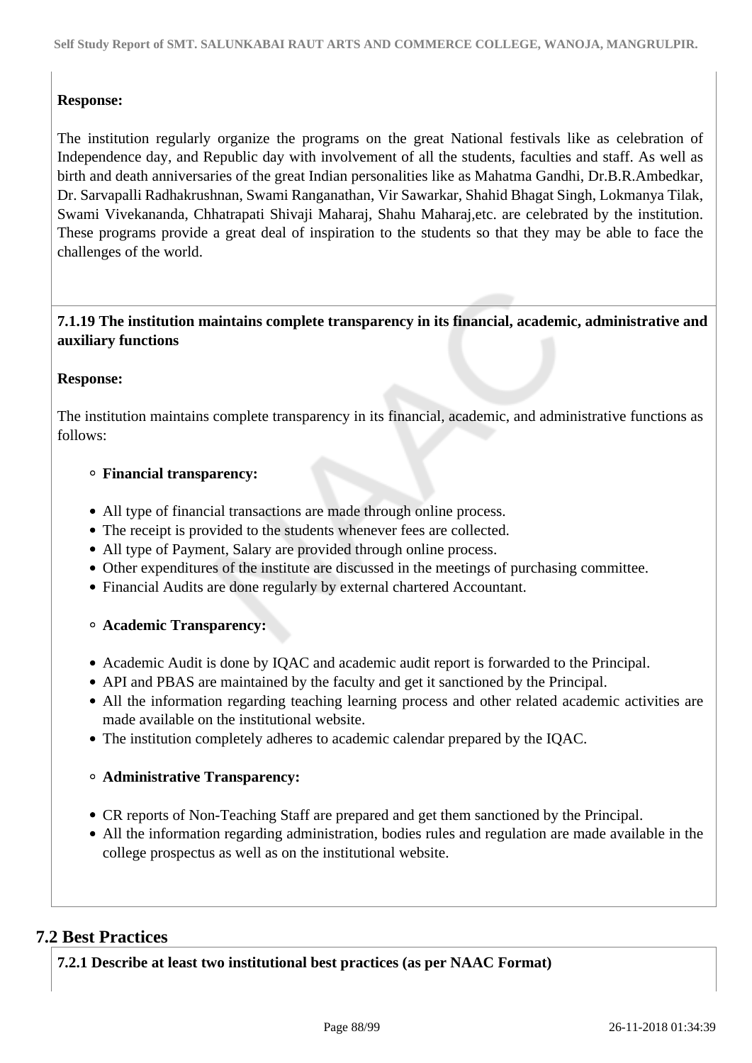**Response:**

The institution regularly organize the programs on the great National festivals like as celebration of Independence day, and Republic day with involvement of all the students, faculties and staff. As well as birth and death anniversaries of the great Indian personalities like as Mahatma Gandhi, Dr.B.R.Ambedkar, Dr. Sarvapalli Radhakrushnan, Swami Ranganathan, Vir Sawarkar, Shahid Bhagat Singh, Lokmanya Tilak, Swami Vivekananda, Chhatrapati Shivaji Maharaj, Shahu Maharaj,etc. are celebrated by the institution. These programs provide a great deal of inspiration to the students so that they may be able to face the challenges of the world.

**7.1.19 The institution maintains complete transparency in its financial, academic, administrative and auxiliary functions**

**Response:**

The institution maintains complete transparency in its financial, academic, and administrative functions as follows:

- **Financial transparency:**

  - All type of financial transactions are made through online process.
  - The receipt is provided to the students whenever fees are collected.
  - All type of Payment, Salary are provided through online process.
  - Other expenditures of the institute are discussed in the meetings of purchasing committee.
  - Financial Audits are done regularly by external chartered Accountant.

- **Academic Transparency:**

  - Academic Audit is done by IQAC and academic audit report is forwarded to the Principal.
  - API and PBAS are maintained by the faculty and get it sanctioned by the Principal.
  - All the information regarding teaching learning process and other related academic activities are made available on the institutional website.
  - The institution completely adheres to academic calendar prepared by the IQAC.

- **Administrative Transparency:**

  - CR reports of Non-Teaching Staff are prepared and get them sanctioned by the Principal.
  - All the information regarding administration, bodies rules and regulation are made available in the college prospectus as well as on the institutional website.

## 7.2 Best Practices

**7.2.1 Describe at least two institutional best practices (as per NAAC Format)**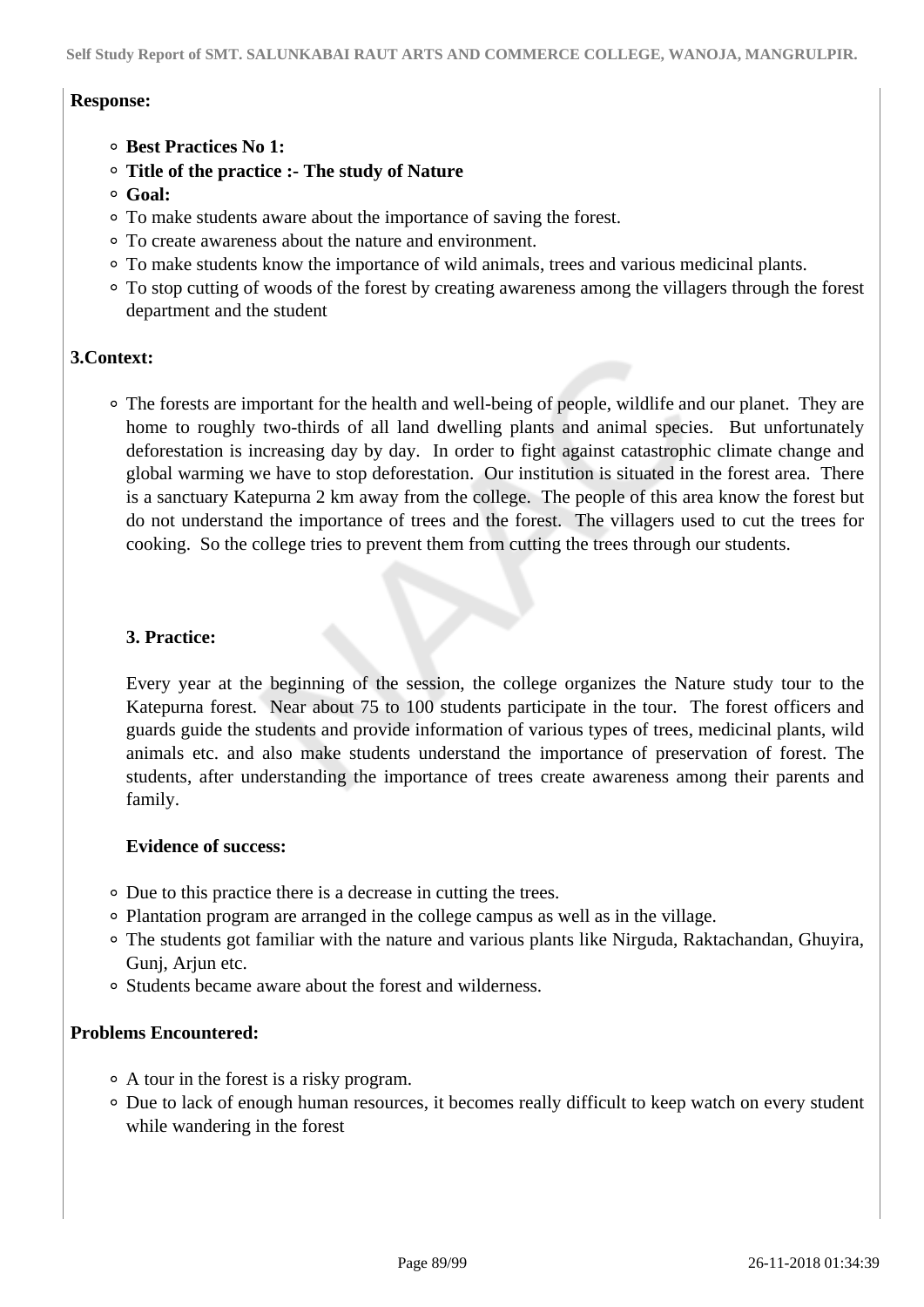**Response:**

- **Best Practices No 1:**
- **Title of the practice :- The study of Nature**
- **Goal:**
- To make students aware about the importance of saving the forest.
- To create awareness about the nature and environment.
- To make students know the importance of wild animals, trees and various medicinal plants.
- To stop cutting of woods of the forest by creating awareness among the villagers through the forest department and the student

**3.Context:**

- The forests are important for the health and well-being of people, wildlife and our planet. They are home to roughly two-thirds of all land dwelling plants and animal species. But unfortunately deforestation is increasing day by day. In order to fight against catastrophic climate change and global warming we have to stop deforestation. Our institution is situated in the forest area. There is a sanctuary Katepurna 2 km away from the college. The people of this area know the forest but do not understand the importance of trees and the forest. The villagers used to cut the trees for cooking. So the college tries to prevent them from cutting the trees through our students.

**3. Practice:**

Every year at the beginning of the session, the college organizes the Nature study tour to the Katepurna forest. Near about 75 to 100 students participate in the tour. The forest officers and guards guide the students and provide information of various types of trees, medicinal plants, wild animals etc. and also make students understand the importance of preservation of forest. The students, after understanding the importance of trees create awareness among their parents and family.

**Evidence of success:**

- Due to this practice there is a decrease in cutting the trees.
- Plantation program are arranged in the college campus as well as in the village.
- The students got familiar with the nature and various plants like Nirguda, Raktachandan, Ghuyira, Gunj, Arjun etc.
- Students became aware about the forest and wilderness.

**Problems Encountered:**

- A tour in the forest is a risky program.
- Due to lack of enough human resources, it becomes really difficult to keep watch on every student while wandering in the forest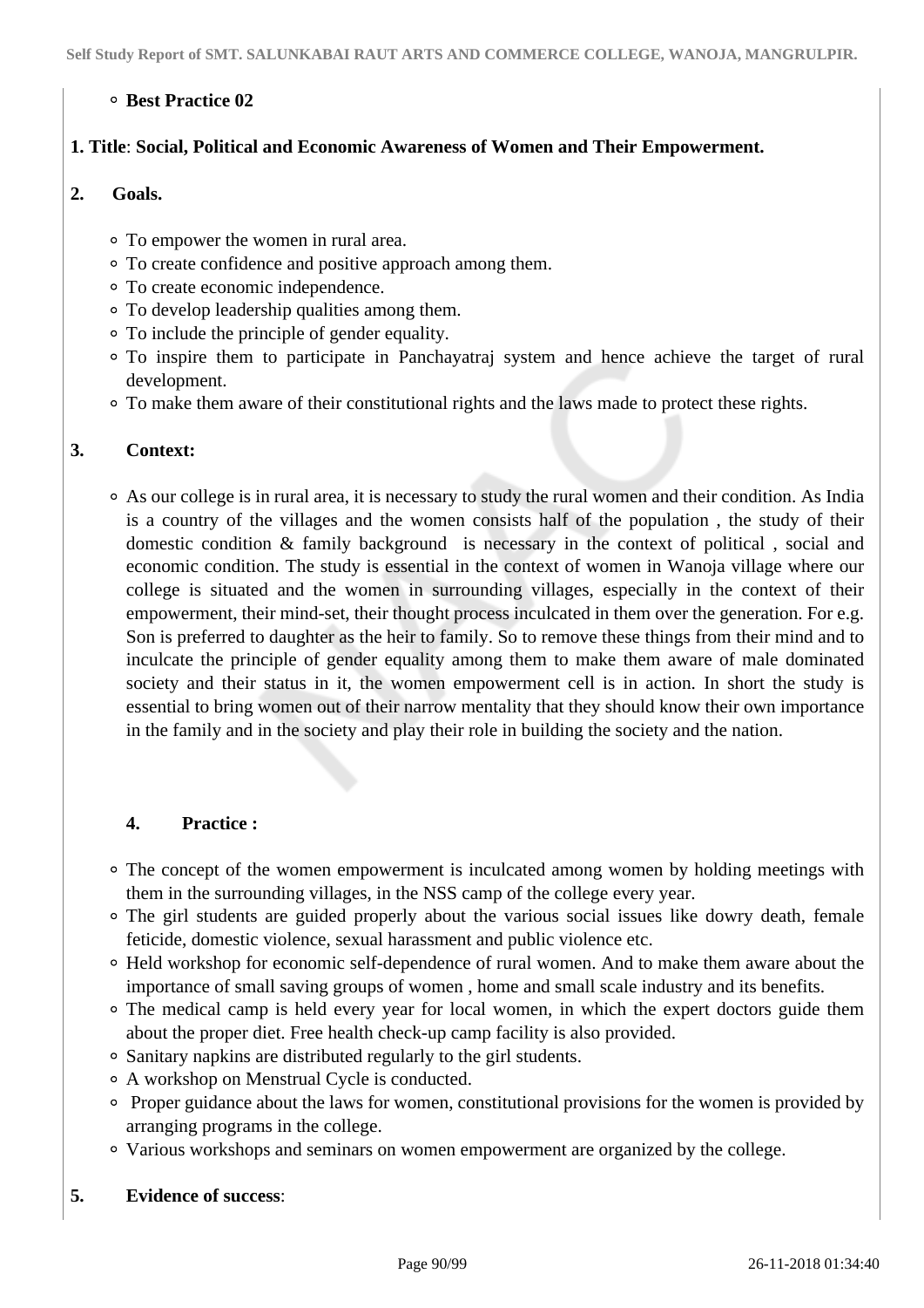- **Best Practice 02**

**1. Title**: **Social, Political and Economic Awareness of Women and Their Empowerment.**

**2. Goals.**

- To empower the women in rural area.
- To create confidence and positive approach among them.
- To create economic independence.
- To develop leadership qualities among them.
- To include the principle of gender equality.
- To inspire them to participate in Panchayatraj system and hence achieve the target of rural development.
- To make them aware of their constitutional rights and the laws made to protect these rights.

**3. Context:**

- As our college is in rural area, it is necessary to study the rural women and their condition. As India is a country of the villages and the women consists half of the population , the study of their domestic condition & family background is necessary in the context of political , social and economic condition. The study is essential in the context of women in Wanoja village where our college is situated and the women in surrounding villages, especially in the context of their empowerment, their mind-set, their thought process inculcated in them over the generation. For e.g. Son is preferred to daughter as the heir to family. So to remove these things from their mind and to inculcate the principle of gender equality among them to make them aware of male dominated society and their status in it, the women empowerment cell is in action. In short the study is essential to bring women out of their narrow mentality that they should know their own importance in the family and in the society and play their role in building the society and the nation.

**4. Practice :**

- The concept of the women empowerment is inculcated among women by holding meetings with them in the surrounding villages, in the NSS camp of the college every year.
- The girl students are guided properly about the various social issues like dowry death, female feticide, domestic violence, sexual harassment and public violence etc.
- Held workshop for economic self-dependence of rural women. And to make them aware about the importance of small saving groups of women , home and small scale industry and its benefits.
- The medical camp is held every year for local women, in which the expert doctors guide them about the proper diet. Free health check-up camp facility is also provided.
- Sanitary napkins are distributed regularly to the girl students.
- A workshop on Menstrual Cycle is conducted.
- Proper guidance about the laws for women, constitutional provisions for the women is provided by arranging programs in the college.
- Various workshops and seminars on women empowerment are organized by the college.

**5. Evidence of success**: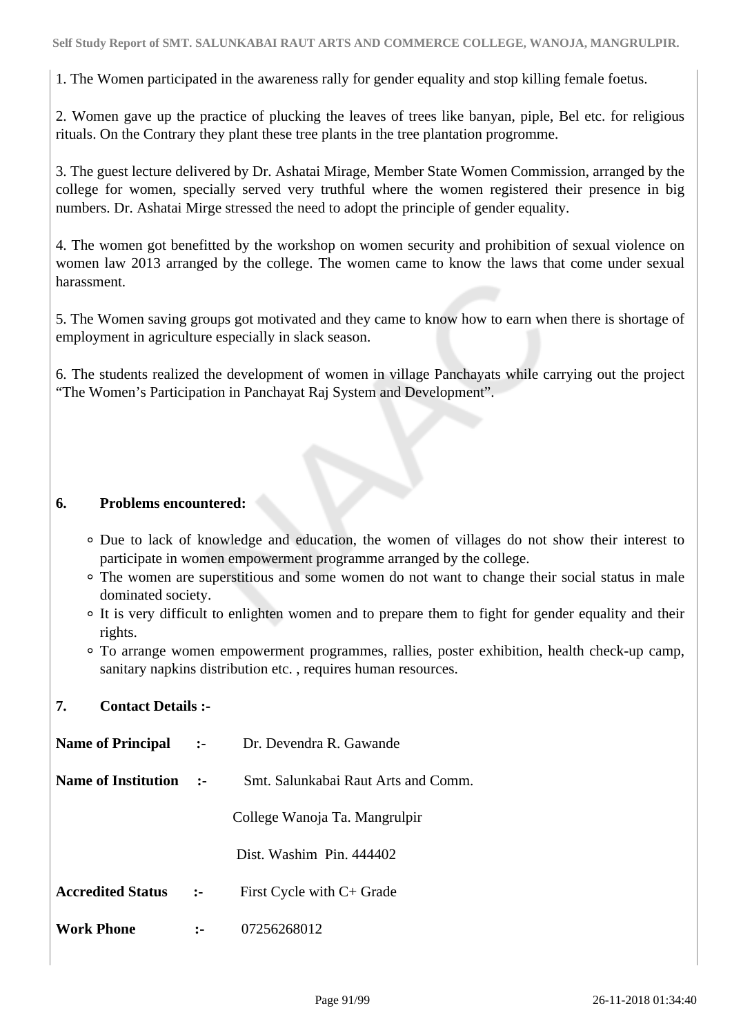1. The Women participated in the awareness rally for gender equality and stop killing female foetus.

2. Women gave up the practice of plucking the leaves of trees like banyan, piple, Bel etc. for religious rituals. On the Contrary they plant these tree plants in the tree plantation progromme.

3. The guest lecture delivered by Dr. Ashatai Mirage, Member State Women Commission, arranged by the college for women, specially served very truthful where the women registered their presence in big numbers. Dr. Ashatai Mirge stressed the need to adopt the principle of gender equality.

4. The women got benefitted by the workshop on women security and prohibition of sexual violence on women law 2013 arranged by the college. The women came to know the laws that come under sexual harassment.

5. The Women saving groups got motivated and they came to know how to earn when there is shortage of employment in agriculture especially in slack season.

6. The students realized the development of women in village Panchayats while carrying out the project “The Women’s Participation in Panchayat Raj System and Development”.

**6. Problems encountered:**

- Due to lack of knowledge and education, the women of villages do not show their interest to participate in women empowerment programme arranged by the college.
- The women are superstitious and some women do not want to change their social status in male dominated society.
- It is very difficult to enlighten women and to prepare them to fight for gender equality and their rights.
- To arrange women empowerment programmes, rallies, poster exhibition, health check-up camp, sanitary napkins distribution etc. , requires human resources.

**7. Contact Details :-**

**Name of Principal :-** Dr. Devendra R. Gawande

**Name of Institution :-** Smt. Salunkabai Raut Arts and Comm.

College Wanoja Ta. Mangrulpir

Dist. Washim Pin. 444402

**Accredited Status :-** First Cycle with C+ Grade

**Work Phone :-** 07256268012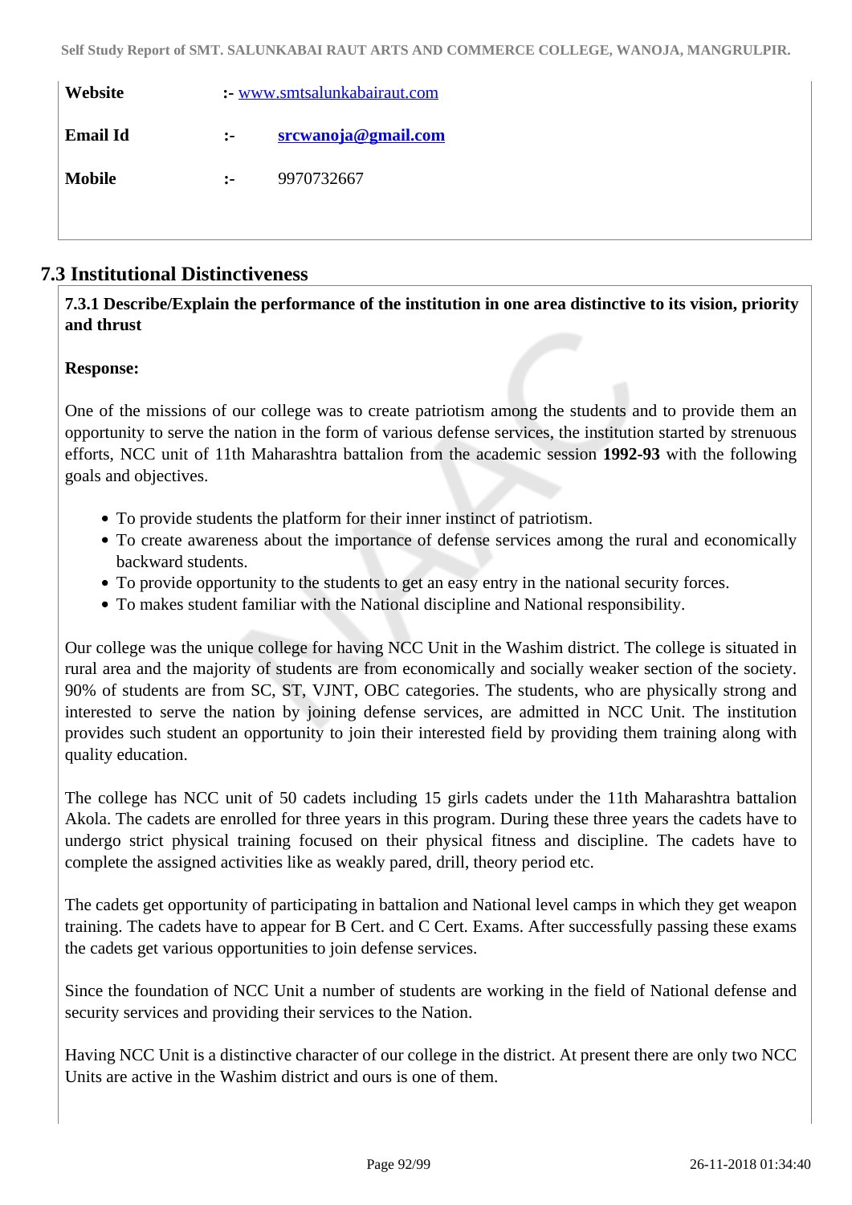| | | |
|---|---|---|
| **Website** | :- | www.smtsalunkabairaut.com |
| **Email Id** | :- | **srcwanoja@gmail.com** |
| **Mobile** | :- | 9970732667 |

## 7.3 Institutional Distinctiveness

**7.3.1 Describe/Explain the performance of the institution in one area distinctive to its vision, priority and thrust**

**Response:**

One of the missions of our college was to create patriotism among the students and to provide them an opportunity to serve the nation in the form of various defense services, the institution started by strenuous efforts, NCC unit of 11th Maharashtra battalion from the academic session **1992-93** with the following goals and objectives.

- To provide students the platform for their inner instinct of patriotism.
- To create awareness about the importance of defense services among the rural and economically backward students.
- To provide opportunity to the students to get an easy entry in the national security forces.
- To makes student familiar with the National discipline and National responsibility.

Our college was the unique college for having NCC Unit in the Washim district. The college is situated in rural area and the majority of students are from economically and socially weaker section of the society. 90% of students are from SC, ST, VJNT, OBC categories. The students, who are physically strong and interested to serve the nation by joining defense services, are admitted in NCC Unit. The institution provides such student an opportunity to join their interested field by providing them training along with quality education.

The college has NCC unit of 50 cadets including 15 girls cadets under the 11th Maharashtra battalion Akola. The cadets are enrolled for three years in this program. During these three years the cadets have to undergo strict physical training focused on their physical fitness and discipline. The cadets have to complete the assigned activities like as weakly pared, drill, theory period etc.

The cadets get opportunity of participating in battalion and National level camps in which they get weapon training. The cadets have to appear for B Cert. and C Cert. Exams. After successfully passing these exams the cadets get various opportunities to join defense services.

Since the foundation of NCC Unit a number of students are working in the field of National defense and security services and providing their services to the Nation.

Having NCC Unit is a distinctive character of our college in the district. At present there are only two NCC Units are active in the Washim district and ours is one of them.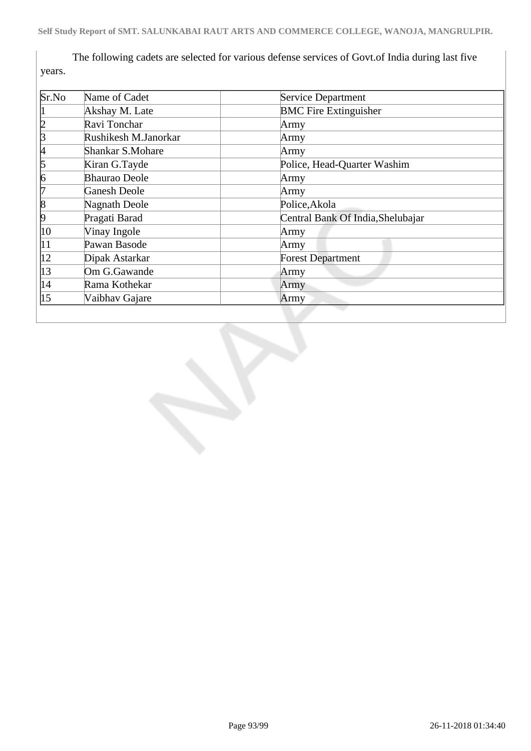The following cadets are selected for various defense services of Govt.of India during last five years.

| Sr.No | Name of Cadet | | Service Department |
|---|---|---|---|
| 1 | Akshay M. Late | | BMC Fire Extinguisher |
| 2 | Ravi Tonchar | | Army |
| 3 | Rushikesh M.Janorkar | | Army |
| 4 | Shankar S.Mohare | | Army |
| 5 | Kiran G.Tayde | | Police, Head-Quarter Washim |
| 6 | Bhaurao Deole | | Army |
| 7 | Ganesh Deole | | Army |
| 8 | Nagnath Deole | | Police,Akola |
| 9 | Pragati Barad | | Central Bank Of India,Shelubajar |
| 10 | Vinay Ingole | | Army |
| 11 | Pawan Basode | | Army |
| 12 | Dipak Astarkar | | Forest Department |
| 13 | Om G.Gawande | | Army |
| 14 | Rama Kothekar | | Army |
| 15 | Vaibhav Gajare | | Army |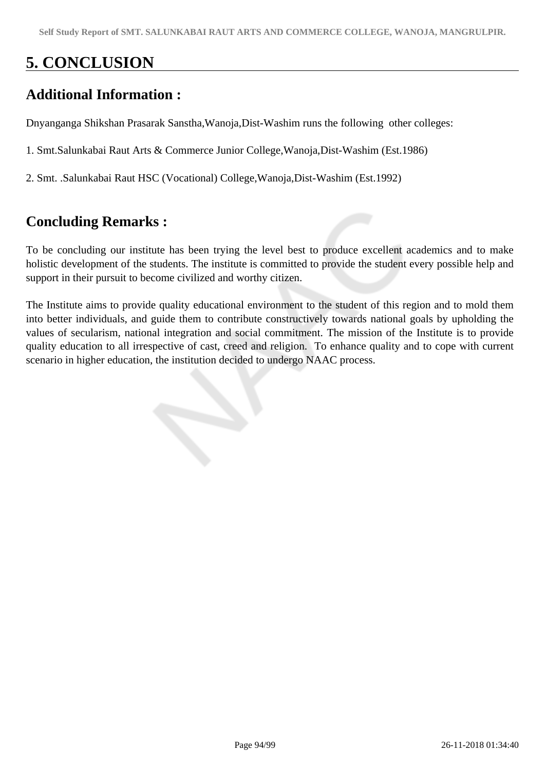# 5. CONCLUSION

## Additional Information :

Dnyanganga Shikshan Prasarak Sanstha,Wanoja,Dist-Washim runs the following other colleges:

1. Smt.Salunkabai Raut Arts & Commerce Junior College,Wanoja,Dist-Washim (Est.1986)

2. Smt. .Salunkabai Raut HSC (Vocational) College,Wanoja,Dist-Washim (Est.1992)

## Concluding Remarks :

To be concluding our institute has been trying the level best to produce excellent academics and to make holistic development of the students. The institute is committed to provide the student every possible help and support in their pursuit to become civilized and worthy citizen.

The Institute aims to provide quality educational environment to the student of this region and to mold them into better individuals, and guide them to contribute constructively towards national goals by upholding the values of secularism, national integration and social commitment. The mission of the Institute is to provide quality education to all irrespective of cast, creed and religion. To enhance quality and to cope with current scenario in higher education, the institution decided to undergo NAAC process.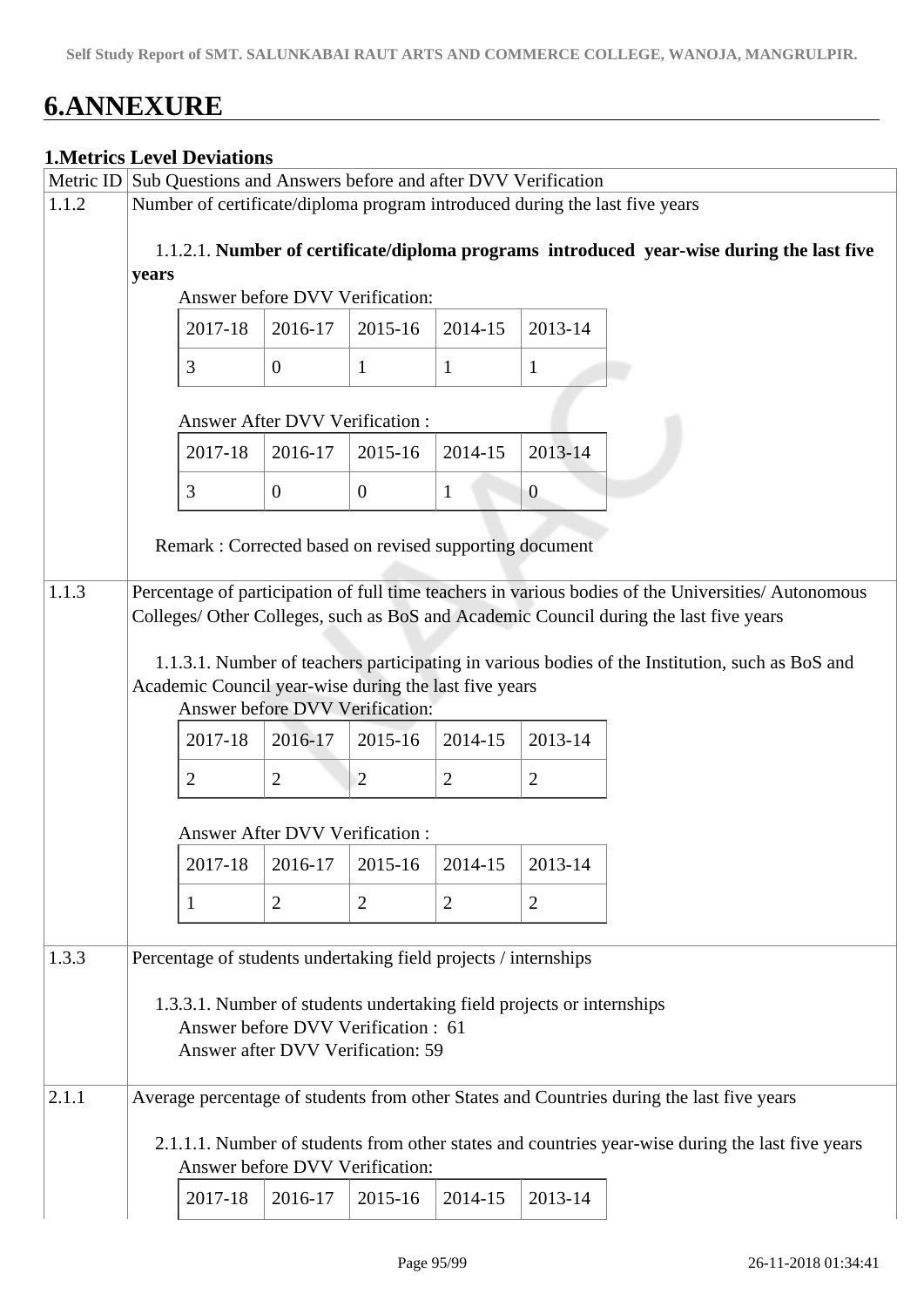# 6.ANNEXURE

**1.Metrics Level Deviations**

| Metric ID | Sub Questions and Answers before and after DVV Verification |
|---|---|
| 1.1.2 | Number of certificate/diploma program introduced during the last five years<br><br>1.1.2.1. **Number of certificate/diploma programs introduced year-wise during the last five years**<br>Answer before DVV Verification:<br>2017-18: 3, 2016-17: 0, 2015-16: 1, 2014-15: 1, 2013-14: 1<br><br>Answer After DVV Verification :<br>2017-18: 3, 2016-17: 0, 2015-16: 0, 2014-15: 1, 2013-14: 0<br><br>Remark : Corrected based on revised supporting document |
| 1.1.3 | Percentage of participation of full time teachers in various bodies of the Universities/ Autonomous Colleges/ Other Colleges, such as BoS and Academic Council during the last five years<br><br>1.1.3.1. Number of teachers participating in various bodies of the Institution, such as BoS and Academic Council year-wise during the last five years<br>Answer before DVV Verification:<br>2017-18: 2, 2016-17: 2, 2015-16: 2, 2014-15: 2, 2013-14: 2<br><br>Answer After DVV Verification :<br>2017-18: 1, 2016-17: 2, 2015-16: 2, 2014-15: 2, 2013-14: 2 |
| 1.3.3 | Percentage of students undertaking field projects / internships<br><br>1.3.3.1. Number of students undertaking field projects or internships<br>Answer before DVV Verification : 61<br>Answer after DVV Verification: 59 |
| 2.1.1 | Average percentage of students from other States and Countries during the last five years<br><br>2.1.1.1. Number of students from other states and countries year-wise during the last five years<br>Answer before DVV Verification:<br>2017-18, 2016-17, 2015-16, 2014-15, 2013-14 |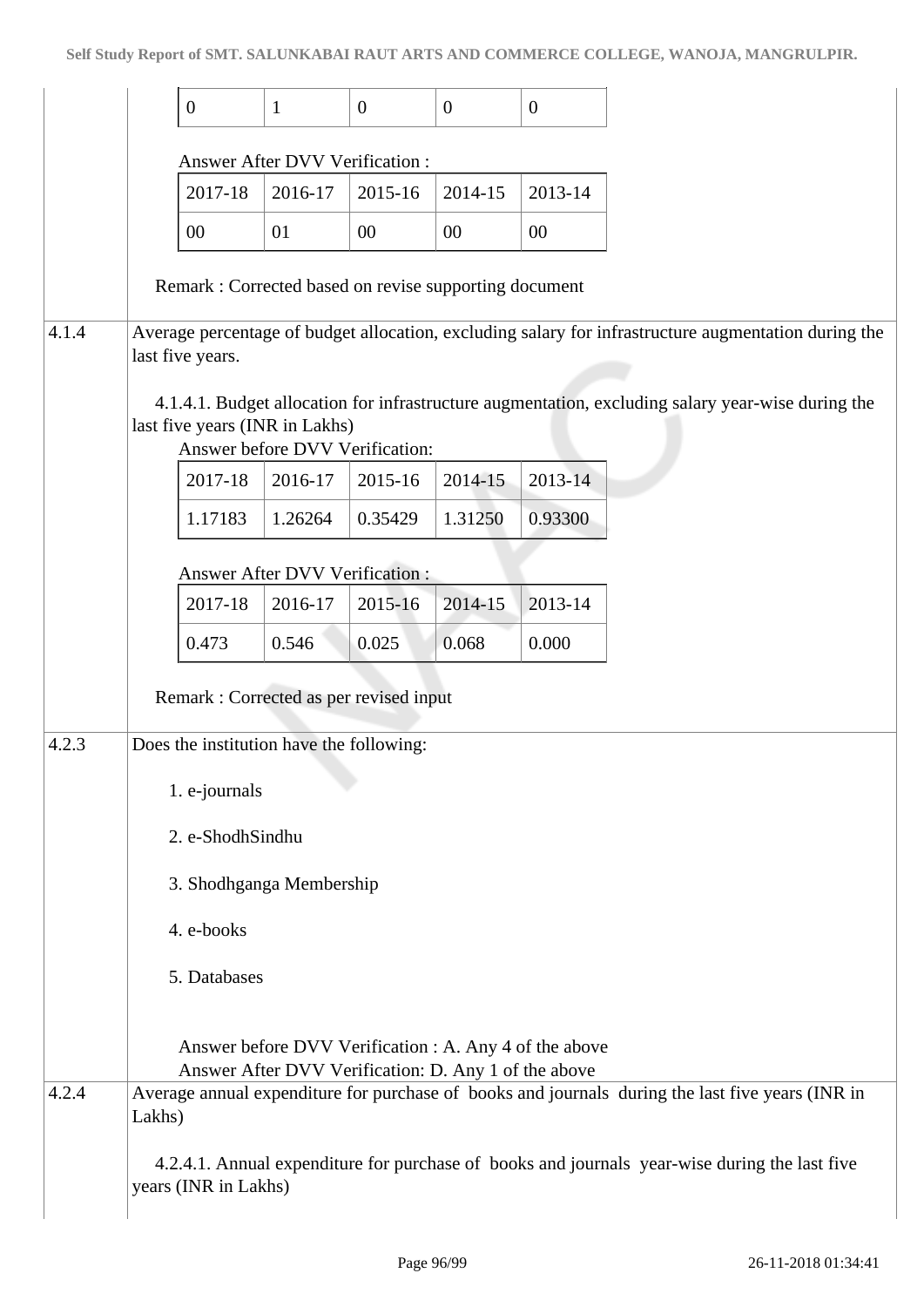| 0 | 1 | 0 | 0 | 0 |
|---|---|---|---|---|

Answer After DVV Verification :

| 2017-18 | 2016-17 | 2015-16 | 2014-15 | 2013-14 |
|---|---|---|---|---|
| 00 | 01 | 00 | 00 | 00 |

Remark : Corrected based on revise supporting document

**4.1.4** Average percentage of budget allocation, excluding salary for infrastructure augmentation during the last five years.

4.1.4.1. Budget allocation for infrastructure augmentation, excluding salary year-wise during the last five years (INR in Lakhs)

Answer before DVV Verification:

| 2017-18 | 2016-17 | 2015-16 | 2014-15 | 2013-14 |
|---|---|---|---|---|
| 1.17183 | 1.26264 | 0.35429 | 1.31250 | 0.93300 |

Answer After DVV Verification :

| 2017-18 | 2016-17 | 2015-16 | 2014-15 | 2013-14 |
|---|---|---|---|---|
| 0.473 | 0.546 | 0.025 | 0.068 | 0.000 |

Remark : Corrected as per revised input

**4.2.3** Does the institution have the following:

1. e-journals
2. e-ShodhSindhu
3. Shodhganga Membership
4. e-books
5. Databases

Answer before DVV Verification : A. Any 4 of the above
Answer After DVV Verification: D. Any 1 of the above

**4.2.4** Average annual expenditure for purchase of books and journals during the last five years (INR in Lakhs)

4.2.4.1. Annual expenditure for purchase of books and journals year-wise during the last five years (INR in Lakhs)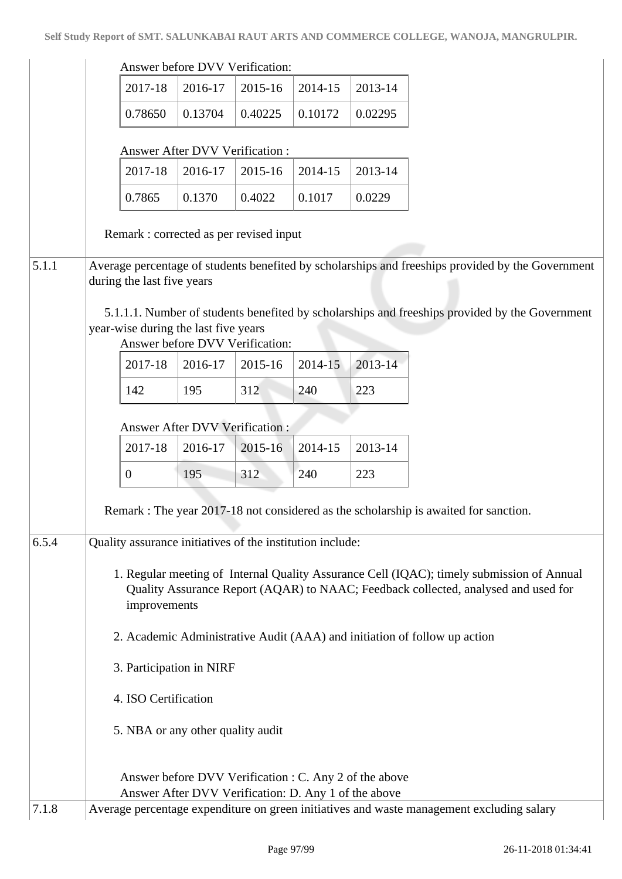Answer before DVV Verification:

| 2017-18 | 2016-17 | 2015-16 | 2014-15 | 2013-14 |
|---|---|---|---|---|
| 0.78650 | 0.13704 | 0.40225 | 0.10172 | 0.02295 |

Answer After DVV Verification :

| 2017-18 | 2016-17 | 2015-16 | 2014-15 | 2013-14 |
|---|---|---|---|---|
| 0.7865 | 0.1370 | 0.4022 | 0.1017 | 0.0229 |

Remark : corrected as per revised input

**5.1.1** Average percentage of students benefited by scholarships and freeships provided by the Government during the last five years

5.1.1.1. Number of students benefited by scholarships and freeships provided by the Government year-wise during the last five years

Answer before DVV Verification:

| 2017-18 | 2016-17 | 2015-16 | 2014-15 | 2013-14 |
|---|---|---|---|---|
| 142 | 195 | 312 | 240 | 223 |

Answer After DVV Verification :

| 2017-18 | 2016-17 | 2015-16 | 2014-15 | 2013-14 |
|---|---|---|---|---|
| 0 | 195 | 312 | 240 | 223 |

Remark : The year 2017-18 not considered as the scholarship is awaited for sanction.

**6.5.4** Quality assurance initiatives of the institution include:

1. Regular meeting of Internal Quality Assurance Cell (IQAC); timely submission of Annual Quality Assurance Report (AQAR) to NAAC; Feedback collected, analysed and used for improvements
2. Academic Administrative Audit (AAA) and initiation of follow up action
3. Participation in NIRF
4. ISO Certification
5. NBA or any other quality audit

Answer before DVV Verification : C. Any 2 of the above
Answer After DVV Verification: D. Any 1 of the above

**7.1.8** Average percentage expenditure on green initiatives and waste management excluding salary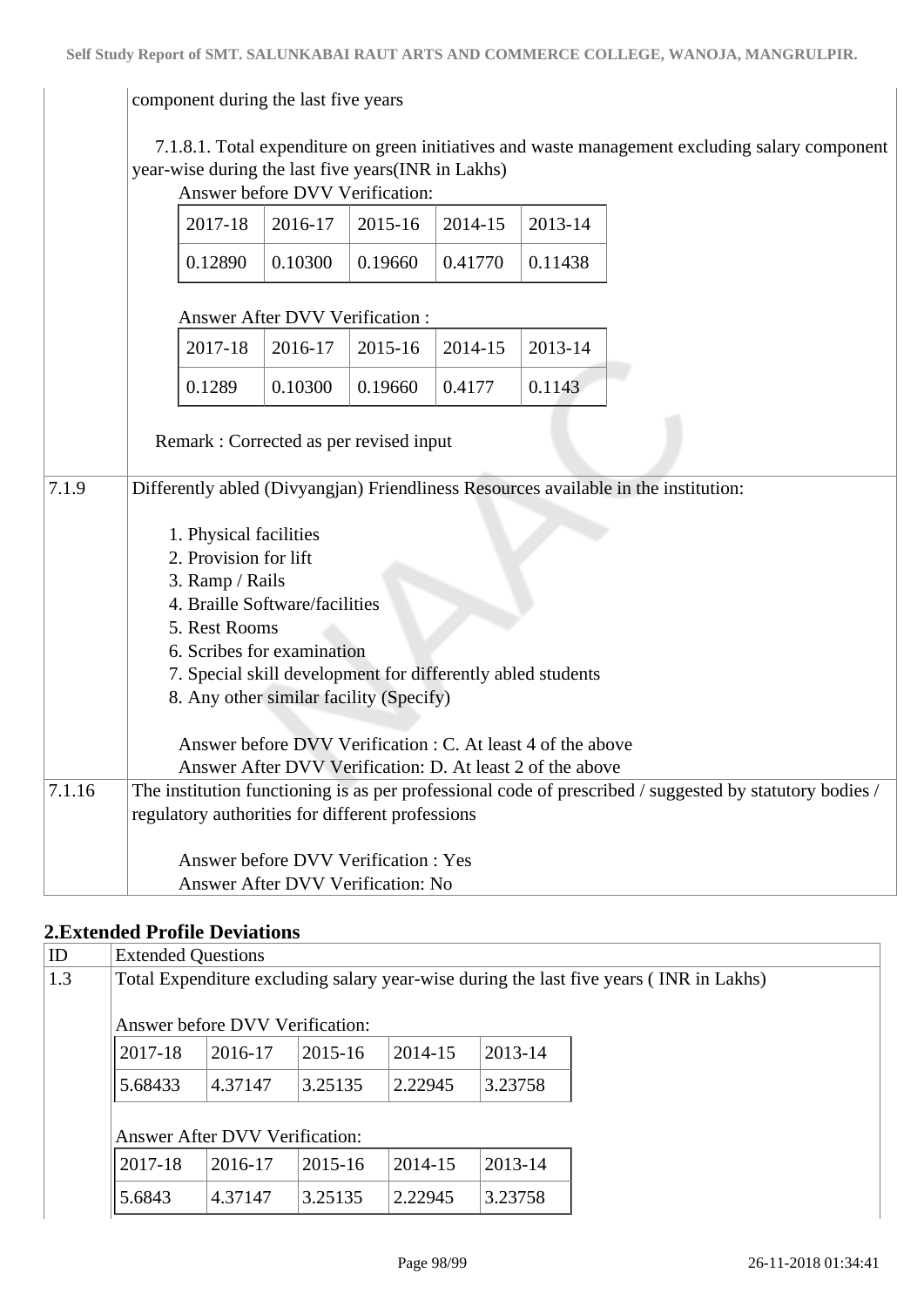component during the last five years

7.1.8.1. Total expenditure on green initiatives and waste management excluding salary component year-wise during the last five years(INR in Lakhs)

Answer before DVV Verification:

| 2017-18 | 2016-17 | 2015-16 | 2014-15 | 2013-14 |
|---|---|---|---|---|
| 0.12890 | 0.10300 | 0.19660 | 0.41770 | 0.11438 |

Answer After DVV Verification :

| 2017-18 | 2016-17 | 2015-16 | 2014-15 | 2013-14 |
|---|---|---|---|---|
| 0.1289 | 0.10300 | 0.19660 | 0.4177 | 0.1143 |

Remark : Corrected as per revised input

**7.1.9** Differently abled (Divyangjan) Friendliness Resources available in the institution:

1. Physical facilities
2. Provision for lift
3. Ramp / Rails
4. Braille Software/facilities
5. Rest Rooms
6. Scribes for examination
7. Special skill development for differently abled students
8. Any other similar facility (Specify)

Answer before DVV Verification : C. At least 4 of the above
Answer After DVV Verification: D. At least 2 of the above

**7.1.16** The institution functioning is as per professional code of prescribed / suggested by statutory bodies / regulatory authorities for different professions

Answer before DVV Verification : Yes
Answer After DVV Verification: No

## 2.Extended Profile Deviations

| ID | Extended Questions |
|---|---|
| 1.3 | Total Expenditure excluding salary year-wise during the last five years ( INR in Lakhs) |

Answer before DVV Verification:

| 2017-18 | 2016-17 | 2015-16 | 2014-15 | 2013-14 |
|---|---|---|---|---|
| 5.68433 | 4.37147 | 3.25135 | 2.22945 | 3.23758 |

Answer After DVV Verification:

| 2017-18 | 2016-17 | 2015-16 | 2014-15 | 2013-14 |
|---|---|---|---|---|
| 5.6843 | 4.37147 | 3.25135 | 2.22945 | 3.23758 |